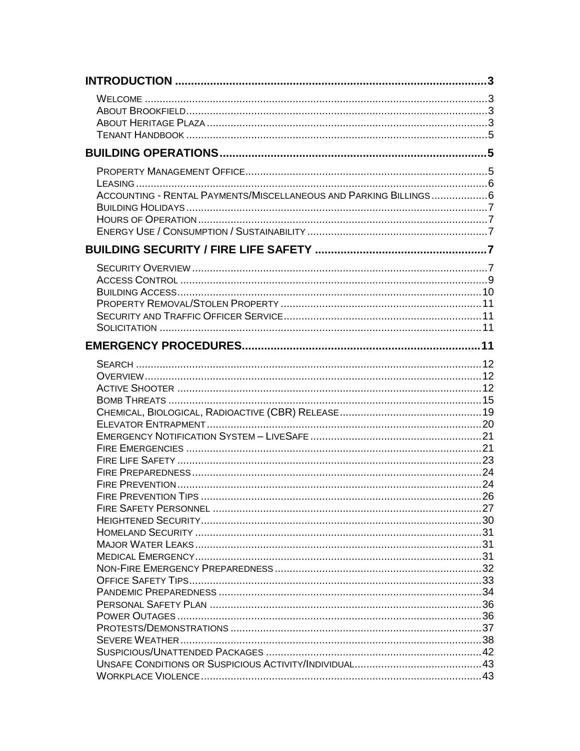| | |
|---|---|
| **INTRODUCTION** | **3** |
| Welcome | 3 |
| About Brookfield | 3 |
| About Heritage Plaza | 3 |
| Tenant Handbook | 5 |
| **BUILDING OPERATIONS** | **5** |
| Property Management Office | 5 |
| Leasing | 6 |
| Accounting - Rental Payments/Miscellaneous and Parking Billings | 6 |
| Building Holidays | 7 |
| Hours of Operation | 7 |
| Energy Use / Consumption / Sustainability | 7 |
| **BUILDING SECURITY / FIRE LIFE SAFETY** | **7** |
| Security Overview | 7 |
| Access Control | 9 |
| Building Access | 10 |
| Property Removal/Stolen Property | 11 |
| Security and Traffic Officer Service | 11 |
| Solicitation | 11 |
| **EMERGENCY PROCEDURES** | **11** |
| Search | 12 |
| Overview | 12 |
| Active Shooter | 12 |
| Bomb Threats | 15 |
| Chemical, Biological, Radioactive (CBR) Release | 19 |
| Elevator Entrapment | 20 |
| Emergency Notification System – LiveSafe | 21 |
| Fire Emergencies | 21 |
| Fire Life Safety | 23 |
| Fire Preparedness | 24 |
| Fire Prevention | 24 |
| Fire Prevention Tips | 26 |
| Fire Safety Personnel | 27 |
| Heightened Security | 30 |
| Homeland Security | 31 |
| Major Water Leaks | 31 |
| Medical Emergency | 31 |
| Non-Fire Emergency Preparedness | 32 |
| Office Safety Tips | 33 |
| Pandemic Preparedness | 34 |
| Personal Safety Plan | 36 |
| Power Outages | 36 |
| Protests/Demonstrations | 37 |
| Severe Weather | 38 |
| Suspicious/Unattended Packages | 42 |
| Unsafe Conditions or Suspicious Activity/Individual | 43 |
| Workplace Violence | 43 |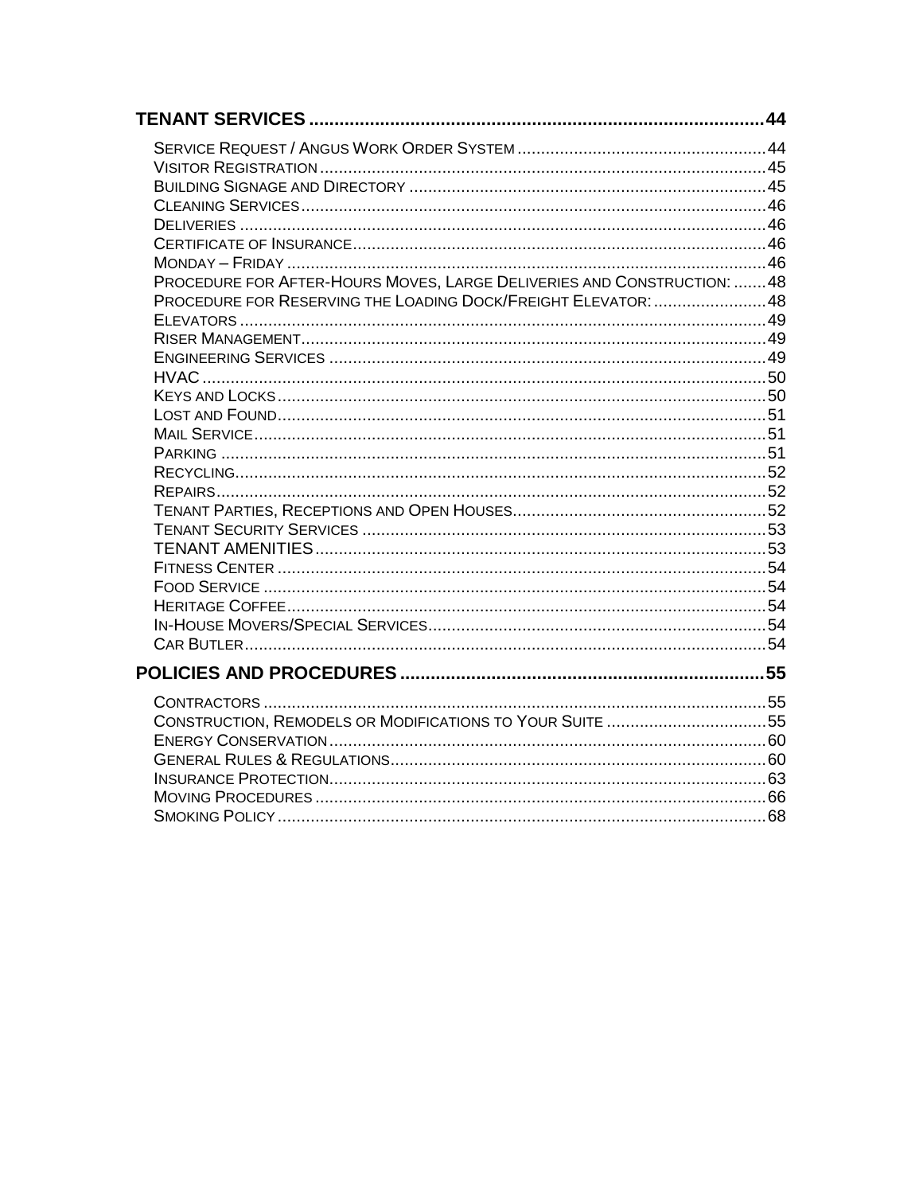**TENANT SERVICES ........................................................................................ 44**

- Service Request / Angus Work Order System ..................................................... 44
- Visitor Registration ............................................................................................. 45
- Building Signage and Directory ............................................................................ 45
- Cleaning Services ................................................................................................ 46
- Deliveries ............................................................................................................ 46
- Certificate of Insurance ........................................................................................ 46
- Monday – Friday ................................................................................................... 46
- Procedure for After-Hours Moves, Large Deliveries and Construction: ....... 48
- Procedure for Reserving the Loading Dock/Freight Elevator: ........................ 48
- Elevators .............................................................................................................. 49
- Riser Management ................................................................................................ 49
- Engineering Services ............................................................................................ 49
- HVAC .................................................................................................................... 50
- Keys and Locks ..................................................................................................... 50
- Lost and Found ..................................................................................................... 51
- Mail Service .......................................................................................................... 51
- Parking ................................................................................................................. 51
- Recycling .............................................................................................................. 52
- Repairs ................................................................................................................. 52
- Tenant Parties, Receptions and Open Houses ..................................................... 52
- Tenant Security Services ..................................................................................... 53
- TENANT AMENITIES ............................................................................................. 53
- Fitness Center ...................................................................................................... 54
- Food Service ......................................................................................................... 54
- Heritage Coffee ..................................................................................................... 54
- In-House Movers/Special Services ...................................................................... 54
- Car Butler ............................................................................................................. 54

**POLICIES AND PROCEDURES ...................................................................... 55**

- Contractors ........................................................................................................... 55
- Construction, Remodels or Modifications to Your Suite ................................. 55
- Energy Conservation ............................................................................................ 60
- General Rules & Regulations ............................................................................... 60
- Insurance Protection ............................................................................................ 63
- Moving Procedures ............................................................................................... 66
- Smoking Policy ..................................................................................................... 68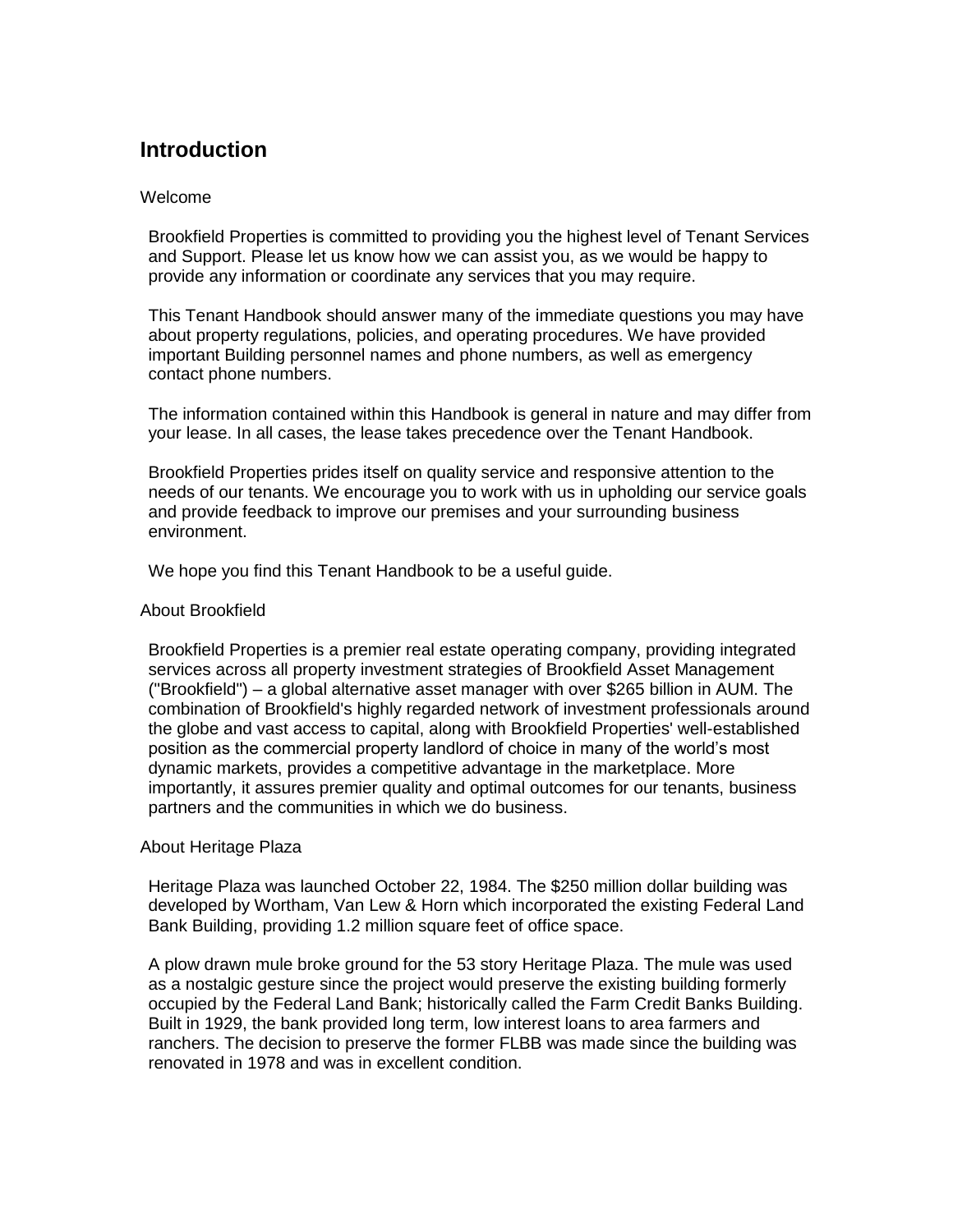# Introduction

## Welcome

Brookfield Properties is committed to providing you the highest level of Tenant Services and Support. Please let us know how we can assist you, as we would be happy to provide any information or coordinate any services that you may require.

This Tenant Handbook should answer many of the immediate questions you may have about property regulations, policies, and operating procedures. We have provided important Building personnel names and phone numbers, as well as emergency contact phone numbers.

The information contained within this Handbook is general in nature and may differ from your lease. In all cases, the lease takes precedence over the Tenant Handbook.

Brookfield Properties prides itself on quality service and responsive attention to the needs of our tenants. We encourage you to work with us in upholding our service goals and provide feedback to improve our premises and your surrounding business environment.

We hope you find this Tenant Handbook to be a useful guide.

## About Brookfield

Brookfield Properties is a premier real estate operating company, providing integrated services across all property investment strategies of Brookfield Asset Management ("Brookfield") – a global alternative asset manager with over $265 billion in AUM. The combination of Brookfield's highly regarded network of investment professionals around the globe and vast access to capital, along with Brookfield Properties' well-established position as the commercial property landlord of choice in many of the world's most dynamic markets, provides a competitive advantage in the marketplace. More importantly, it assures premier quality and optimal outcomes for our tenants, business partners and the communities in which we do business.

## About Heritage Plaza

Heritage Plaza was launched October 22, 1984. The $250 million dollar building was developed by Wortham, Van Lew & Horn which incorporated the existing Federal Land Bank Building, providing 1.2 million square feet of office space.

A plow drawn mule broke ground for the 53 story Heritage Plaza. The mule was used as a nostalgic gesture since the project would preserve the existing building formerly occupied by the Federal Land Bank; historically called the Farm Credit Banks Building. Built in 1929, the bank provided long term, low interest loans to area farmers and ranchers. The decision to preserve the former FLBB was made since the building was renovated in 1978 and was in excellent condition.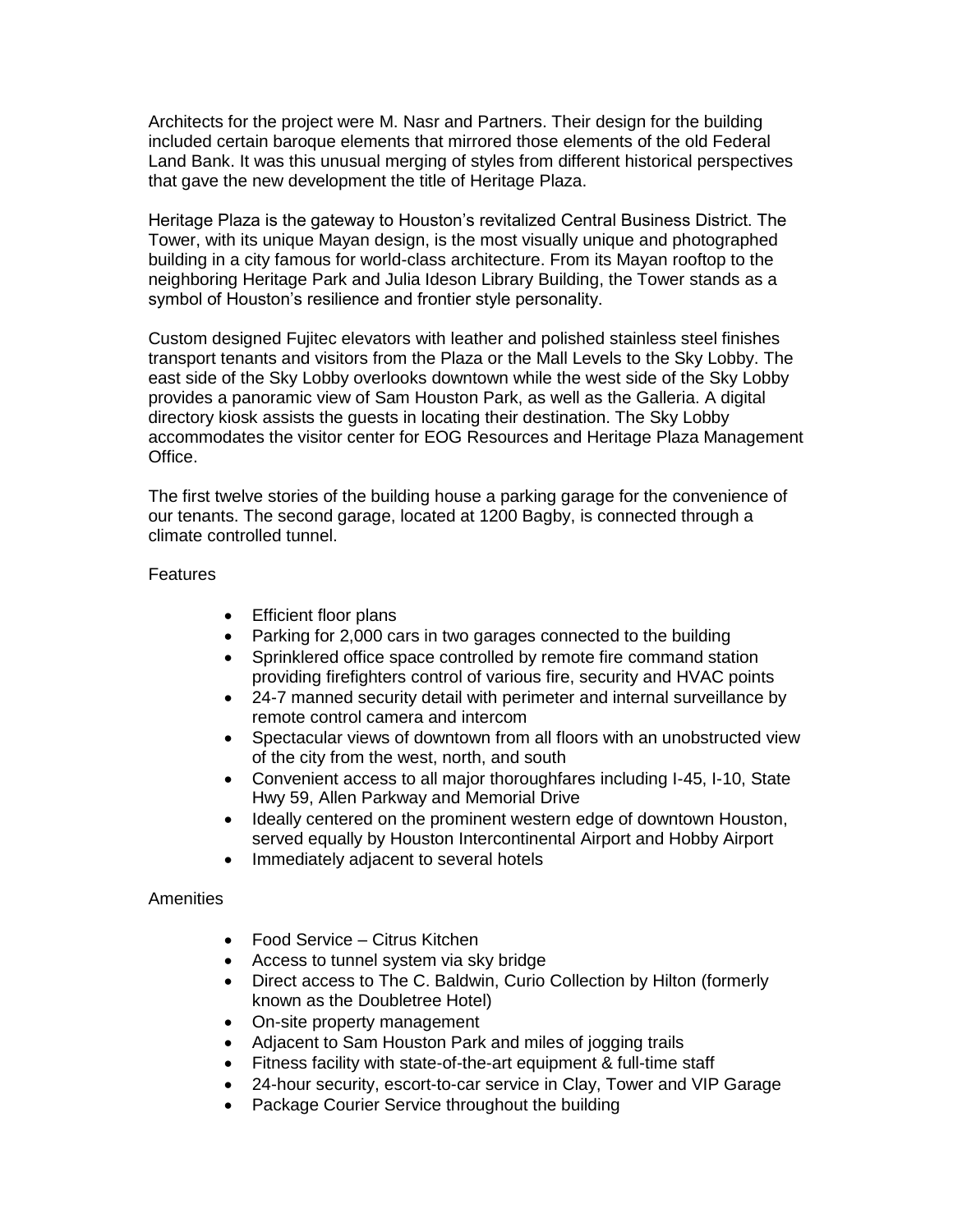Architects for the project were M. Nasr and Partners. Their design for the building included certain baroque elements that mirrored those elements of the old Federal Land Bank. It was this unusual merging of styles from different historical perspectives that gave the new development the title of Heritage Plaza.

Heritage Plaza is the gateway to Houston's revitalized Central Business District. The Tower, with its unique Mayan design, is the most visually unique and photographed building in a city famous for world-class architecture. From its Mayan rooftop to the neighboring Heritage Park and Julia Ideson Library Building, the Tower stands as a symbol of Houston's resilience and frontier style personality.

Custom designed Fujitec elevators with leather and polished stainless steel finishes transport tenants and visitors from the Plaza or the Mall Levels to the Sky Lobby. The east side of the Sky Lobby overlooks downtown while the west side of the Sky Lobby provides a panoramic view of Sam Houston Park, as well as the Galleria. A digital directory kiosk assists the guests in locating their destination. The Sky Lobby accommodates the visitor center for EOG Resources and Heritage Plaza Management Office.

The first twelve stories of the building house a parking garage for the convenience of our tenants. The second garage, located at 1200 Bagby, is connected through a climate controlled tunnel.

Features

- Efficient floor plans
- Parking for 2,000 cars in two garages connected to the building
- Sprinklered office space controlled by remote fire command station providing firefighters control of various fire, security and HVAC points
- 24-7 manned security detail with perimeter and internal surveillance by remote control camera and intercom
- Spectacular views of downtown from all floors with an unobstructed view of the city from the west, north, and south
- Convenient access to all major thoroughfares including I-45, I-10, State Hwy 59, Allen Parkway and Memorial Drive
- Ideally centered on the prominent western edge of downtown Houston, served equally by Houston Intercontinental Airport and Hobby Airport
- Immediately adjacent to several hotels

Amenities

- Food Service – Citrus Kitchen
- Access to tunnel system via sky bridge
- Direct access to The C. Baldwin, Curio Collection by Hilton (formerly known as the Doubletree Hotel)
- On-site property management
- Adjacent to Sam Houston Park and miles of jogging trails
- Fitness facility with state-of-the-art equipment & full-time staff
- 24-hour security, escort-to-car service in Clay, Tower and VIP Garage
- Package Courier Service throughout the building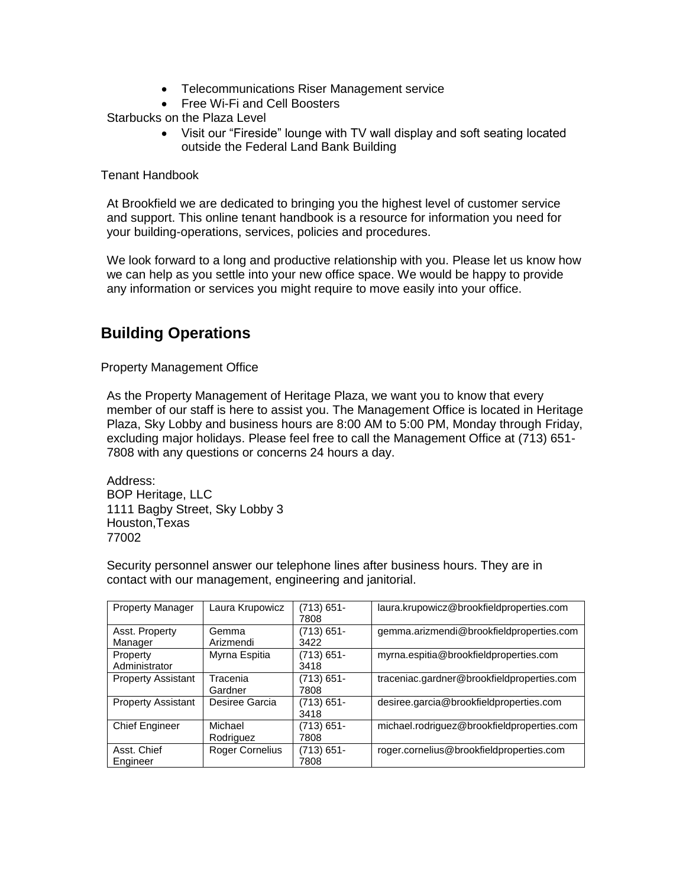- Telecommunications Riser Management service
- Free Wi-Fi and Cell Boosters

Starbucks on the Plaza Level

- Visit our “Fireside” lounge with TV wall display and soft seating located outside the Federal Land Bank Building

Tenant Handbook

At Brookfield we are dedicated to bringing you the highest level of customer service and support. This online tenant handbook is a resource for information you need for your building-operations, services, policies and procedures.

We look forward to a long and productive relationship with you. Please let us know how we can help as you settle into your new office space. We would be happy to provide any information or services you might require to move easily into your office.

## Building Operations

Property Management Office

As the Property Management of Heritage Plaza, we want you to know that every member of our staff is here to assist you. The Management Office is located in Heritage Plaza, Sky Lobby and business hours are 8:00 AM to 5:00 PM, Monday through Friday, excluding major holidays. Please feel free to call the Management Office at (713) 651-7808 with any questions or concerns 24 hours a day.

Address:
BOP Heritage, LLC
1111 Bagby Street, Sky Lobby 3
Houston,Texas
77002

Security personnel answer our telephone lines after business hours. They are in contact with our management, engineering and janitorial.

| Property Manager | Laura Krupowicz | (713) 651-7808 | laura.krupowicz@brookfieldproperties.com |
|---|---|---|---|
| Asst. Property Manager | Gemma Arizmendi | (713) 651-3422 | gemma.arizmendi@brookfieldproperties.com |
| Property Administrator | Myrna Espitia | (713) 651-3418 | myrna.espitia@brookfieldproperties.com |
| Property Assistant | Tracenia Gardner | (713) 651-7808 | traceniac.gardner@brookfieldproperties.com |
| Property Assistant | Desiree Garcia | (713) 651-3418 | desiree.garcia@brookfieldproperties.com |
| Chief Engineer | Michael Rodriguez | (713) 651-7808 | michael.rodriguez@brookfieldproperties.com |
| Asst. Chief Engineer | Roger Cornelius | (713) 651-7808 | roger.cornelius@brookfieldproperties.com |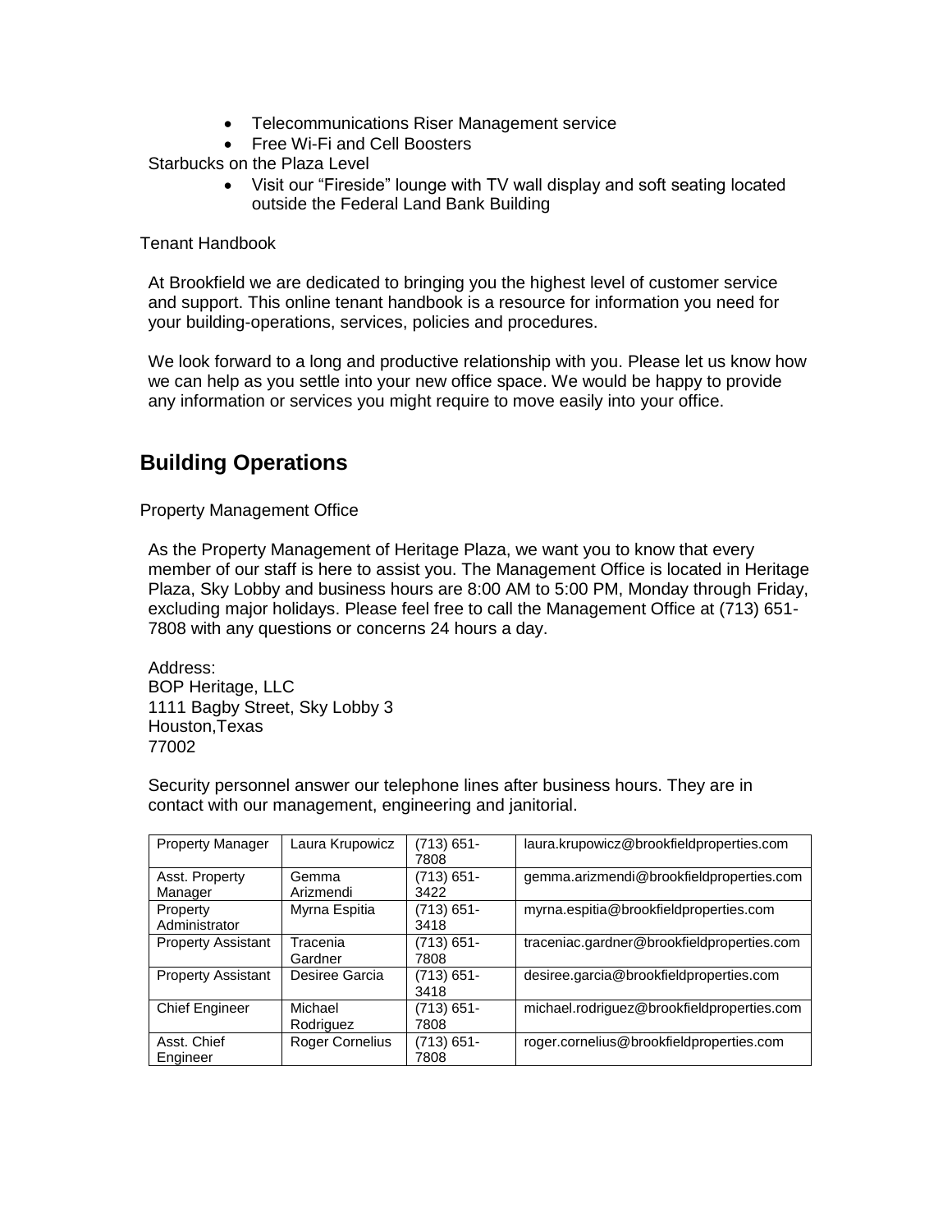- Telecommunications Riser Management service
- Free Wi-Fi and Cell Boosters

Starbucks on the Plaza Level

- Visit our "Fireside" lounge with TV wall display and soft seating located outside the Federal Land Bank Building

Tenant Handbook

At Brookfield we are dedicated to bringing you the highest level of customer service and support. This online tenant handbook is a resource for information you need for your building-operations, services, policies and procedures.

We look forward to a long and productive relationship with you. Please let us know how we can help as you settle into your new office space. We would be happy to provide any information or services you might require to move easily into your office.

## Building Operations

Property Management Office

As the Property Management of Heritage Plaza, we want you to know that every member of our staff is here to assist you. The Management Office is located in Heritage Plaza, Sky Lobby and business hours are 8:00 AM to 5:00 PM, Monday through Friday, excluding major holidays. Please feel free to call the Management Office at (713) 651-7808 with any questions or concerns 24 hours a day.

Address:
BOP Heritage, LLC
1111 Bagby Street, Sky Lobby 3
Houston,Texas
77002

Security personnel answer our telephone lines after business hours. They are in contact with our management, engineering and janitorial.

| Property Manager | Laura Krupowicz | (713) 651-7808 | laura.krupowicz@brookfieldproperties.com |
|---|---|---|---|
| Asst. Property Manager | Gemma Arizmendi | (713) 651-3422 | gemma.arizmendi@brookfieldproperties.com |
| Property Administrator | Myrna Espitia | (713) 651-3418 | myrna.espitia@brookfieldproperties.com |
| Property Assistant | Tracenia Gardner | (713) 651-7808 | traceniac.gardner@brookfieldproperties.com |
| Property Assistant | Desiree Garcia | (713) 651-3418 | desiree.garcia@brookfieldproperties.com |
| Chief Engineer | Michael Rodriguez | (713) 651-7808 | michael.rodriguez@brookfieldproperties.com |
| Asst. Chief Engineer | Roger Cornelius | (713) 651-7808 | roger.cornelius@brookfieldproperties.com |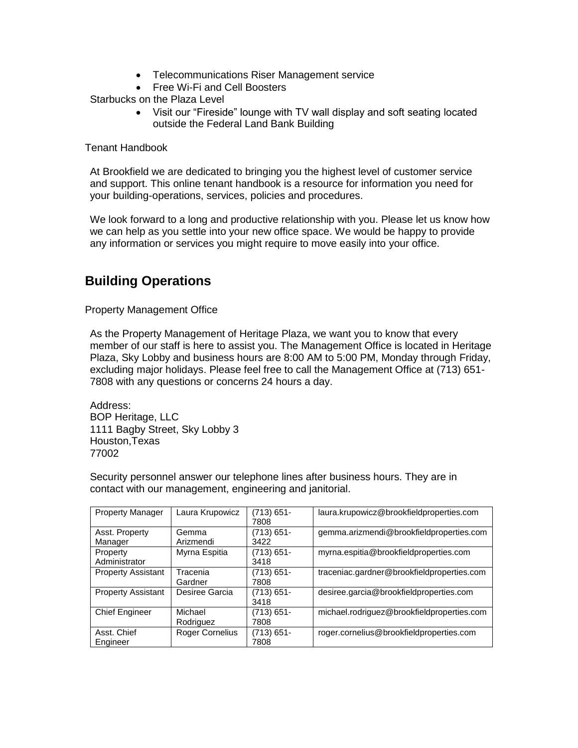- Telecommunications Riser Management service
- Free Wi-Fi and Cell Boosters

Starbucks on the Plaza Level

- Visit our "Fireside" lounge with TV wall display and soft seating located outside the Federal Land Bank Building

Tenant Handbook

At Brookfield we are dedicated to bringing you the highest level of customer service and support. This online tenant handbook is a resource for information you need for your building-operations, services, policies and procedures.

We look forward to a long and productive relationship with you. Please let us know how we can help as you settle into your new office space. We would be happy to provide any information or services you might require to move easily into your office.

## Building Operations

Property Management Office

As the Property Management of Heritage Plaza, we want you to know that every member of our staff is here to assist you. The Management Office is located in Heritage Plaza, Sky Lobby and business hours are 8:00 AM to 5:00 PM, Monday through Friday, excluding major holidays. Please feel free to call the Management Office at (713) 651-7808 with any questions or concerns 24 hours a day.

Address:
BOP Heritage, LLC
1111 Bagby Street, Sky Lobby 3
Houston,Texas
77002

Security personnel answer our telephone lines after business hours. They are in contact with our management, engineering and janitorial.

| Property Manager | Laura Krupowicz | (713) 651-7808 | laura.krupowicz@brookfieldproperties.com |
|---|---|---|---|
| Asst. Property Manager | Gemma Arizmendi | (713) 651-3422 | gemma.arizmendi@brookfieldproperties.com |
| Property Administrator | Myrna Espitia | (713) 651-3418 | myrna.espitia@brookfieldproperties.com |
| Property Assistant | Tracenia Gardner | (713) 651-7808 | traceniac.gardner@brookfieldproperties.com |
| Property Assistant | Desiree Garcia | (713) 651-3418 | desiree.garcia@brookfieldproperties.com |
| Chief Engineer | Michael Rodriguez | (713) 651-7808 | michael.rodriguez@brookfieldproperties.com |
| Asst. Chief Engineer | Roger Cornelius | (713) 651-7808 | roger.cornelius@brookfieldproperties.com |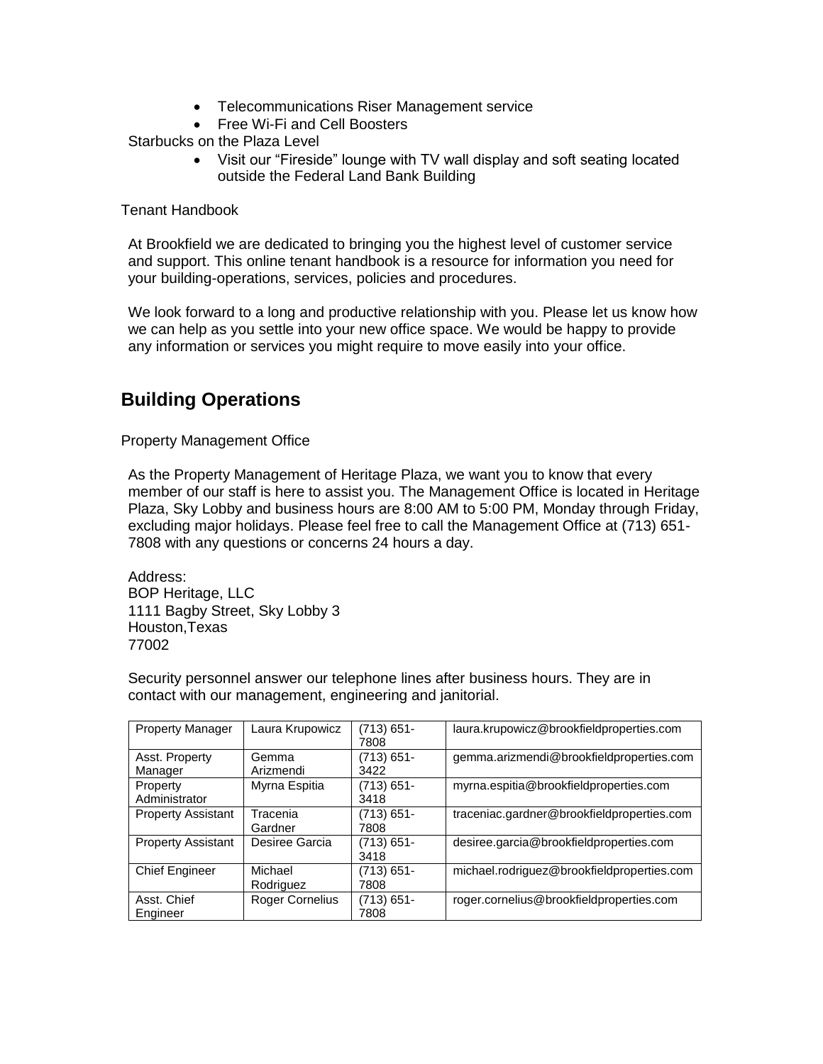- Telecommunications Riser Management service
- Free Wi-Fi and Cell Boosters

Starbucks on the Plaza Level

- Visit our "Fireside" lounge with TV wall display and soft seating located outside the Federal Land Bank Building

Tenant Handbook

At Brookfield we are dedicated to bringing you the highest level of customer service and support. This online tenant handbook is a resource for information you need for your building-operations, services, policies and procedures.

We look forward to a long and productive relationship with you. Please let us know how we can help as you settle into your new office space. We would be happy to provide any information or services you might require to move easily into your office.

## Building Operations

Property Management Office

As the Property Management of Heritage Plaza, we want you to know that every member of our staff is here to assist you. The Management Office is located in Heritage Plaza, Sky Lobby and business hours are 8:00 AM to 5:00 PM, Monday through Friday, excluding major holidays. Please feel free to call the Management Office at (713) 651-7808 with any questions or concerns 24 hours a day.

Address:
BOP Heritage, LLC
1111 Bagby Street, Sky Lobby 3
Houston,Texas
77002

Security personnel answer our telephone lines after business hours. They are in contact with our management, engineering and janitorial.

| Property Manager | Laura Krupowicz | (713) 651-7808 | laura.krupowicz@brookfieldproperties.com |
|---|---|---|---|
| Asst. Property Manager | Gemma Arizmendi | (713) 651-3422 | gemma.arizmendi@brookfieldproperties.com |
| Property Administrator | Myrna Espitia | (713) 651-3418 | myrna.espitia@brookfieldproperties.com |
| Property Assistant | Tracenia Gardner | (713) 651-7808 | traceniac.gardner@brookfieldproperties.com |
| Property Assistant | Desiree Garcia | (713) 651-3418 | desiree.garcia@brookfieldproperties.com |
| Chief Engineer | Michael Rodriguez | (713) 651-7808 | michael.rodriguez@brookfieldproperties.com |
| Asst. Chief Engineer | Roger Cornelius | (713) 651-7808 | roger.cornelius@brookfieldproperties.com |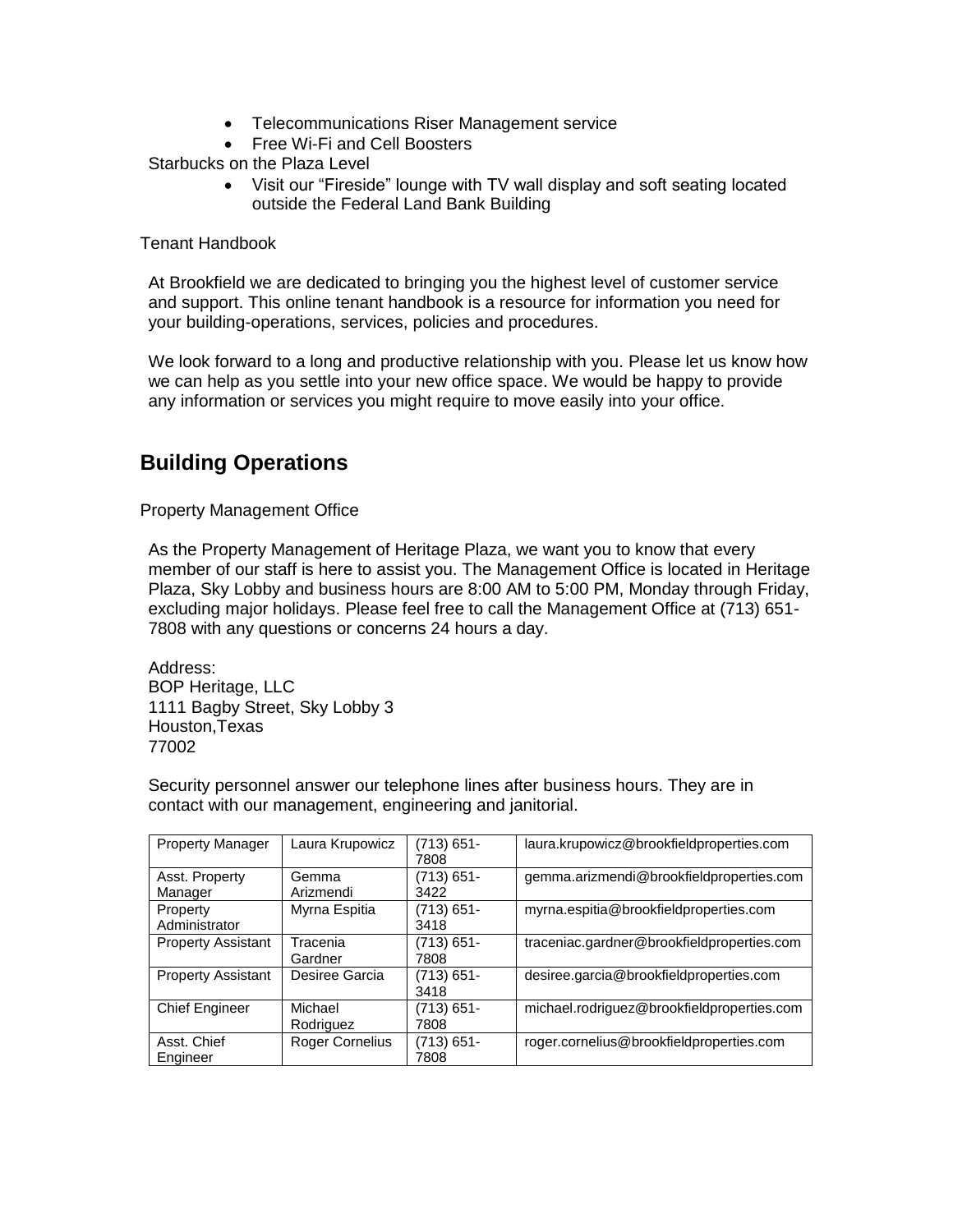- Telecommunications Riser Management service
- Free Wi-Fi and Cell Boosters

Starbucks on the Plaza Level

- Visit our "Fireside" lounge with TV wall display and soft seating located outside the Federal Land Bank Building

Tenant Handbook

At Brookfield we are dedicated to bringing you the highest level of customer service and support. This online tenant handbook is a resource for information you need for your building-operations, services, policies and procedures.

We look forward to a long and productive relationship with you. Please let us know how we can help as you settle into your new office space. We would be happy to provide any information or services you might require to move easily into your office.

## Building Operations

Property Management Office

As the Property Management of Heritage Plaza, we want you to know that every member of our staff is here to assist you. The Management Office is located in Heritage Plaza, Sky Lobby and business hours are 8:00 AM to 5:00 PM, Monday through Friday, excluding major holidays. Please feel free to call the Management Office at (713) 651-7808 with any questions or concerns 24 hours a day.

Address:
BOP Heritage, LLC
1111 Bagby Street, Sky Lobby 3
Houston,Texas
77002

Security personnel answer our telephone lines after business hours. They are in contact with our management, engineering and janitorial.

| Property Manager | Laura Krupowicz | (713) 651-7808 | laura.krupowicz@brookfieldproperties.com |
|---|---|---|---|
| Asst. Property Manager | Gemma Arizmendi | (713) 651-3422 | gemma.arizmendi@brookfieldproperties.com |
| Property Administrator | Myrna Espitia | (713) 651-3418 | myrna.espitia@brookfieldproperties.com |
| Property Assistant | Tracenia Gardner | (713) 651-7808 | traceniac.gardner@brookfieldproperties.com |
| Property Assistant | Desiree Garcia | (713) 651-3418 | desiree.garcia@brookfieldproperties.com |
| Chief Engineer | Michael Rodriguez | (713) 651-7808 | michael.rodriguez@brookfieldproperties.com |
| Asst. Chief Engineer | Roger Cornelius | (713) 651-7808 | roger.cornelius@brookfieldproperties.com |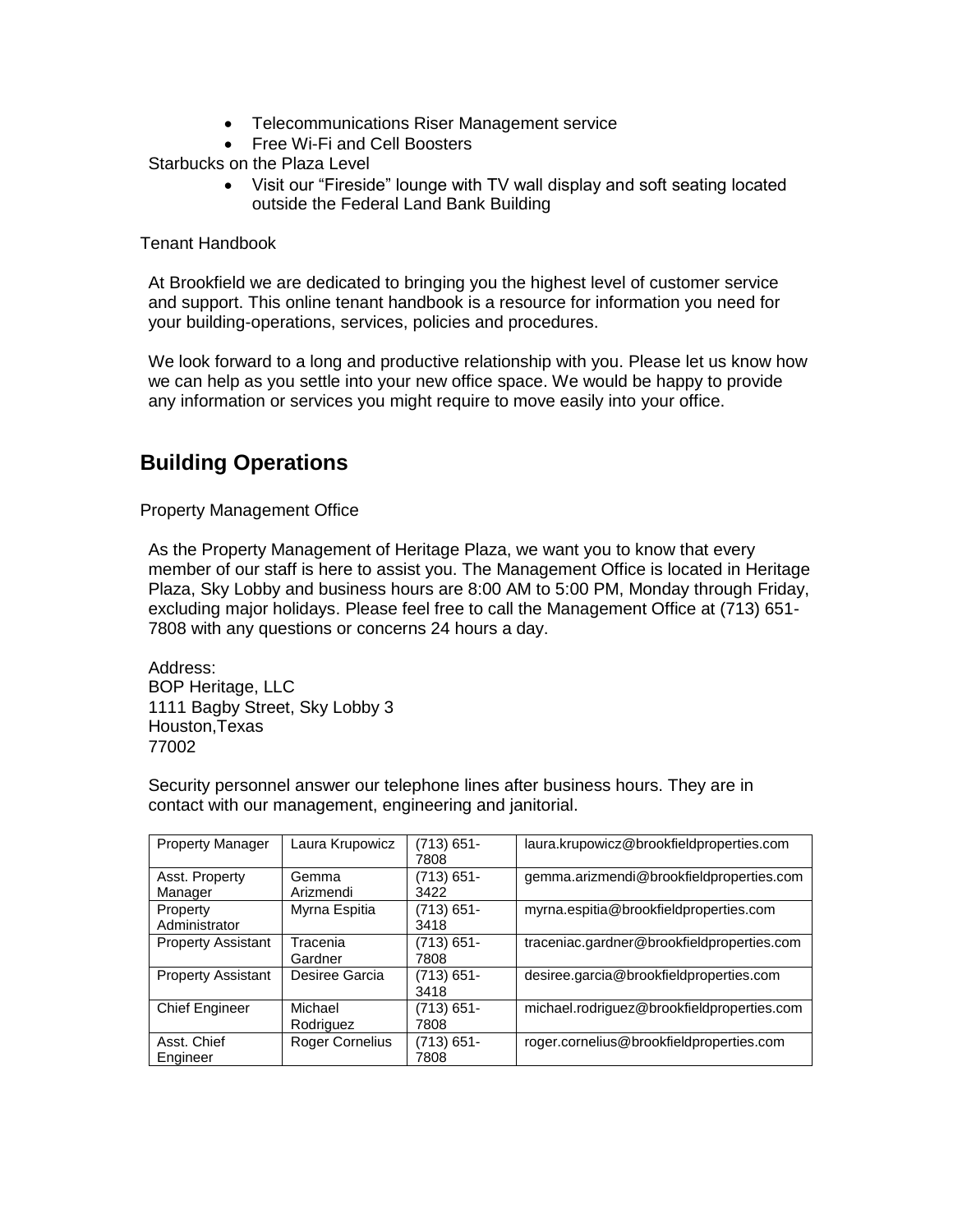- Telecommunications Riser Management service
- Free Wi-Fi and Cell Boosters

Starbucks on the Plaza Level

- Visit our "Fireside" lounge with TV wall display and soft seating located outside the Federal Land Bank Building

Tenant Handbook

At Brookfield we are dedicated to bringing you the highest level of customer service and support. This online tenant handbook is a resource for information you need for your building-operations, services, policies and procedures.

We look forward to a long and productive relationship with you. Please let us know how we can help as you settle into your new office space. We would be happy to provide any information or services you might require to move easily into your office.

## Building Operations

Property Management Office

As the Property Management of Heritage Plaza, we want you to know that every member of our staff is here to assist you. The Management Office is located in Heritage Plaza, Sky Lobby and business hours are 8:00 AM to 5:00 PM, Monday through Friday, excluding major holidays. Please feel free to call the Management Office at (713) 651-7808 with any questions or concerns 24 hours a day.

Address:
BOP Heritage, LLC
1111 Bagby Street, Sky Lobby 3
Houston,Texas
77002

Security personnel answer our telephone lines after business hours. They are in contact with our management, engineering and janitorial.

| Property Manager | Laura Krupowicz | (713) 651-7808 | laura.krupowicz@brookfieldproperties.com |
|---|---|---|---|
| Asst. Property Manager | Gemma Arizmendi | (713) 651-3422 | gemma.arizmendi@brookfieldproperties.com |
| Property Administrator | Myrna Espitia | (713) 651-3418 | myrna.espitia@brookfieldproperties.com |
| Property Assistant | Tracenia Gardner | (713) 651-7808 | traceniac.gardner@brookfieldproperties.com |
| Property Assistant | Desiree Garcia | (713) 651-3418 | desiree.garcia@brookfieldproperties.com |
| Chief Engineer | Michael Rodriguez | (713) 651-7808 | michael.rodriguez@brookfieldproperties.com |
| Asst. Chief Engineer | Roger Cornelius | (713) 651-7808 | roger.cornelius@brookfieldproperties.com |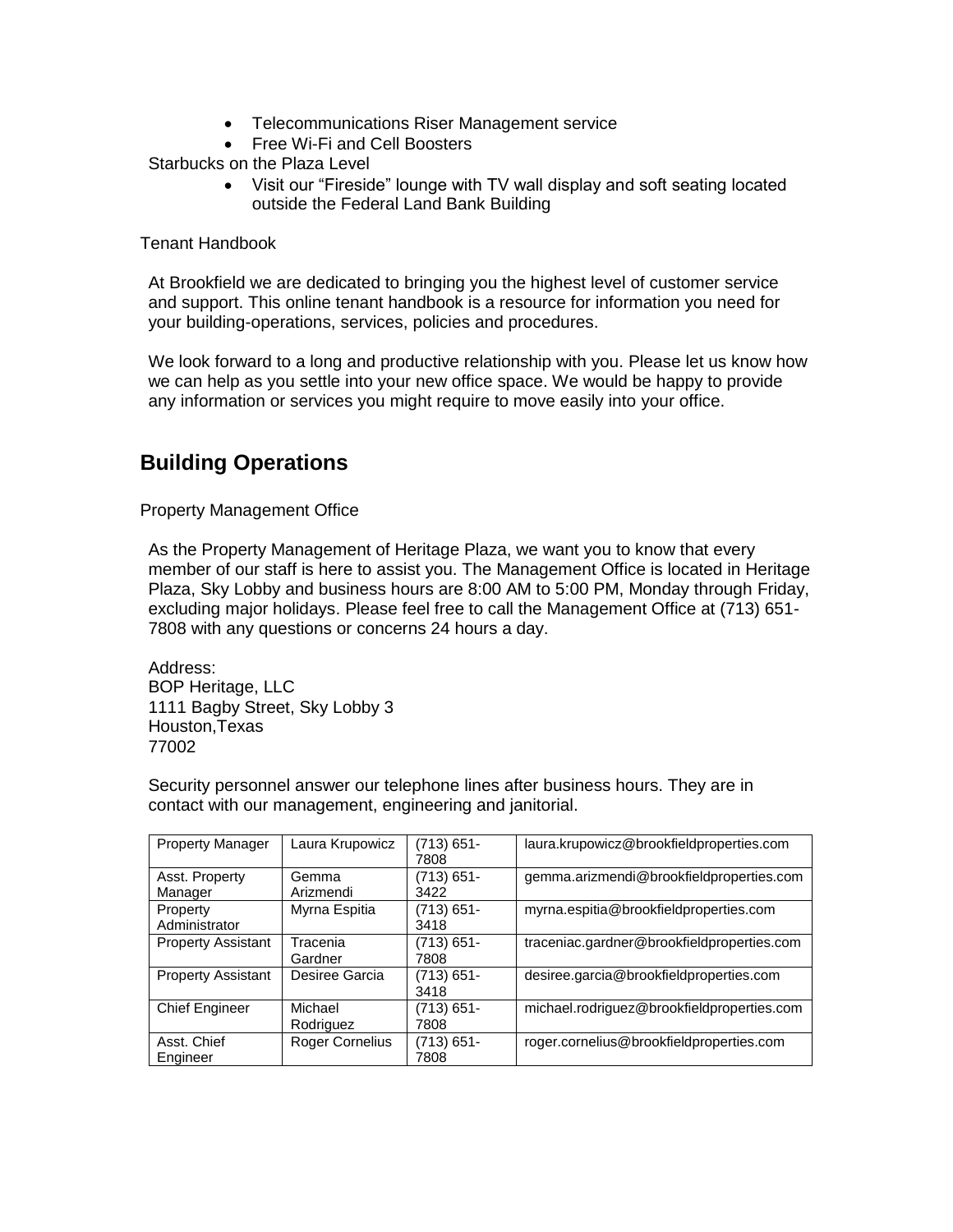- Telecommunications Riser Management service
- Free Wi-Fi and Cell Boosters

Starbucks on the Plaza Level

- Visit our "Fireside" lounge with TV wall display and soft seating located outside the Federal Land Bank Building

Tenant Handbook

At Brookfield we are dedicated to bringing you the highest level of customer service and support. This online tenant handbook is a resource for information you need for your building-operations, services, policies and procedures.

We look forward to a long and productive relationship with you. Please let us know how we can help as you settle into your new office space. We would be happy to provide any information or services you might require to move easily into your office.

## Building Operations

Property Management Office

As the Property Management of Heritage Plaza, we want you to know that every member of our staff is here to assist you. The Management Office is located in Heritage Plaza, Sky Lobby and business hours are 8:00 AM to 5:00 PM, Monday through Friday, excluding major holidays. Please feel free to call the Management Office at (713) 651-7808 with any questions or concerns 24 hours a day.

Address:
BOP Heritage, LLC
1111 Bagby Street, Sky Lobby 3
Houston,Texas
77002

Security personnel answer our telephone lines after business hours. They are in contact with our management, engineering and janitorial.

| Property Manager | Laura Krupowicz | (713) 651-7808 | laura.krupowicz@brookfieldproperties.com |
|---|---|---|---|
| Asst. Property Manager | Gemma Arizmendi | (713) 651-3422 | gemma.arizmendi@brookfieldproperties.com |
| Property Administrator | Myrna Espitia | (713) 651-3418 | myrna.espitia@brookfieldproperties.com |
| Property Assistant | Tracenia Gardner | (713) 651-7808 | traceniac.gardner@brookfieldproperties.com |
| Property Assistant | Desiree Garcia | (713) 651-3418 | desiree.garcia@brookfieldproperties.com |
| Chief Engineer | Michael Rodriguez | (713) 651-7808 | michael.rodriguez@brookfieldproperties.com |
| Asst. Chief Engineer | Roger Cornelius | (713) 651-7808 | roger.cornelius@brookfieldproperties.com |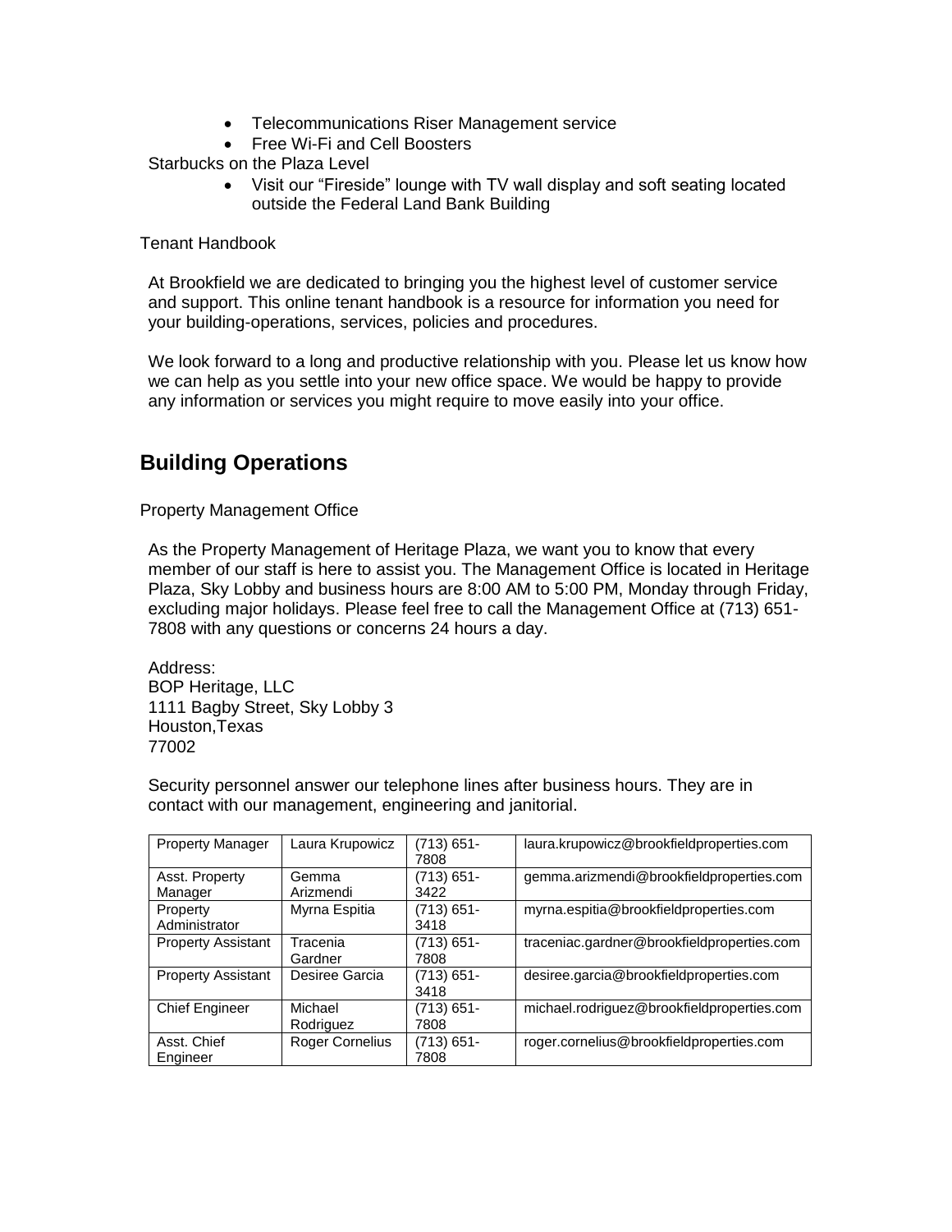- Telecommunications Riser Management service
- Free Wi-Fi and Cell Boosters

Starbucks on the Plaza Level

- Visit our "Fireside" lounge with TV wall display and soft seating located outside the Federal Land Bank Building

Tenant Handbook

At Brookfield we are dedicated to bringing you the highest level of customer service and support. This online tenant handbook is a resource for information you need for your building-operations, services, policies and procedures.

We look forward to a long and productive relationship with you. Please let us know how we can help as you settle into your new office space. We would be happy to provide any information or services you might require to move easily into your office.

## Building Operations

Property Management Office

As the Property Management of Heritage Plaza, we want you to know that every member of our staff is here to assist you. The Management Office is located in Heritage Plaza, Sky Lobby and business hours are 8:00 AM to 5:00 PM, Monday through Friday, excluding major holidays. Please feel free to call the Management Office at (713) 651-7808 with any questions or concerns 24 hours a day.

Address:
BOP Heritage, LLC
1111 Bagby Street, Sky Lobby 3
Houston,Texas
77002

Security personnel answer our telephone lines after business hours. They are in contact with our management, engineering and janitorial.

| Property Manager | Laura Krupowicz | (713) 651-7808 | laura.krupowicz@brookfieldproperties.com |
|---|---|---|---|
| Asst. Property Manager | Gemma Arizmendi | (713) 651-3422 | gemma.arizmendi@brookfieldproperties.com |
| Property Administrator | Myrna Espitia | (713) 651-3418 | myrna.espitia@brookfieldproperties.com |
| Property Assistant | Tracenia Gardner | (713) 651-7808 | traceniac.gardner@brookfieldproperties.com |
| Property Assistant | Desiree Garcia | (713) 651-3418 | desiree.garcia@brookfieldproperties.com |
| Chief Engineer | Michael Rodriguez | (713) 651-7808 | michael.rodriguez@brookfieldproperties.com |
| Asst. Chief Engineer | Roger Cornelius | (713) 651-7808 | roger.cornelius@brookfieldproperties.com |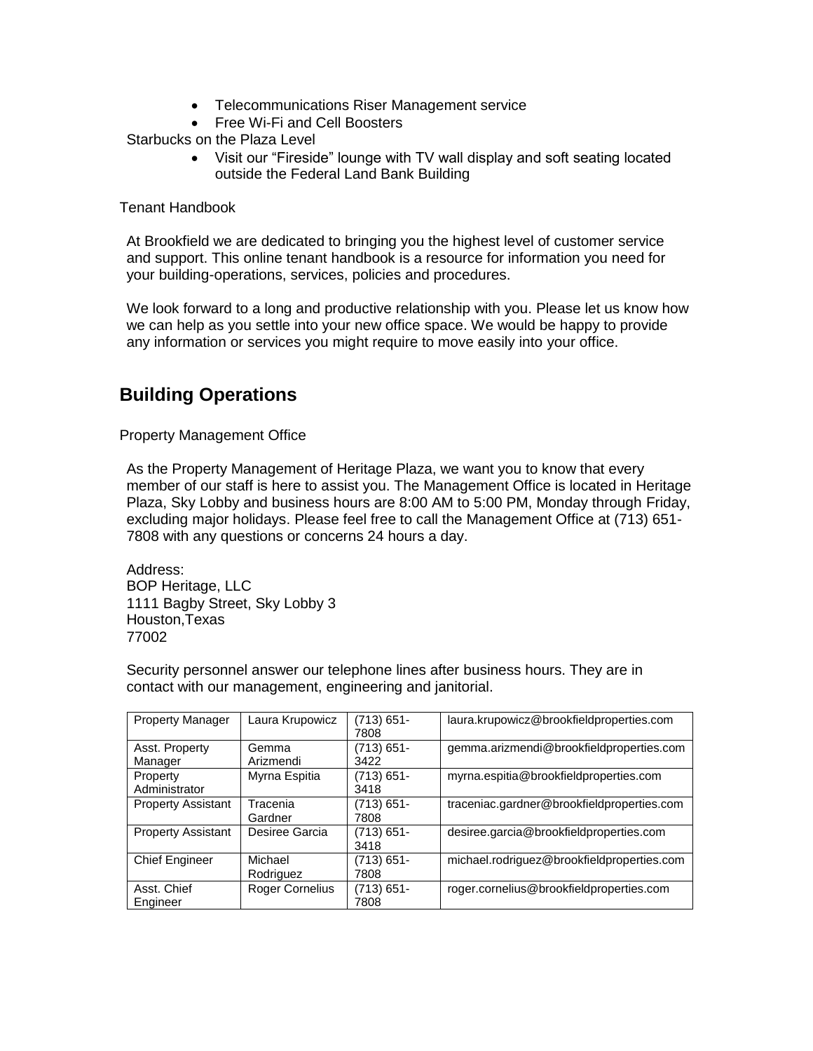- Telecommunications Riser Management service
- Free Wi-Fi and Cell Boosters

Starbucks on the Plaza Level

- Visit our “Fireside” lounge with TV wall display and soft seating located outside the Federal Land Bank Building

Tenant Handbook

At Brookfield we are dedicated to bringing you the highest level of customer service and support. This online tenant handbook is a resource for information you need for your building-operations, services, policies and procedures.

We look forward to a long and productive relationship with you. Please let us know how we can help as you settle into your new office space. We would be happy to provide any information or services you might require to move easily into your office.

## Building Operations

Property Management Office

As the Property Management of Heritage Plaza, we want you to know that every member of our staff is here to assist you. The Management Office is located in Heritage Plaza, Sky Lobby and business hours are 8:00 AM to 5:00 PM, Monday through Friday, excluding major holidays. Please feel free to call the Management Office at (713) 651-7808 with any questions or concerns 24 hours a day.

Address:
BOP Heritage, LLC
1111 Bagby Street, Sky Lobby 3
Houston,Texas
77002

Security personnel answer our telephone lines after business hours. They are in contact with our management, engineering and janitorial.

| Property Manager | Laura Krupowicz | (713) 651-7808 | laura.krupowicz@brookfieldproperties.com |
|---|---|---|---|
| Asst. Property Manager | Gemma Arizmendi | (713) 651-3422 | gemma.arizmendi@brookfieldproperties.com |
| Property Administrator | Myrna Espitia | (713) 651-3418 | myrna.espitia@brookfieldproperties.com |
| Property Assistant | Tracenia Gardner | (713) 651-7808 | traceniac.gardner@brookfieldproperties.com |
| Property Assistant | Desiree Garcia | (713) 651-3418 | desiree.garcia@brookfieldproperties.com |
| Chief Engineer | Michael Rodriguez | (713) 651-7808 | michael.rodriguez@brookfieldproperties.com |
| Asst. Chief Engineer | Roger Cornelius | (713) 651-7808 | roger.cornelius@brookfieldproperties.com |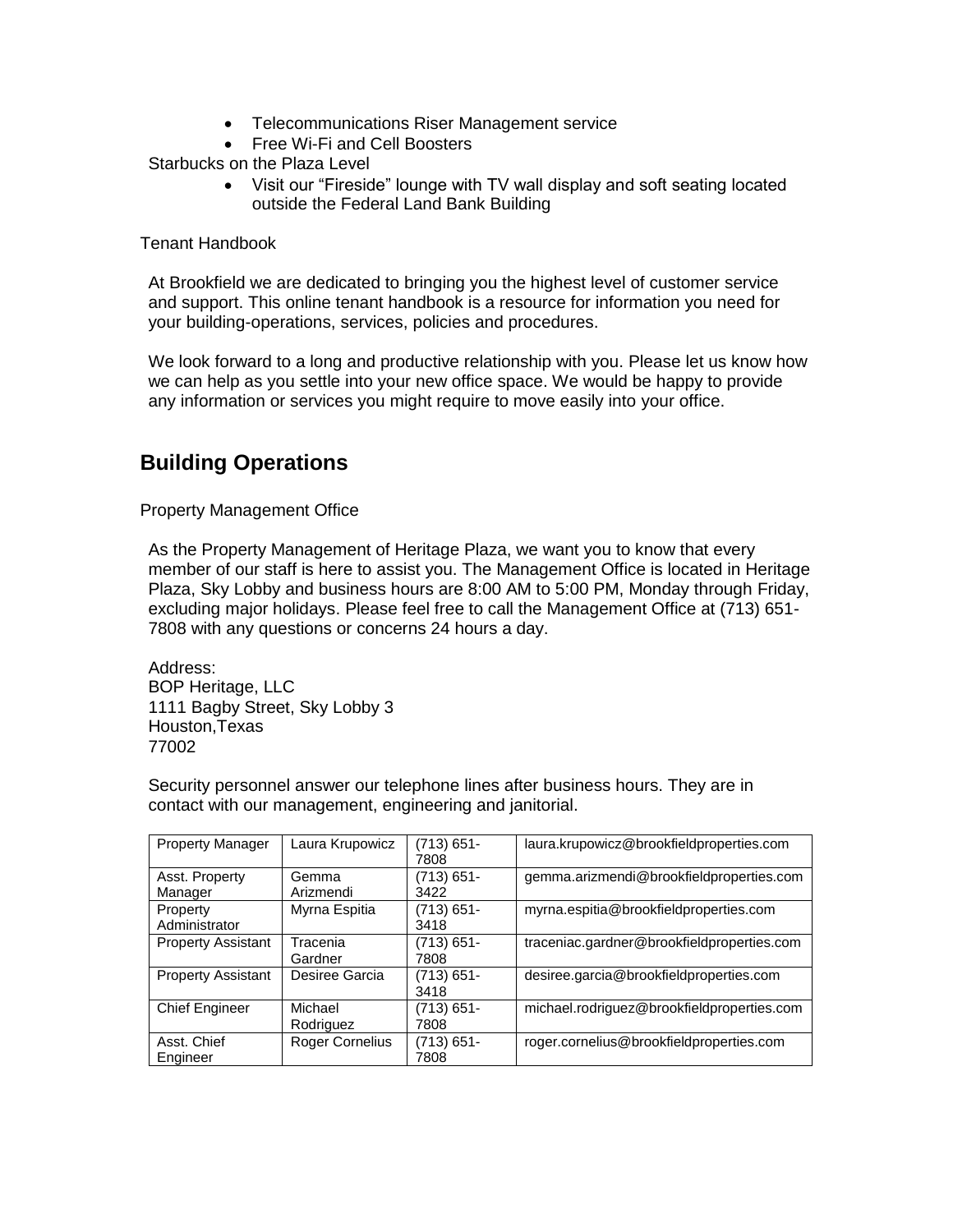- Telecommunications Riser Management service
- Free Wi-Fi and Cell Boosters

Starbucks on the Plaza Level

- Visit our "Fireside" lounge with TV wall display and soft seating located outside the Federal Land Bank Building

Tenant Handbook

At Brookfield we are dedicated to bringing you the highest level of customer service and support. This online tenant handbook is a resource for information you need for your building-operations, services, policies and procedures.

We look forward to a long and productive relationship with you. Please let us know how we can help as you settle into your new office space. We would be happy to provide any information or services you might require to move easily into your office.

## Building Operations

Property Management Office

As the Property Management of Heritage Plaza, we want you to know that every member of our staff is here to assist you. The Management Office is located in Heritage Plaza, Sky Lobby and business hours are 8:00 AM to 5:00 PM, Monday through Friday, excluding major holidays. Please feel free to call the Management Office at (713) 651-7808 with any questions or concerns 24 hours a day.

Address:
BOP Heritage, LLC
1111 Bagby Street, Sky Lobby 3
Houston,Texas
77002

Security personnel answer our telephone lines after business hours. They are in contact with our management, engineering and janitorial.

| Property Manager | Laura Krupowicz | (713) 651-7808 | laura.krupowicz@brookfieldproperties.com |
|---|---|---|---|
| Asst. Property Manager | Gemma Arizmendi | (713) 651-3422 | gemma.arizmendi@brookfieldproperties.com |
| Property Administrator | Myrna Espitia | (713) 651-3418 | myrna.espitia@brookfieldproperties.com |
| Property Assistant | Tracenia Gardner | (713) 651-7808 | traceniac.gardner@brookfieldproperties.com |
| Property Assistant | Desiree Garcia | (713) 651-3418 | desiree.garcia@brookfieldproperties.com |
| Chief Engineer | Michael Rodriguez | (713) 651-7808 | michael.rodriguez@brookfieldproperties.com |
| Asst. Chief Engineer | Roger Cornelius | (713) 651-7808 | roger.cornelius@brookfieldproperties.com |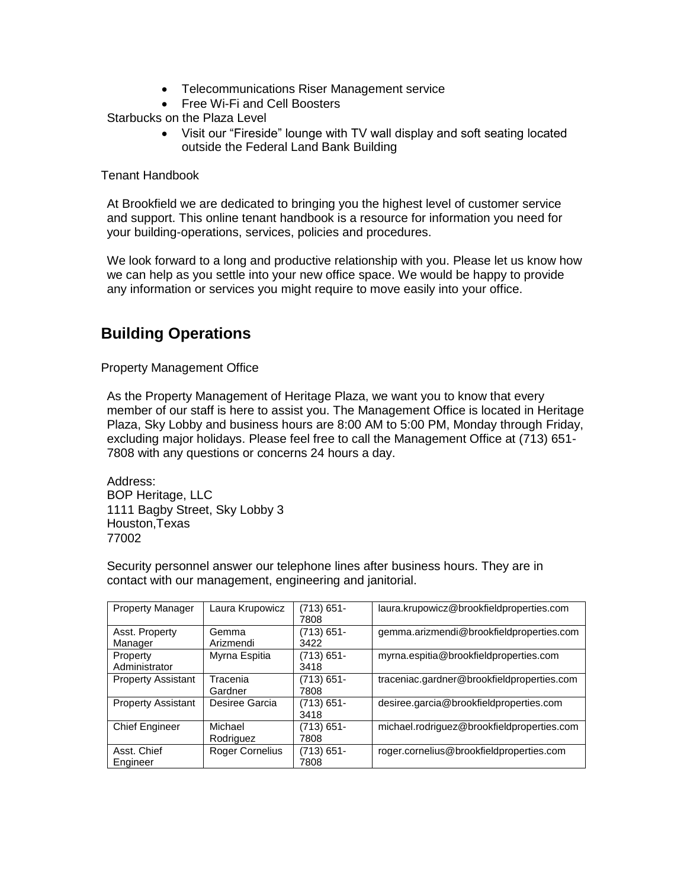- Telecommunications Riser Management service
- Free Wi-Fi and Cell Boosters

Starbucks on the Plaza Level

- Visit our "Fireside" lounge with TV wall display and soft seating located outside the Federal Land Bank Building

Tenant Handbook

At Brookfield we are dedicated to bringing you the highest level of customer service and support. This online tenant handbook is a resource for information you need for your building-operations, services, policies and procedures.

We look forward to a long and productive relationship with you. Please let us know how we can help as you settle into your new office space. We would be happy to provide any information or services you might require to move easily into your office.

## Building Operations

Property Management Office

As the Property Management of Heritage Plaza, we want you to know that every member of our staff is here to assist you. The Management Office is located in Heritage Plaza, Sky Lobby and business hours are 8:00 AM to 5:00 PM, Monday through Friday, excluding major holidays. Please feel free to call the Management Office at (713) 651-7808 with any questions or concerns 24 hours a day.

Address:
BOP Heritage, LLC
1111 Bagby Street, Sky Lobby 3
Houston,Texas
77002

Security personnel answer our telephone lines after business hours. They are in contact with our management, engineering and janitorial.

| Property Manager | Laura Krupowicz | (713) 651-7808 | laura.krupowicz@brookfieldproperties.com |
|---|---|---|---|
| Asst. Property Manager | Gemma Arizmendi | (713) 651-3422 | gemma.arizmendi@brookfieldproperties.com |
| Property Administrator | Myrna Espitia | (713) 651-3418 | myrna.espitia@brookfieldproperties.com |
| Property Assistant | Tracenia Gardner | (713) 651-7808 | traceniac.gardner@brookfieldproperties.com |
| Property Assistant | Desiree Garcia | (713) 651-3418 | desiree.garcia@brookfieldproperties.com |
| Chief Engineer | Michael Rodriguez | (713) 651-7808 | michael.rodriguez@brookfieldproperties.com |
| Asst. Chief Engineer | Roger Cornelius | (713) 651-7808 | roger.cornelius@brookfieldproperties.com |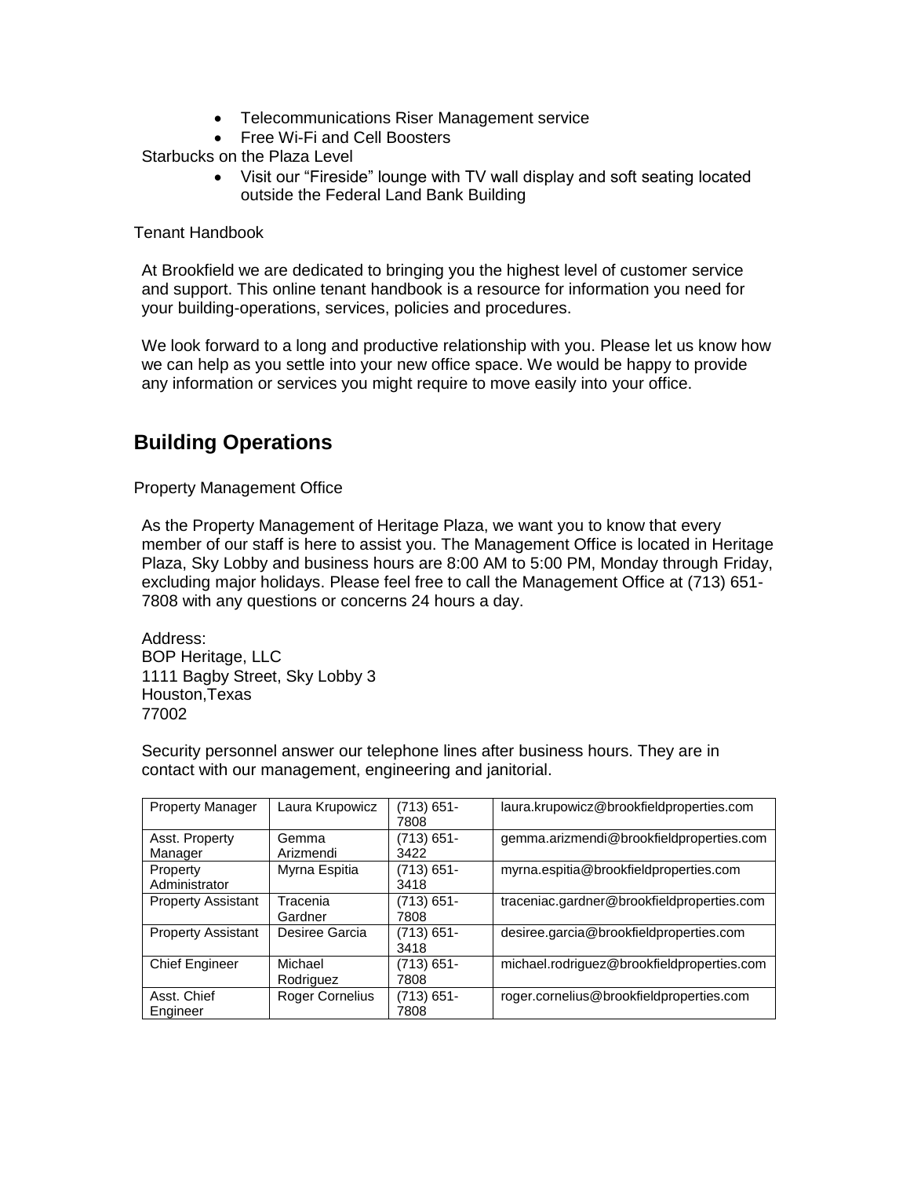- Telecommunications Riser Management service
- Free Wi-Fi and Cell Boosters

Starbucks on the Plaza Level

- Visit our “Fireside” lounge with TV wall display and soft seating located outside the Federal Land Bank Building

Tenant Handbook

At Brookfield we are dedicated to bringing you the highest level of customer service and support. This online tenant handbook is a resource for information you need for your building-operations, services, policies and procedures.

We look forward to a long and productive relationship with you. Please let us know how we can help as you settle into your new office space. We would be happy to provide any information or services you might require to move easily into your office.

## Building Operations

Property Management Office

As the Property Management of Heritage Plaza, we want you to know that every member of our staff is here to assist you. The Management Office is located in Heritage Plaza, Sky Lobby and business hours are 8:00 AM to 5:00 PM, Monday through Friday, excluding major holidays. Please feel free to call the Management Office at (713) 651-7808 with any questions or concerns 24 hours a day.

Address:
BOP Heritage, LLC
1111 Bagby Street, Sky Lobby 3
Houston,Texas
77002

Security personnel answer our telephone lines after business hours. They are in contact with our management, engineering and janitorial.

| Property Manager | Laura Krupowicz | (713) 651-7808 | laura.krupowicz@brookfieldproperties.com |
|---|---|---|---|
| Asst. Property Manager | Gemma Arizmendi | (713) 651-3422 | gemma.arizmendi@brookfieldproperties.com |
| Property Administrator | Myrna Espitia | (713) 651-3418 | myrna.espitia@brookfieldproperties.com |
| Property Assistant | Tracenia Gardner | (713) 651-7808 | traceniac.gardner@brookfieldproperties.com |
| Property Assistant | Desiree Garcia | (713) 651-3418 | desiree.garcia@brookfieldproperties.com |
| Chief Engineer | Michael Rodriguez | (713) 651-7808 | michael.rodriguez@brookfieldproperties.com |
| Asst. Chief Engineer | Roger Cornelius | (713) 651-7808 | roger.cornelius@brookfieldproperties.com |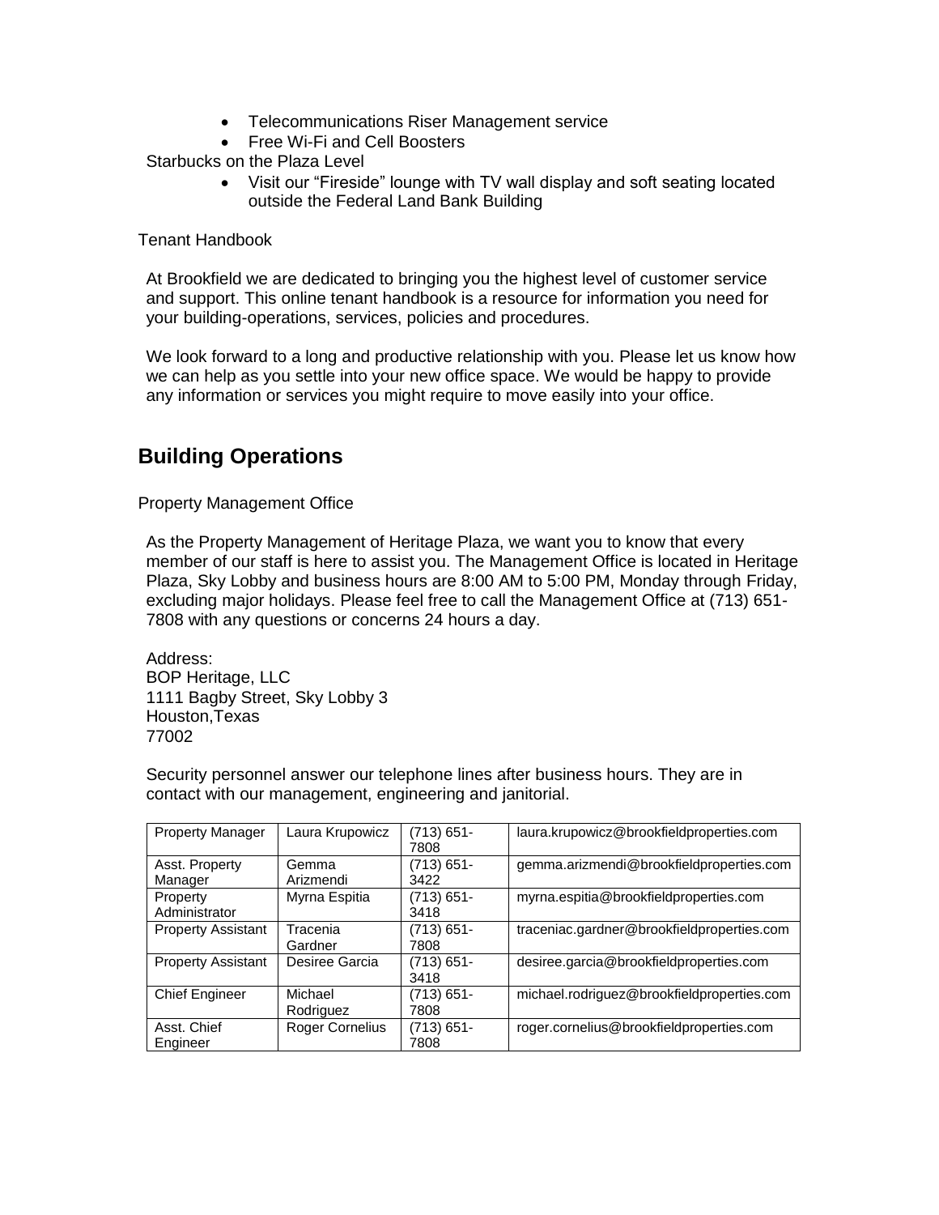- Telecommunications Riser Management service
- Free Wi-Fi and Cell Boosters

Starbucks on the Plaza Level

- Visit our "Fireside" lounge with TV wall display and soft seating located outside the Federal Land Bank Building

Tenant Handbook

At Brookfield we are dedicated to bringing you the highest level of customer service and support. This online tenant handbook is a resource for information you need for your building-operations, services, policies and procedures.

We look forward to a long and productive relationship with you. Please let us know how we can help as you settle into your new office space. We would be happy to provide any information or services you might require to move easily into your office.

## Building Operations

Property Management Office

As the Property Management of Heritage Plaza, we want you to know that every member of our staff is here to assist you. The Management Office is located in Heritage Plaza, Sky Lobby and business hours are 8:00 AM to 5:00 PM, Monday through Friday, excluding major holidays. Please feel free to call the Management Office at (713) 651-7808 with any questions or concerns 24 hours a day.

Address:
BOP Heritage, LLC
1111 Bagby Street, Sky Lobby 3
Houston,Texas
77002

Security personnel answer our telephone lines after business hours. They are in contact with our management, engineering and janitorial.

| Property Manager | Laura Krupowicz | (713) 651-7808 | laura.krupowicz@brookfieldproperties.com |
|---|---|---|---|
| Asst. Property Manager | Gemma Arizmendi | (713) 651-3422 | gemma.arizmendi@brookfieldproperties.com |
| Property Administrator | Myrna Espitia | (713) 651-3418 | myrna.espitia@brookfieldproperties.com |
| Property Assistant | Tracenia Gardner | (713) 651-7808 | traceniac.gardner@brookfieldproperties.com |
| Property Assistant | Desiree Garcia | (713) 651-3418 | desiree.garcia@brookfieldproperties.com |
| Chief Engineer | Michael Rodriguez | (713) 651-7808 | michael.rodriguez@brookfieldproperties.com |
| Asst. Chief Engineer | Roger Cornelius | (713) 651-7808 | roger.cornelius@brookfieldproperties.com |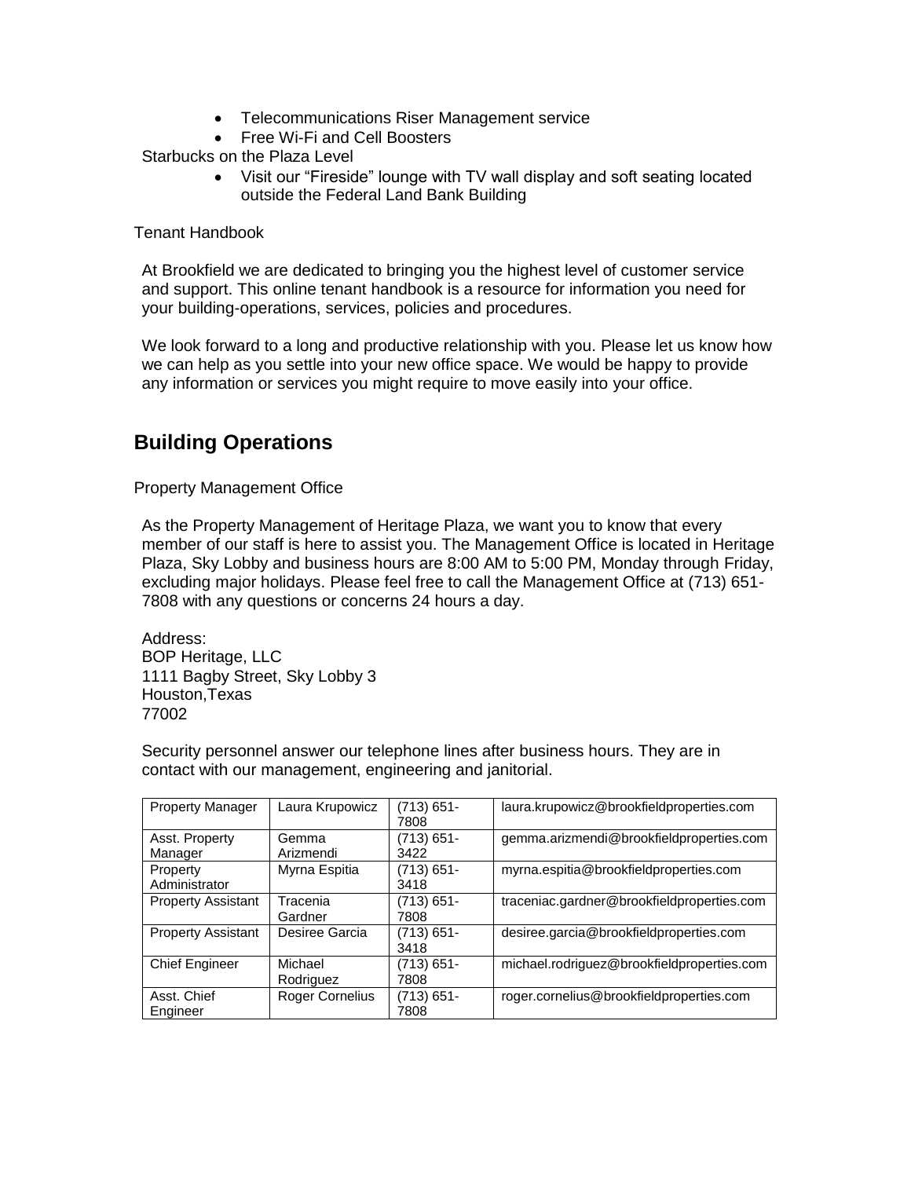- Telecommunications Riser Management service
- Free Wi-Fi and Cell Boosters

Starbucks on the Plaza Level

- Visit our "Fireside" lounge with TV wall display and soft seating located outside the Federal Land Bank Building

Tenant Handbook

At Brookfield we are dedicated to bringing you the highest level of customer service and support. This online tenant handbook is a resource for information you need for your building-operations, services, policies and procedures.

We look forward to a long and productive relationship with you. Please let us know how we can help as you settle into your new office space. We would be happy to provide any information or services you might require to move easily into your office.

## Building Operations

Property Management Office

As the Property Management of Heritage Plaza, we want you to know that every member of our staff is here to assist you. The Management Office is located in Heritage Plaza, Sky Lobby and business hours are 8:00 AM to 5:00 PM, Monday through Friday, excluding major holidays. Please feel free to call the Management Office at (713) 651-7808 with any questions or concerns 24 hours a day.

Address:
BOP Heritage, LLC
1111 Bagby Street, Sky Lobby 3
Houston,Texas
77002

Security personnel answer our telephone lines after business hours. They are in contact with our management, engineering and janitorial.

| Property Manager | Laura Krupowicz | (713) 651-7808 | laura.krupowicz@brookfieldproperties.com |
|---|---|---|---|
| Asst. Property Manager | Gemma Arizmendi | (713) 651-3422 | gemma.arizmendi@brookfieldproperties.com |
| Property Administrator | Myrna Espitia | (713) 651-3418 | myrna.espitia@brookfieldproperties.com |
| Property Assistant | Tracenia Gardner | (713) 651-7808 | traceniac.gardner@brookfieldproperties.com |
| Property Assistant | Desiree Garcia | (713) 651-3418 | desiree.garcia@brookfieldproperties.com |
| Chief Engineer | Michael Rodriguez | (713) 651-7808 | michael.rodriguez@brookfieldproperties.com |
| Asst. Chief Engineer | Roger Cornelius | (713) 651-7808 | roger.cornelius@brookfieldproperties.com |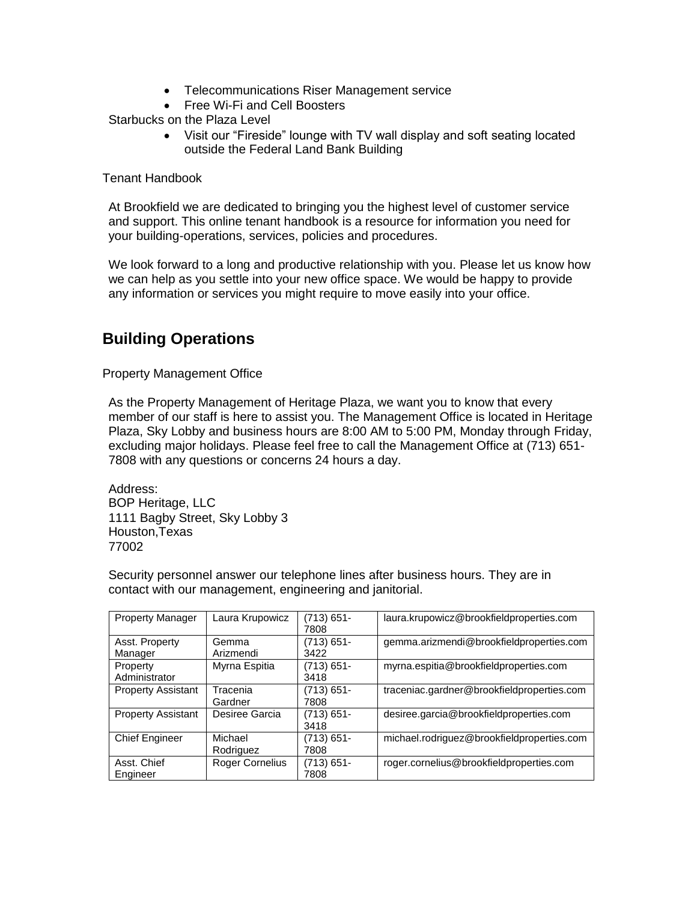- Telecommunications Riser Management service
- Free Wi-Fi and Cell Boosters

Starbucks on the Plaza Level

- Visit our "Fireside" lounge with TV wall display and soft seating located outside the Federal Land Bank Building

Tenant Handbook

At Brookfield we are dedicated to bringing you the highest level of customer service and support. This online tenant handbook is a resource for information you need for your building-operations, services, policies and procedures.

We look forward to a long and productive relationship with you. Please let us know how we can help as you settle into your new office space. We would be happy to provide any information or services you might require to move easily into your office.

## Building Operations

Property Management Office

As the Property Management of Heritage Plaza, we want you to know that every member of our staff is here to assist you. The Management Office is located in Heritage Plaza, Sky Lobby and business hours are 8:00 AM to 5:00 PM, Monday through Friday, excluding major holidays. Please feel free to call the Management Office at (713) 651-7808 with any questions or concerns 24 hours a day.

Address:
BOP Heritage, LLC
1111 Bagby Street, Sky Lobby 3
Houston,Texas
77002

Security personnel answer our telephone lines after business hours. They are in contact with our management, engineering and janitorial.

| Property Manager | Laura Krupowicz | (713) 651-7808 | laura.krupowicz@brookfieldproperties.com |
|---|---|---|---|
| Asst. Property Manager | Gemma Arizmendi | (713) 651-3422 | gemma.arizmendi@brookfieldproperties.com |
| Property Administrator | Myrna Espitia | (713) 651-3418 | myrna.espitia@brookfieldproperties.com |
| Property Assistant | Tracenia Gardner | (713) 651-7808 | traceniac.gardner@brookfieldproperties.com |
| Property Assistant | Desiree Garcia | (713) 651-3418 | desiree.garcia@brookfieldproperties.com |
| Chief Engineer | Michael Rodriguez | (713) 651-7808 | michael.rodriguez@brookfieldproperties.com |
| Asst. Chief Engineer | Roger Cornelius | (713) 651-7808 | roger.cornelius@brookfieldproperties.com |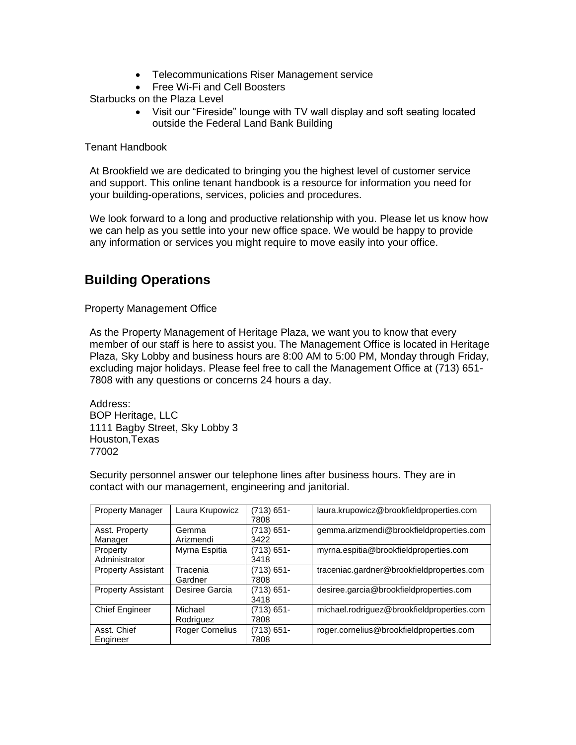- Telecommunications Riser Management service
- Free Wi-Fi and Cell Boosters

Starbucks on the Plaza Level

- Visit our "Fireside" lounge with TV wall display and soft seating located outside the Federal Land Bank Building

Tenant Handbook

At Brookfield we are dedicated to bringing you the highest level of customer service and support. This online tenant handbook is a resource for information you need for your building-operations, services, policies and procedures.

We look forward to a long and productive relationship with you. Please let us know how we can help as you settle into your new office space. We would be happy to provide any information or services you might require to move easily into your office.

## Building Operations

Property Management Office

As the Property Management of Heritage Plaza, we want you to know that every member of our staff is here to assist you. The Management Office is located in Heritage Plaza, Sky Lobby and business hours are 8:00 AM to 5:00 PM, Monday through Friday, excluding major holidays. Please feel free to call the Management Office at (713) 651-7808 with any questions or concerns 24 hours a day.

Address:
BOP Heritage, LLC
1111 Bagby Street, Sky Lobby 3
Houston,Texas
77002

Security personnel answer our telephone lines after business hours. They are in contact with our management, engineering and janitorial.

| Property Manager | Laura Krupowicz | (713) 651-7808 | laura.krupowicz@brookfieldproperties.com |
|---|---|---|---|
| Asst. Property Manager | Gemma Arizmendi | (713) 651-3422 | gemma.arizmendi@brookfieldproperties.com |
| Property Administrator | Myrna Espitia | (713) 651-3418 | myrna.espitia@brookfieldproperties.com |
| Property Assistant | Tracenia Gardner | (713) 651-7808 | traceniac.gardner@brookfieldproperties.com |
| Property Assistant | Desiree Garcia | (713) 651-3418 | desiree.garcia@brookfieldproperties.com |
| Chief Engineer | Michael Rodriguez | (713) 651-7808 | michael.rodriguez@brookfieldproperties.com |
| Asst. Chief Engineer | Roger Cornelius | (713) 651-7808 | roger.cornelius@brookfieldproperties.com |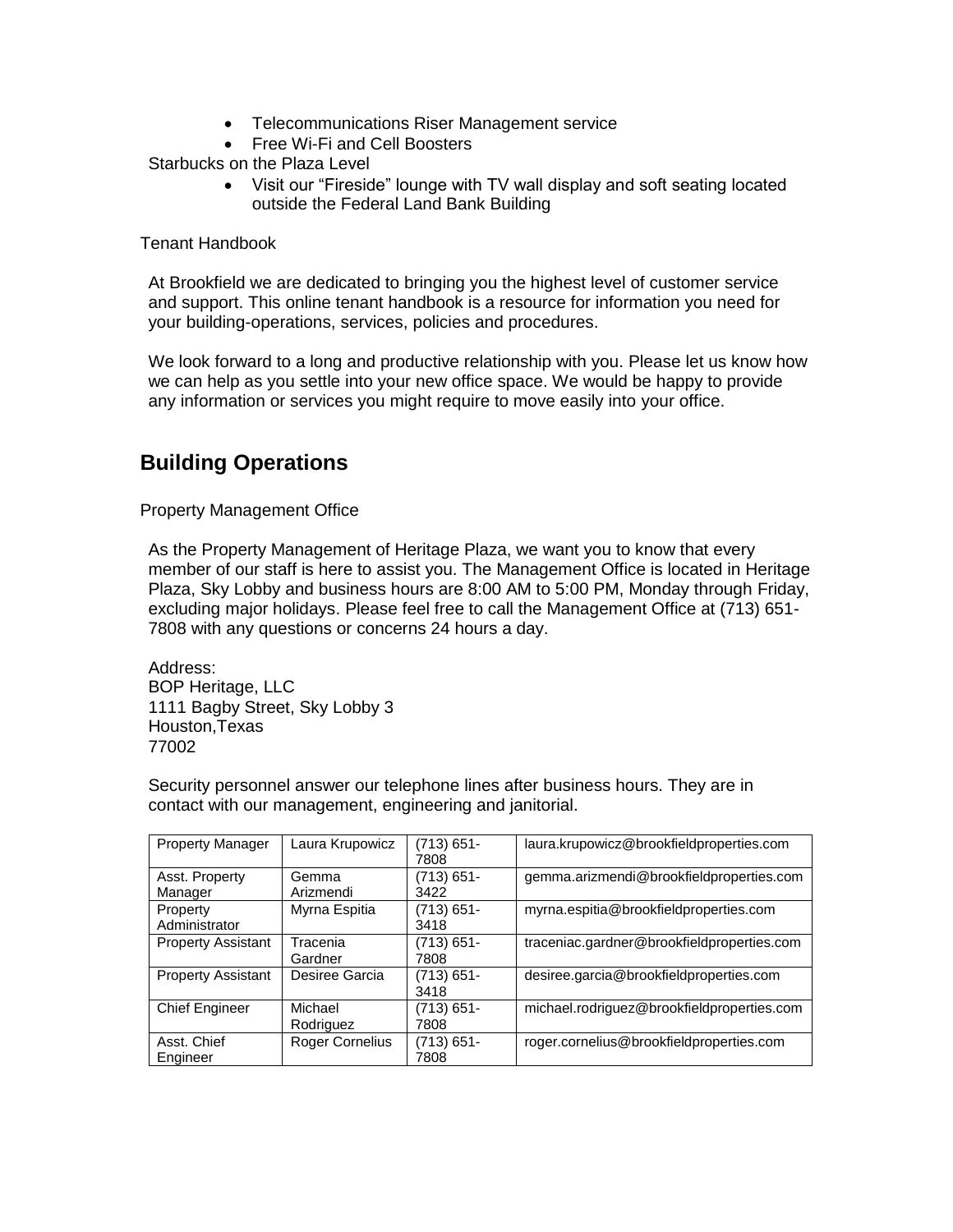- Telecommunications Riser Management service
- Free Wi-Fi and Cell Boosters

Starbucks on the Plaza Level

- Visit our “Fireside” lounge with TV wall display and soft seating located outside the Federal Land Bank Building

Tenant Handbook

At Brookfield we are dedicated to bringing you the highest level of customer service and support. This online tenant handbook is a resource for information you need for your building-operations, services, policies and procedures.

We look forward to a long and productive relationship with you. Please let us know how we can help as you settle into your new office space. We would be happy to provide any information or services you might require to move easily into your office.

## Building Operations

Property Management Office

As the Property Management of Heritage Plaza, we want you to know that every member of our staff is here to assist you. The Management Office is located in Heritage Plaza, Sky Lobby and business hours are 8:00 AM to 5:00 PM, Monday through Friday, excluding major holidays. Please feel free to call the Management Office at (713) 651-7808 with any questions or concerns 24 hours a day.

Address:
BOP Heritage, LLC
1111 Bagby Street, Sky Lobby 3
Houston,Texas
77002

Security personnel answer our telephone lines after business hours. They are in contact with our management, engineering and janitorial.

| Property Manager | Laura Krupowicz | (713) 651-7808 | laura.krupowicz@brookfieldproperties.com |
|---|---|---|---|
| Asst. Property Manager | Gemma Arizmendi | (713) 651-3422 | gemma.arizmendi@brookfieldproperties.com |
| Property Administrator | Myrna Espitia | (713) 651-3418 | myrna.espitia@brookfieldproperties.com |
| Property Assistant | Tracenia Gardner | (713) 651-7808 | traceniac.gardner@brookfieldproperties.com |
| Property Assistant | Desiree Garcia | (713) 651-3418 | desiree.garcia@brookfieldproperties.com |
| Chief Engineer | Michael Rodriguez | (713) 651-7808 | michael.rodriguez@brookfieldproperties.com |
| Asst. Chief Engineer | Roger Cornelius | (713) 651-7808 | roger.cornelius@brookfieldproperties.com |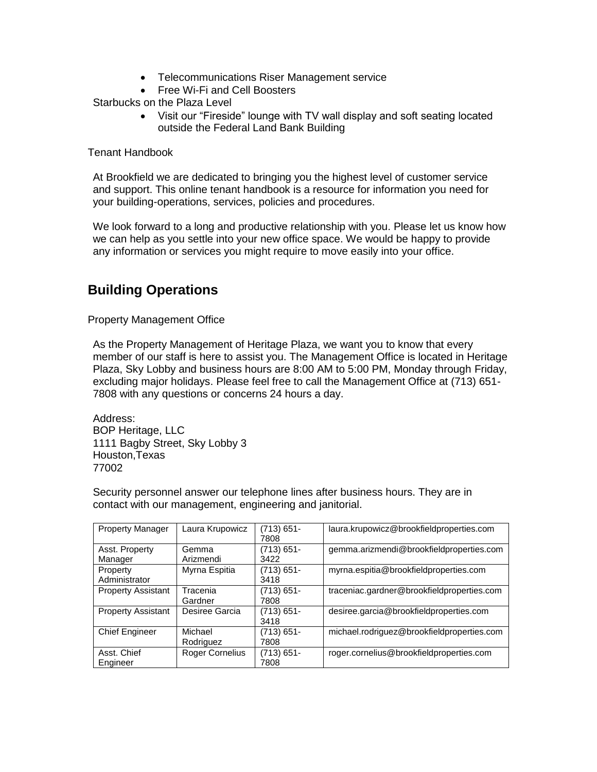- Telecommunications Riser Management service
- Free Wi-Fi and Cell Boosters

Starbucks on the Plaza Level

- Visit our "Fireside" lounge with TV wall display and soft seating located outside the Federal Land Bank Building

Tenant Handbook

At Brookfield we are dedicated to bringing you the highest level of customer service and support. This online tenant handbook is a resource for information you need for your building-operations, services, policies and procedures.

We look forward to a long and productive relationship with you. Please let us know how we can help as you settle into your new office space. We would be happy to provide any information or services you might require to move easily into your office.

## Building Operations

Property Management Office

As the Property Management of Heritage Plaza, we want you to know that every member of our staff is here to assist you. The Management Office is located in Heritage Plaza, Sky Lobby and business hours are 8:00 AM to 5:00 PM, Monday through Friday, excluding major holidays. Please feel free to call the Management Office at (713) 651-7808 with any questions or concerns 24 hours a day.

Address:
BOP Heritage, LLC
1111 Bagby Street, Sky Lobby 3
Houston,Texas
77002

Security personnel answer our telephone lines after business hours. They are in contact with our management, engineering and janitorial.

| Property Manager | Laura Krupowicz | (713) 651-7808 | laura.krupowicz@brookfieldproperties.com |
|---|---|---|---|
| Asst. Property Manager | Gemma Arizmendi | (713) 651-3422 | gemma.arizmendi@brookfieldproperties.com |
| Property Administrator | Myrna Espitia | (713) 651-3418 | myrna.espitia@brookfieldproperties.com |
| Property Assistant | Tracenia Gardner | (713) 651-7808 | traceniac.gardner@brookfieldproperties.com |
| Property Assistant | Desiree Garcia | (713) 651-3418 | desiree.garcia@brookfieldproperties.com |
| Chief Engineer | Michael Rodriguez | (713) 651-7808 | michael.rodriguez@brookfieldproperties.com |
| Asst. Chief Engineer | Roger Cornelius | (713) 651-7808 | roger.cornelius@brookfieldproperties.com |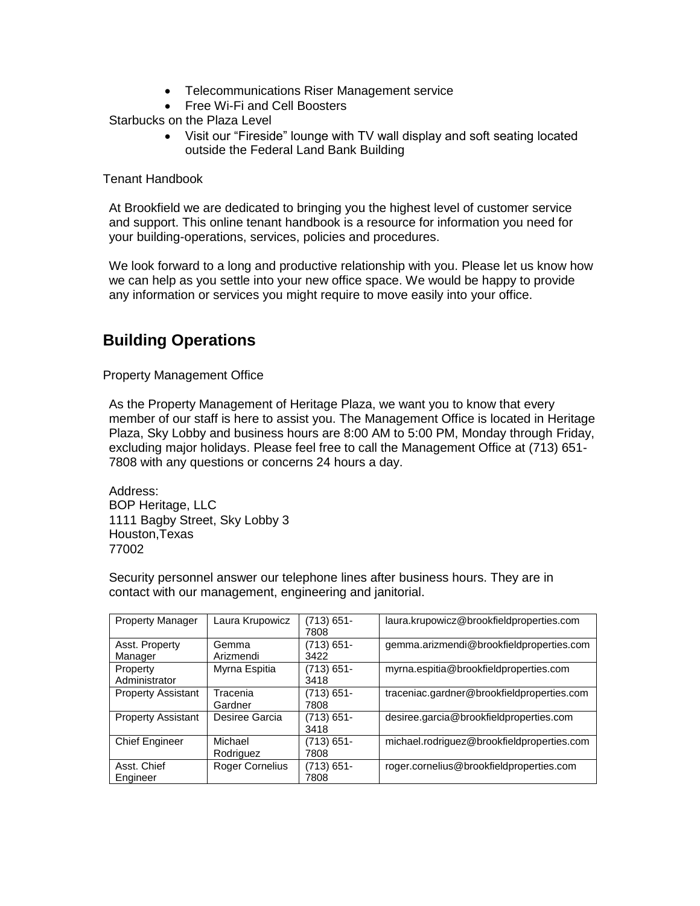- Telecommunications Riser Management service
- Free Wi-Fi and Cell Boosters

Starbucks on the Plaza Level

- Visit our "Fireside" lounge with TV wall display and soft seating located outside the Federal Land Bank Building

Tenant Handbook

At Brookfield we are dedicated to bringing you the highest level of customer service and support. This online tenant handbook is a resource for information you need for your building-operations, services, policies and procedures.

We look forward to a long and productive relationship with you. Please let us know how we can help as you settle into your new office space. We would be happy to provide any information or services you might require to move easily into your office.

## Building Operations

Property Management Office

As the Property Management of Heritage Plaza, we want you to know that every member of our staff is here to assist you. The Management Office is located in Heritage Plaza, Sky Lobby and business hours are 8:00 AM to 5:00 PM, Monday through Friday, excluding major holidays. Please feel free to call the Management Office at (713) 651-7808 with any questions or concerns 24 hours a day.

Address:
BOP Heritage, LLC
1111 Bagby Street, Sky Lobby 3
Houston,Texas
77002

Security personnel answer our telephone lines after business hours. They are in contact with our management, engineering and janitorial.

| Property Manager | Laura Krupowicz | (713) 651-7808 | laura.krupowicz@brookfieldproperties.com |
|---|---|---|---|
| Asst. Property Manager | Gemma Arizmendi | (713) 651-3422 | gemma.arizmendi@brookfieldproperties.com |
| Property Administrator | Myrna Espitia | (713) 651-3418 | myrna.espitia@brookfieldproperties.com |
| Property Assistant | Tracenia Gardner | (713) 651-7808 | traceniac.gardner@brookfieldproperties.com |
| Property Assistant | Desiree Garcia | (713) 651-3418 | desiree.garcia@brookfieldproperties.com |
| Chief Engineer | Michael Rodriguez | (713) 651-7808 | michael.rodriguez@brookfieldproperties.com |
| Asst. Chief Engineer | Roger Cornelius | (713) 651-7808 | roger.cornelius@brookfieldproperties.com |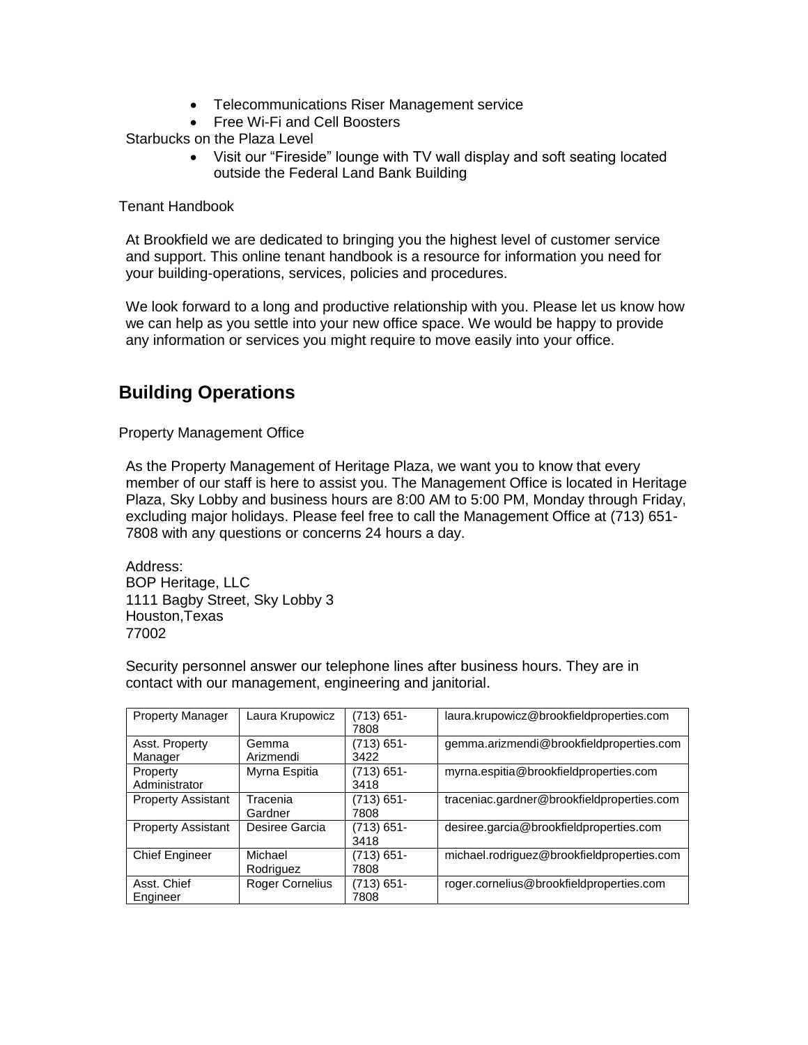- Telecommunications Riser Management service
- Free Wi-Fi and Cell Boosters

Starbucks on the Plaza Level

- Visit our "Fireside" lounge with TV wall display and soft seating located outside the Federal Land Bank Building

Tenant Handbook

At Brookfield we are dedicated to bringing you the highest level of customer service and support. This online tenant handbook is a resource for information you need for your building-operations, services, policies and procedures.

We look forward to a long and productive relationship with you. Please let us know how we can help as you settle into your new office space. We would be happy to provide any information or services you might require to move easily into your office.

## Building Operations

Property Management Office

As the Property Management of Heritage Plaza, we want you to know that every member of our staff is here to assist you. The Management Office is located in Heritage Plaza, Sky Lobby and business hours are 8:00 AM to 5:00 PM, Monday through Friday, excluding major holidays. Please feel free to call the Management Office at (713) 651-7808 with any questions or concerns 24 hours a day.

Address:
BOP Heritage, LLC
1111 Bagby Street, Sky Lobby 3
Houston,Texas
77002

Security personnel answer our telephone lines after business hours. They are in contact with our management, engineering and janitorial.

| Property Manager | Laura Krupowicz | (713) 651-7808 | laura.krupowicz@brookfieldproperties.com |
|---|---|---|---|
| Asst. Property Manager | Gemma Arizmendi | (713) 651-3422 | gemma.arizmendi@brookfieldproperties.com |
| Property Administrator | Myrna Espitia | (713) 651-3418 | myrna.espitia@brookfieldproperties.com |
| Property Assistant | Tracenia Gardner | (713) 651-7808 | traceniac.gardner@brookfieldproperties.com |
| Property Assistant | Desiree Garcia | (713) 651-3418 | desiree.garcia@brookfieldproperties.com |
| Chief Engineer | Michael Rodriguez | (713) 651-7808 | michael.rodriguez@brookfieldproperties.com |
| Asst. Chief Engineer | Roger Cornelius | (713) 651-7808 | roger.cornelius@brookfieldproperties.com |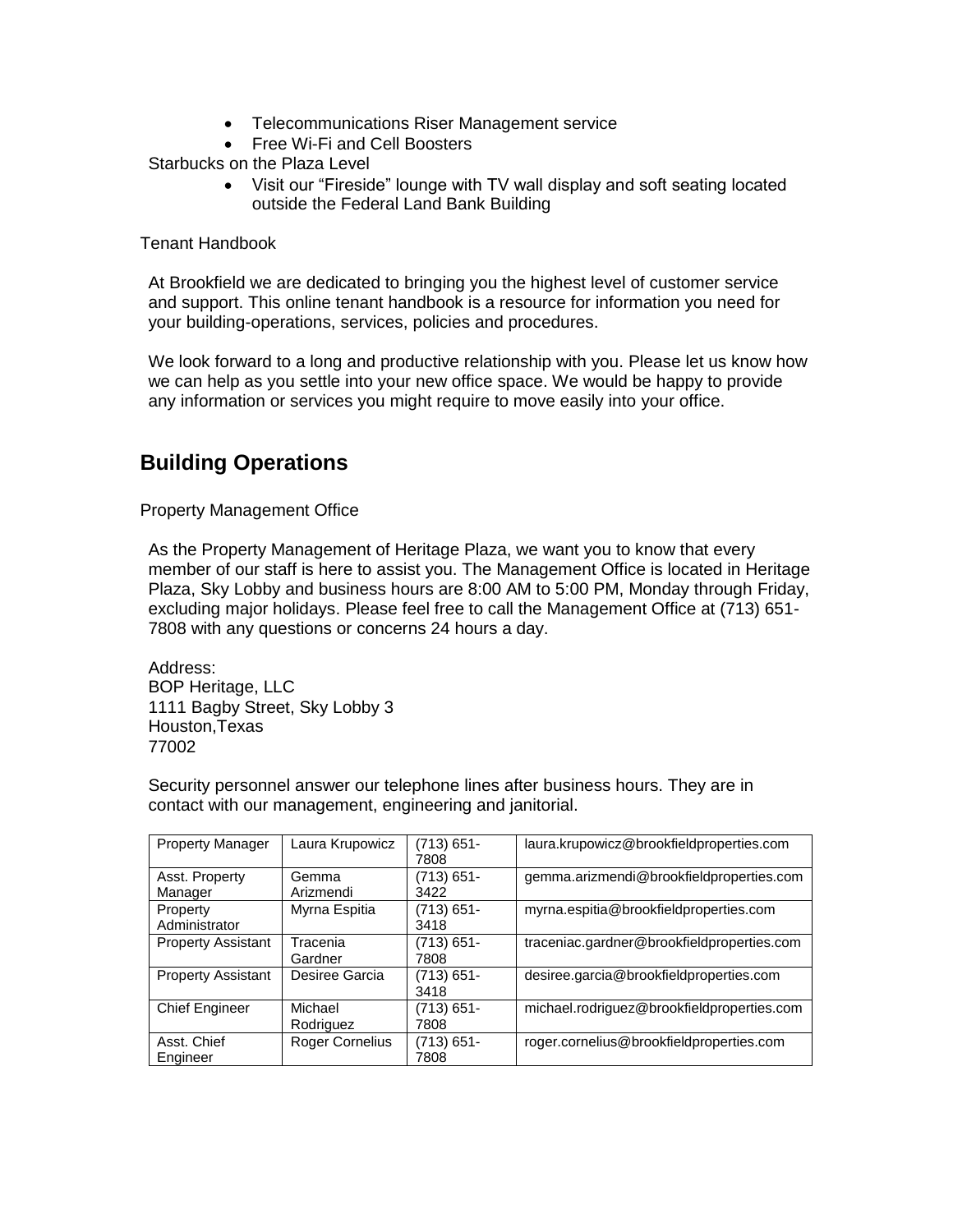- Telecommunications Riser Management service
- Free Wi-Fi and Cell Boosters

Starbucks on the Plaza Level

- Visit our "Fireside" lounge with TV wall display and soft seating located outside the Federal Land Bank Building

Tenant Handbook

At Brookfield we are dedicated to bringing you the highest level of customer service and support. This online tenant handbook is a resource for information you need for your building-operations, services, policies and procedures.

We look forward to a long and productive relationship with you. Please let us know how we can help as you settle into your new office space. We would be happy to provide any information or services you might require to move easily into your office.

## Building Operations

Property Management Office

As the Property Management of Heritage Plaza, we want you to know that every member of our staff is here to assist you. The Management Office is located in Heritage Plaza, Sky Lobby and business hours are 8:00 AM to 5:00 PM, Monday through Friday, excluding major holidays. Please feel free to call the Management Office at (713) 651-7808 with any questions or concerns 24 hours a day.

Address:
BOP Heritage, LLC
1111 Bagby Street, Sky Lobby 3
Houston,Texas
77002

Security personnel answer our telephone lines after business hours. They are in contact with our management, engineering and janitorial.

| Property Manager | Laura Krupowicz | (713) 651-7808 | laura.krupowicz@brookfieldproperties.com |
|---|---|---|---|
| Asst. Property Manager | Gemma Arizmendi | (713) 651-3422 | gemma.arizmendi@brookfieldproperties.com |
| Property Administrator | Myrna Espitia | (713) 651-3418 | myrna.espitia@brookfieldproperties.com |
| Property Assistant | Tracenia Gardner | (713) 651-7808 | traceniac.gardner@brookfieldproperties.com |
| Property Assistant | Desiree Garcia | (713) 651-3418 | desiree.garcia@brookfieldproperties.com |
| Chief Engineer | Michael Rodriguez | (713) 651-7808 | michael.rodriguez@brookfieldproperties.com |
| Asst. Chief Engineer | Roger Cornelius | (713) 651-7808 | roger.cornelius@brookfieldproperties.com |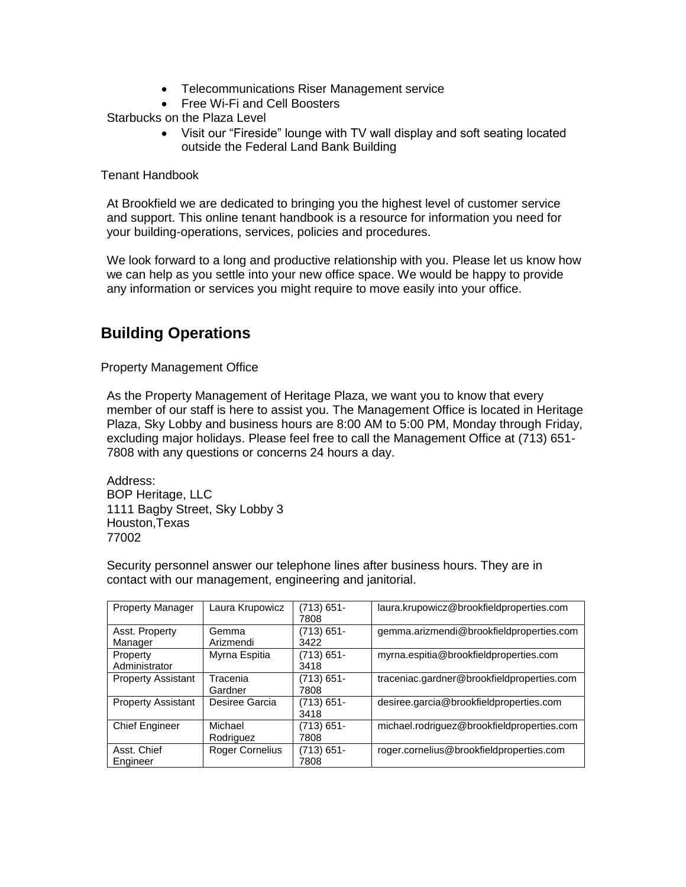- Telecommunications Riser Management service
- Free Wi-Fi and Cell Boosters

Starbucks on the Plaza Level

- Visit our "Fireside" lounge with TV wall display and soft seating located outside the Federal Land Bank Building

Tenant Handbook

At Brookfield we are dedicated to bringing you the highest level of customer service and support. This online tenant handbook is a resource for information you need for your building-operations, services, policies and procedures.

We look forward to a long and productive relationship with you. Please let us know how we can help as you settle into your new office space. We would be happy to provide any information or services you might require to move easily into your office.

## Building Operations

Property Management Office

As the Property Management of Heritage Plaza, we want you to know that every member of our staff is here to assist you. The Management Office is located in Heritage Plaza, Sky Lobby and business hours are 8:00 AM to 5:00 PM, Monday through Friday, excluding major holidays. Please feel free to call the Management Office at (713) 651-7808 with any questions or concerns 24 hours a day.

Address:
BOP Heritage, LLC
1111 Bagby Street, Sky Lobby 3
Houston,Texas
77002

Security personnel answer our telephone lines after business hours. They are in contact with our management, engineering and janitorial.

| Property Manager | Laura Krupowicz | (713) 651-7808 | laura.krupowicz@brookfieldproperties.com |
|---|---|---|---|
| Asst. Property Manager | Gemma Arizmendi | (713) 651-3422 | gemma.arizmendi@brookfieldproperties.com |
| Property Administrator | Myrna Espitia | (713) 651-3418 | myrna.espitia@brookfieldproperties.com |
| Property Assistant | Tracenia Gardner | (713) 651-7808 | traceniac.gardner@brookfieldproperties.com |
| Property Assistant | Desiree Garcia | (713) 651-3418 | desiree.garcia@brookfieldproperties.com |
| Chief Engineer | Michael Rodriguez | (713) 651-7808 | michael.rodriguez@brookfieldproperties.com |
| Asst. Chief Engineer | Roger Cornelius | (713) 651-7808 | roger.cornelius@brookfieldproperties.com |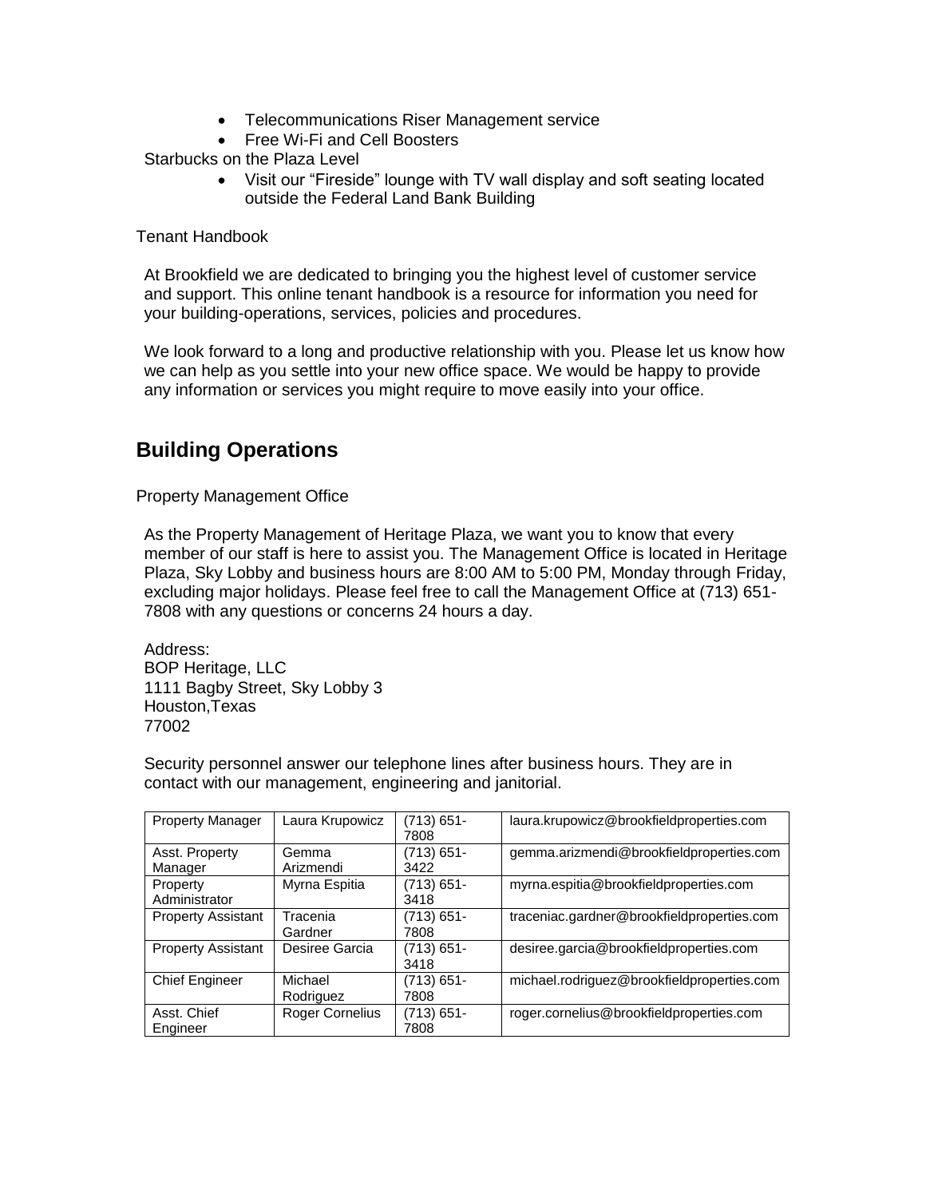- Telecommunications Riser Management service
- Free Wi-Fi and Cell Boosters

Starbucks on the Plaza Level

- Visit our "Fireside" lounge with TV wall display and soft seating located outside the Federal Land Bank Building

Tenant Handbook

At Brookfield we are dedicated to bringing you the highest level of customer service and support. This online tenant handbook is a resource for information you need for your building-operations, services, policies and procedures.

We look forward to a long and productive relationship with you. Please let us know how we can help as you settle into your new office space. We would be happy to provide any information or services you might require to move easily into your office.

## Building Operations

Property Management Office

As the Property Management of Heritage Plaza, we want you to know that every member of our staff is here to assist you. The Management Office is located in Heritage Plaza, Sky Lobby and business hours are 8:00 AM to 5:00 PM, Monday through Friday, excluding major holidays. Please feel free to call the Management Office at (713) 651-7808 with any questions or concerns 24 hours a day.

Address:
BOP Heritage, LLC
1111 Bagby Street, Sky Lobby 3
Houston,Texas
77002

Security personnel answer our telephone lines after business hours. They are in contact with our management, engineering and janitorial.

| Property Manager | Laura Krupowicz | (713) 651-7808 | laura.krupowicz@brookfieldproperties.com |
|---|---|---|---|
| Asst. Property Manager | Gemma Arizmendi | (713) 651-3422 | gemma.arizmendi@brookfieldproperties.com |
| Property Administrator | Myrna Espitia | (713) 651-3418 | myrna.espitia@brookfieldproperties.com |
| Property Assistant | Tracenia Gardner | (713) 651-7808 | traceniac.gardner@brookfieldproperties.com |
| Property Assistant | Desiree Garcia | (713) 651-3418 | desiree.garcia@brookfieldproperties.com |
| Chief Engineer | Michael Rodriguez | (713) 651-7808 | michael.rodriguez@brookfieldproperties.com |
| Asst. Chief Engineer | Roger Cornelius | (713) 651-7808 | roger.cornelius@brookfieldproperties.com |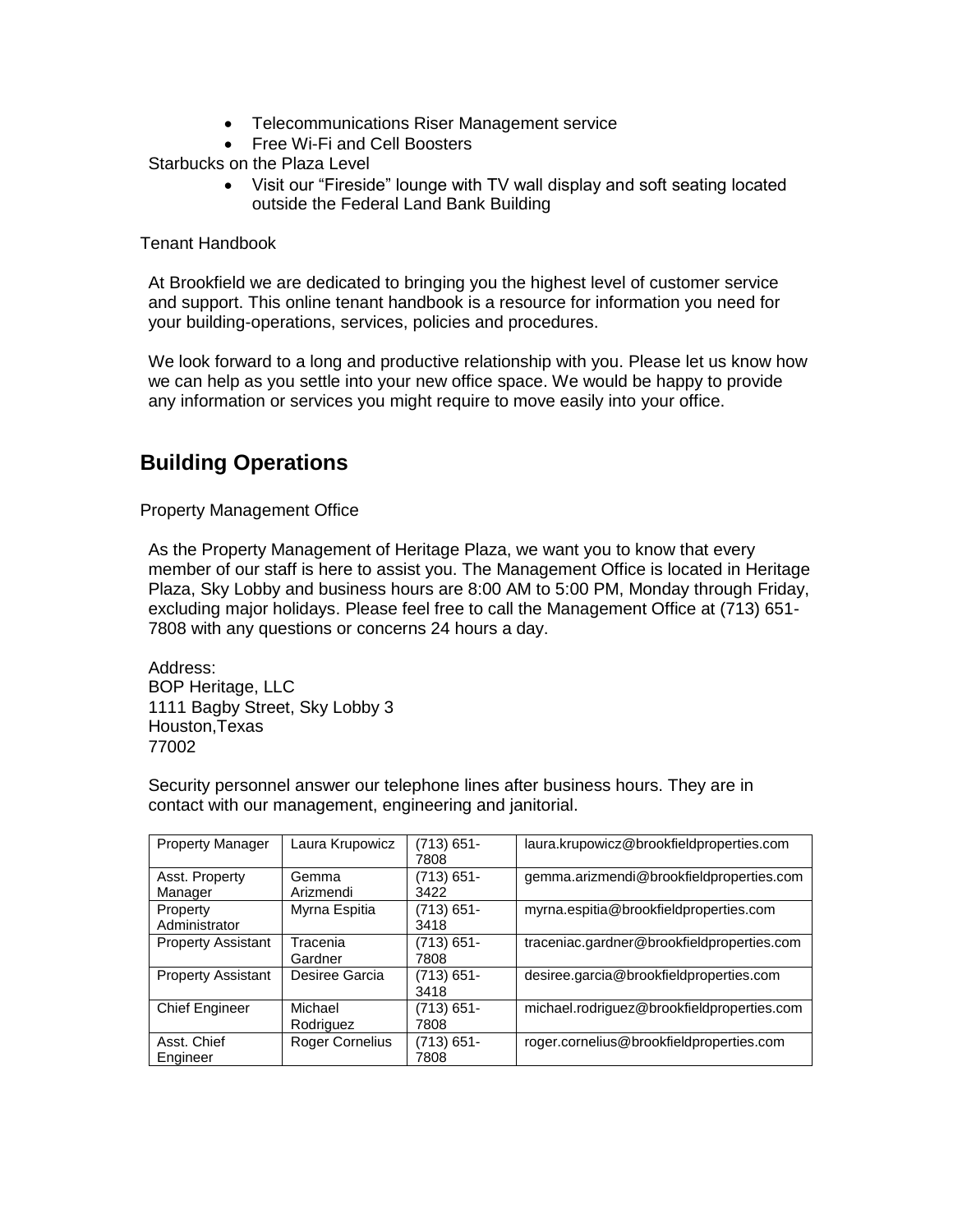- Telecommunications Riser Management service
- Free Wi-Fi and Cell Boosters

Starbucks on the Plaza Level

- Visit our "Fireside" lounge with TV wall display and soft seating located outside the Federal Land Bank Building

Tenant Handbook

At Brookfield we are dedicated to bringing you the highest level of customer service and support. This online tenant handbook is a resource for information you need for your building-operations, services, policies and procedures.

We look forward to a long and productive relationship with you. Please let us know how we can help as you settle into your new office space. We would be happy to provide any information or services you might require to move easily into your office.

## Building Operations

Property Management Office

As the Property Management of Heritage Plaza, we want you to know that every member of our staff is here to assist you. The Management Office is located in Heritage Plaza, Sky Lobby and business hours are 8:00 AM to 5:00 PM, Monday through Friday, excluding major holidays. Please feel free to call the Management Office at (713) 651-7808 with any questions or concerns 24 hours a day.

Address:
BOP Heritage, LLC
1111 Bagby Street, Sky Lobby 3
Houston,Texas
77002

Security personnel answer our telephone lines after business hours. They are in contact with our management, engineering and janitorial.

| Property Manager | Laura Krupowicz | (713) 651-7808 | laura.krupowicz@brookfieldproperties.com |
|---|---|---|---|
| Asst. Property Manager | Gemma Arizmendi | (713) 651-3422 | gemma.arizmendi@brookfieldproperties.com |
| Property Administrator | Myrna Espitia | (713) 651-3418 | myrna.espitia@brookfieldproperties.com |
| Property Assistant | Tracenia Gardner | (713) 651-7808 | traceniac.gardner@brookfieldproperties.com |
| Property Assistant | Desiree Garcia | (713) 651-3418 | desiree.garcia@brookfieldproperties.com |
| Chief Engineer | Michael Rodriguez | (713) 651-7808 | michael.rodriguez@brookfieldproperties.com |
| Asst. Chief Engineer | Roger Cornelius | (713) 651-7808 | roger.cornelius@brookfieldproperties.com |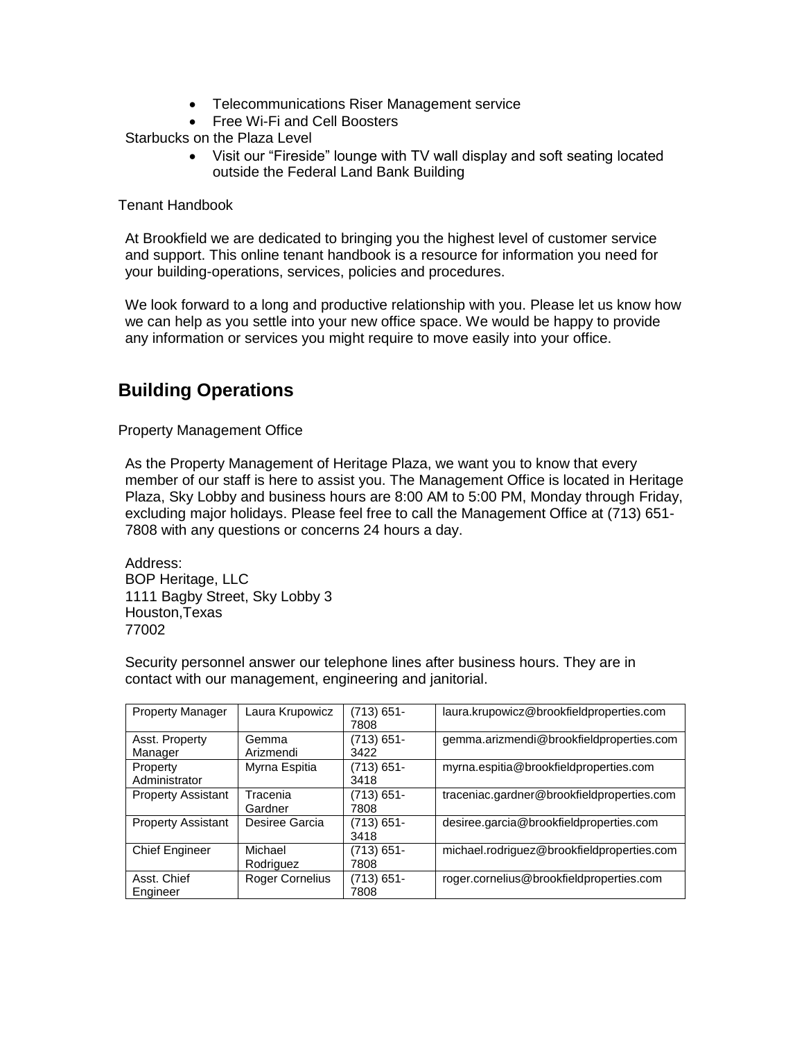- Telecommunications Riser Management service
- Free Wi-Fi and Cell Boosters

Starbucks on the Plaza Level

- Visit our "Fireside" lounge with TV wall display and soft seating located outside the Federal Land Bank Building

Tenant Handbook

At Brookfield we are dedicated to bringing you the highest level of customer service and support. This online tenant handbook is a resource for information you need for your building-operations, services, policies and procedures.

We look forward to a long and productive relationship with you. Please let us know how we can help as you settle into your new office space. We would be happy to provide any information or services you might require to move easily into your office.

## Building Operations

Property Management Office

As the Property Management of Heritage Plaza, we want you to know that every member of our staff is here to assist you. The Management Office is located in Heritage Plaza, Sky Lobby and business hours are 8:00 AM to 5:00 PM, Monday through Friday, excluding major holidays. Please feel free to call the Management Office at (713) 651-7808 with any questions or concerns 24 hours a day.

Address:
BOP Heritage, LLC
1111 Bagby Street, Sky Lobby 3
Houston,Texas
77002

Security personnel answer our telephone lines after business hours. They are in contact with our management, engineering and janitorial.

| Property Manager | Laura Krupowicz | (713) 651-7808 | laura.krupowicz@brookfieldproperties.com |
|---|---|---|---|
| Asst. Property Manager | Gemma Arizmendi | (713) 651-3422 | gemma.arizmendi@brookfieldproperties.com |
| Property Administrator | Myrna Espitia | (713) 651-3418 | myrna.espitia@brookfieldproperties.com |
| Property Assistant | Tracenia Gardner | (713) 651-7808 | traceniac.gardner@brookfieldproperties.com |
| Property Assistant | Desiree Garcia | (713) 651-3418 | desiree.garcia@brookfieldproperties.com |
| Chief Engineer | Michael Rodriguez | (713) 651-7808 | michael.rodriguez@brookfieldproperties.com |
| Asst. Chief Engineer | Roger Cornelius | (713) 651-7808 | roger.cornelius@brookfieldproperties.com |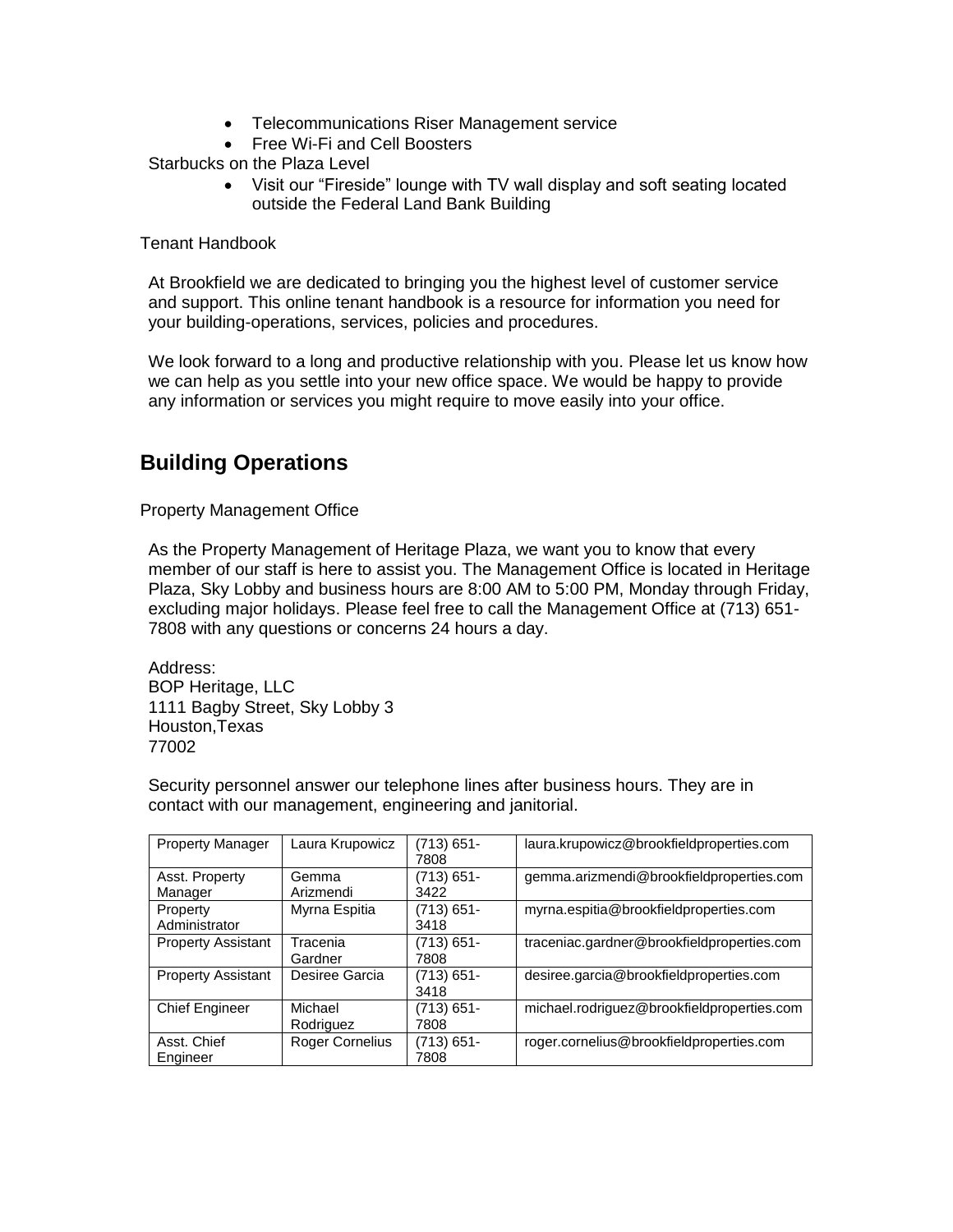- Telecommunications Riser Management service
- Free Wi-Fi and Cell Boosters

Starbucks on the Plaza Level

- Visit our “Fireside” lounge with TV wall display and soft seating located outside the Federal Land Bank Building

Tenant Handbook

At Brookfield we are dedicated to bringing you the highest level of customer service and support. This online tenant handbook is a resource for information you need for your building-operations, services, policies and procedures.

We look forward to a long and productive relationship with you. Please let us know how we can help as you settle into your new office space. We would be happy to provide any information or services you might require to move easily into your office.

## Building Operations

Property Management Office

As the Property Management of Heritage Plaza, we want you to know that every member of our staff is here to assist you. The Management Office is located in Heritage Plaza, Sky Lobby and business hours are 8:00 AM to 5:00 PM, Monday through Friday, excluding major holidays. Please feel free to call the Management Office at (713) 651-7808 with any questions or concerns 24 hours a day.

Address:
BOP Heritage, LLC
1111 Bagby Street, Sky Lobby 3
Houston,Texas
77002

Security personnel answer our telephone lines after business hours. They are in contact with our management, engineering and janitorial.

| Property Manager | Laura Krupowicz | (713) 651-7808 | laura.krupowicz@brookfieldproperties.com |
|---|---|---|---|
| Asst. Property Manager | Gemma Arizmendi | (713) 651-3422 | gemma.arizmendi@brookfieldproperties.com |
| Property Administrator | Myrna Espitia | (713) 651-3418 | myrna.espitia@brookfieldproperties.com |
| Property Assistant | Tracenia Gardner | (713) 651-7808 | traceniac.gardner@brookfieldproperties.com |
| Property Assistant | Desiree Garcia | (713) 651-3418 | desiree.garcia@brookfieldproperties.com |
| Chief Engineer | Michael Rodriguez | (713) 651-7808 | michael.rodriguez@brookfieldproperties.com |
| Asst. Chief Engineer | Roger Cornelius | (713) 651-7808 | roger.cornelius@brookfieldproperties.com |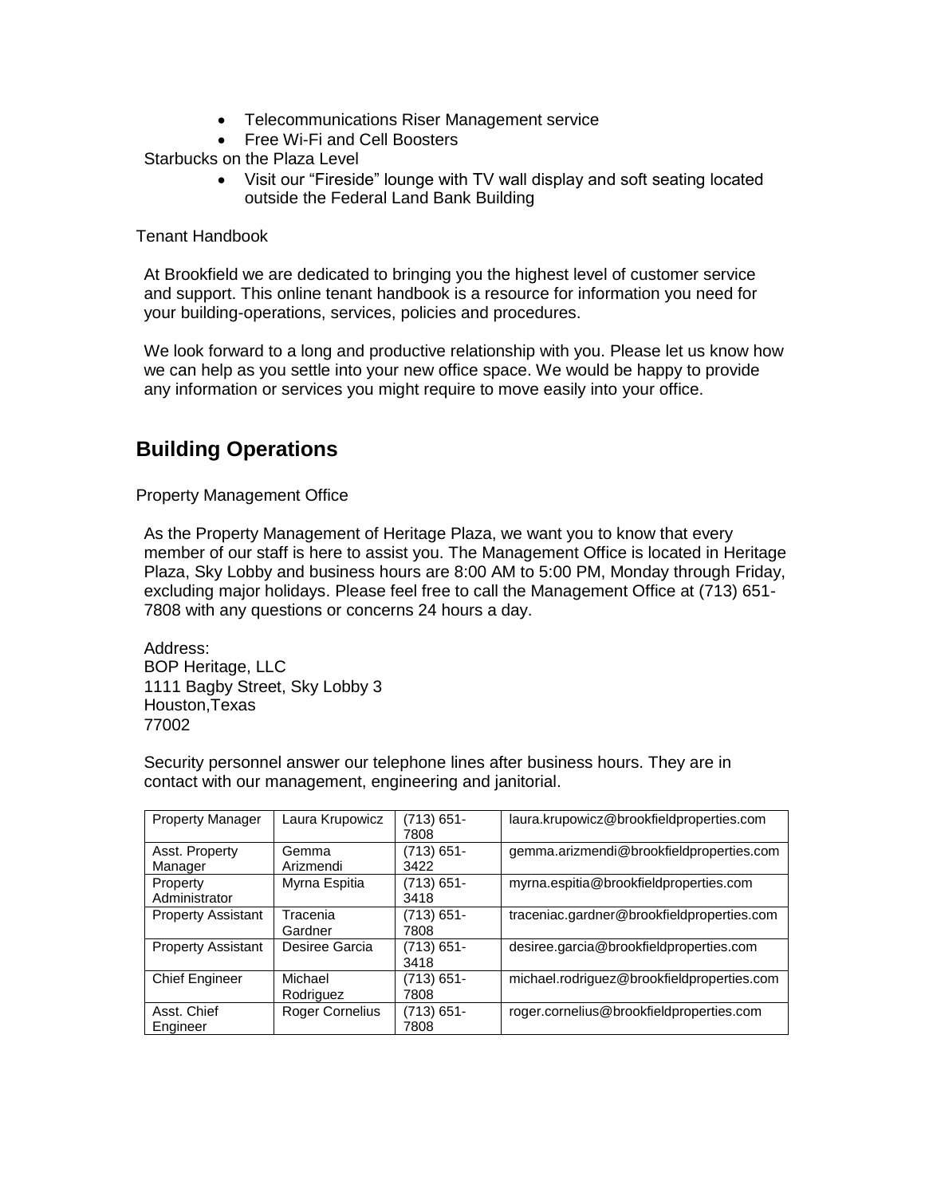- Telecommunications Riser Management service
- Free Wi-Fi and Cell Boosters

Starbucks on the Plaza Level

- Visit our "Fireside" lounge with TV wall display and soft seating located outside the Federal Land Bank Building

Tenant Handbook

At Brookfield we are dedicated to bringing you the highest level of customer service and support. This online tenant handbook is a resource for information you need for your building-operations, services, policies and procedures.

We look forward to a long and productive relationship with you. Please let us know how we can help as you settle into your new office space. We would be happy to provide any information or services you might require to move easily into your office.

## Building Operations

Property Management Office

As the Property Management of Heritage Plaza, we want you to know that every member of our staff is here to assist you. The Management Office is located in Heritage Plaza, Sky Lobby and business hours are 8:00 AM to 5:00 PM, Monday through Friday, excluding major holidays. Please feel free to call the Management Office at (713) 651-7808 with any questions or concerns 24 hours a day.

Address:
BOP Heritage, LLC
1111 Bagby Street, Sky Lobby 3
Houston,Texas
77002

Security personnel answer our telephone lines after business hours. They are in contact with our management, engineering and janitorial.

| Property Manager | Laura Krupowicz | (713) 651-7808 | laura.krupowicz@brookfieldproperties.com |
|---|---|---|---|
| Asst. Property Manager | Gemma Arizmendi | (713) 651-3422 | gemma.arizmendi@brookfieldproperties.com |
| Property Administrator | Myrna Espitia | (713) 651-3418 | myrna.espitia@brookfieldproperties.com |
| Property Assistant | Tracenia Gardner | (713) 651-7808 | traceniac.gardner@brookfieldproperties.com |
| Property Assistant | Desiree Garcia | (713) 651-3418 | desiree.garcia@brookfieldproperties.com |
| Chief Engineer | Michael Rodriguez | (713) 651-7808 | michael.rodriguez@brookfieldproperties.com |
| Asst. Chief Engineer | Roger Cornelius | (713) 651-7808 | roger.cornelius@brookfieldproperties.com |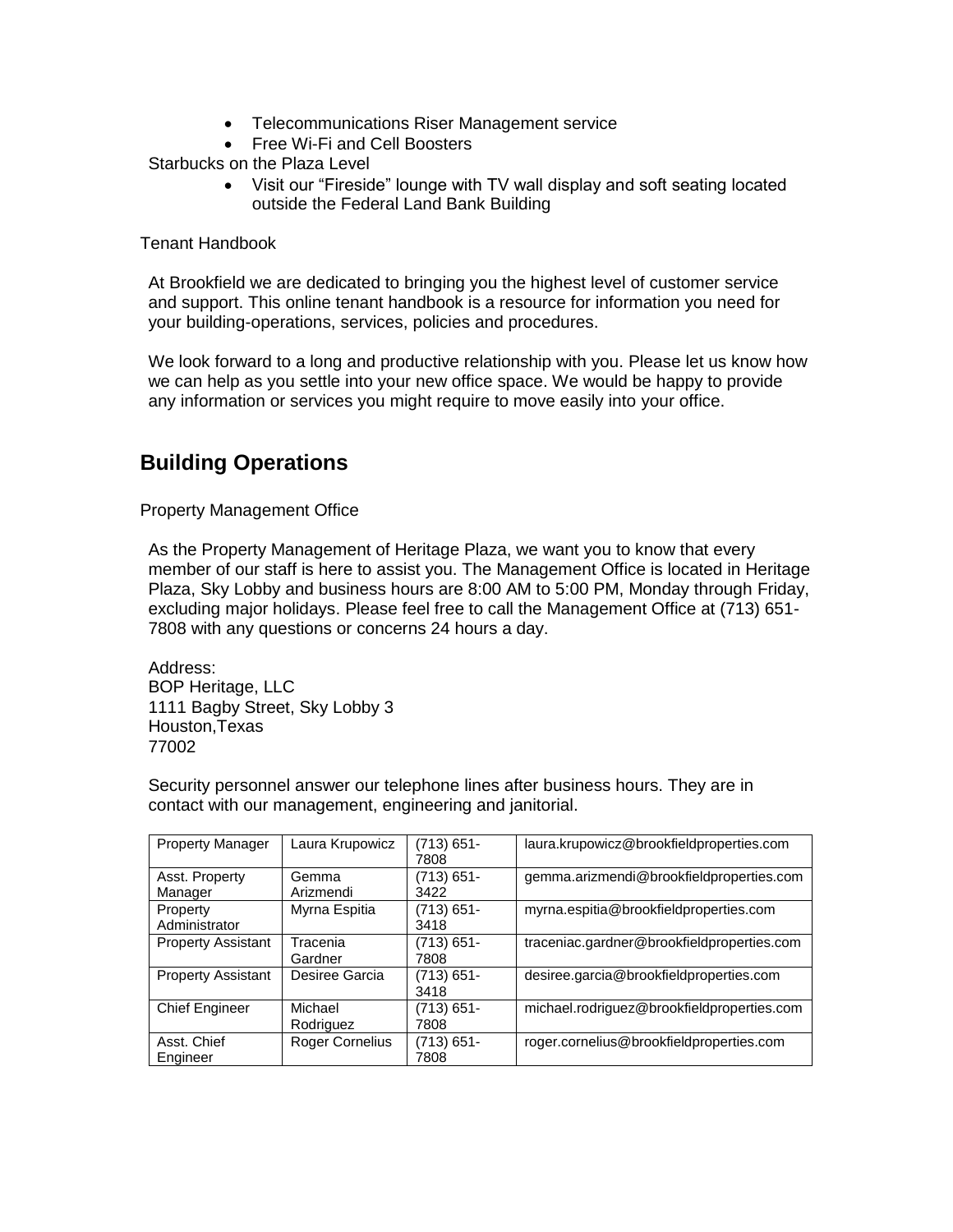- Telecommunications Riser Management service
- Free Wi-Fi and Cell Boosters

Starbucks on the Plaza Level

- Visit our "Fireside" lounge with TV wall display and soft seating located outside the Federal Land Bank Building

Tenant Handbook

At Brookfield we are dedicated to bringing you the highest level of customer service and support. This online tenant handbook is a resource for information you need for your building-operations, services, policies and procedures.

We look forward to a long and productive relationship with you. Please let us know how we can help as you settle into your new office space. We would be happy to provide any information or services you might require to move easily into your office.

## Building Operations

Property Management Office

As the Property Management of Heritage Plaza, we want you to know that every member of our staff is here to assist you. The Management Office is located in Heritage Plaza, Sky Lobby and business hours are 8:00 AM to 5:00 PM, Monday through Friday, excluding major holidays. Please feel free to call the Management Office at (713) 651-7808 with any questions or concerns 24 hours a day.

Address:
BOP Heritage, LLC
1111 Bagby Street, Sky Lobby 3
Houston,Texas
77002

Security personnel answer our telephone lines after business hours. They are in contact with our management, engineering and janitorial.

| Property Manager | Laura Krupowicz | (713) 651-7808 | laura.krupowicz@brookfieldproperties.com |
|---|---|---|---|
| Asst. Property Manager | Gemma Arizmendi | (713) 651-3422 | gemma.arizmendi@brookfieldproperties.com |
| Property Administrator | Myrna Espitia | (713) 651-3418 | myrna.espitia@brookfieldproperties.com |
| Property Assistant | Tracenia Gardner | (713) 651-7808 | traceniac.gardner@brookfieldproperties.com |
| Property Assistant | Desiree Garcia | (713) 651-3418 | desiree.garcia@brookfieldproperties.com |
| Chief Engineer | Michael Rodriguez | (713) 651-7808 | michael.rodriguez@brookfieldproperties.com |
| Asst. Chief Engineer | Roger Cornelius | (713) 651-7808 | roger.cornelius@brookfieldproperties.com |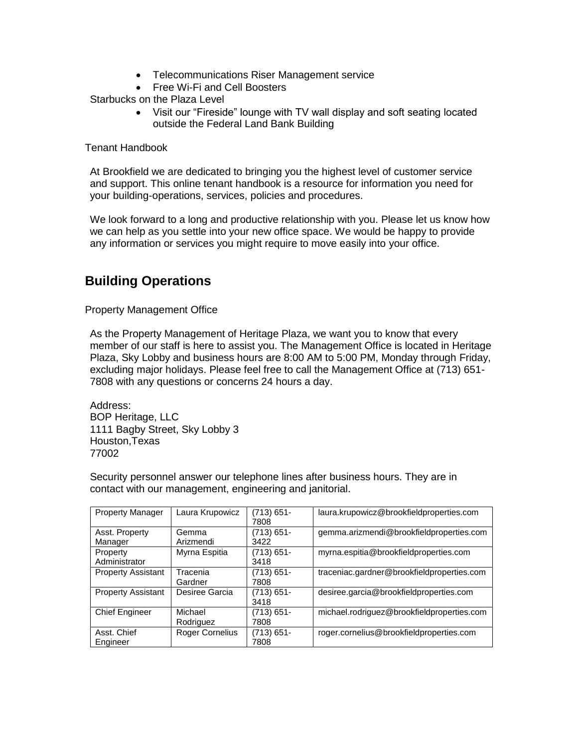- Telecommunications Riser Management service
- Free Wi-Fi and Cell Boosters

Starbucks on the Plaza Level

- Visit our "Fireside" lounge with TV wall display and soft seating located outside the Federal Land Bank Building

Tenant Handbook

At Brookfield we are dedicated to bringing you the highest level of customer service and support. This online tenant handbook is a resource for information you need for your building-operations, services, policies and procedures.

We look forward to a long and productive relationship with you. Please let us know how we can help as you settle into your new office space. We would be happy to provide any information or services you might require to move easily into your office.

## Building Operations

Property Management Office

As the Property Management of Heritage Plaza, we want you to know that every member of our staff is here to assist you. The Management Office is located in Heritage Plaza, Sky Lobby and business hours are 8:00 AM to 5:00 PM, Monday through Friday, excluding major holidays. Please feel free to call the Management Office at (713) 651-7808 with any questions or concerns 24 hours a day.

Address:
BOP Heritage, LLC
1111 Bagby Street, Sky Lobby 3
Houston,Texas
77002

Security personnel answer our telephone lines after business hours. They are in contact with our management, engineering and janitorial.

| Property Manager | Laura Krupowicz | (713) 651-7808 | laura.krupowicz@brookfieldproperties.com |
|---|---|---|---|
| Asst. Property Manager | Gemma Arizmendi | (713) 651-3422 | gemma.arizmendi@brookfieldproperties.com |
| Property Administrator | Myrna Espitia | (713) 651-3418 | myrna.espitia@brookfieldproperties.com |
| Property Assistant | Tracenia Gardner | (713) 651-7808 | traceniac.gardner@brookfieldproperties.com |
| Property Assistant | Desiree Garcia | (713) 651-3418 | desiree.garcia@brookfieldproperties.com |
| Chief Engineer | Michael Rodriguez | (713) 651-7808 | michael.rodriguez@brookfieldproperties.com |
| Asst. Chief Engineer | Roger Cornelius | (713) 651-7808 | roger.cornelius@brookfieldproperties.com |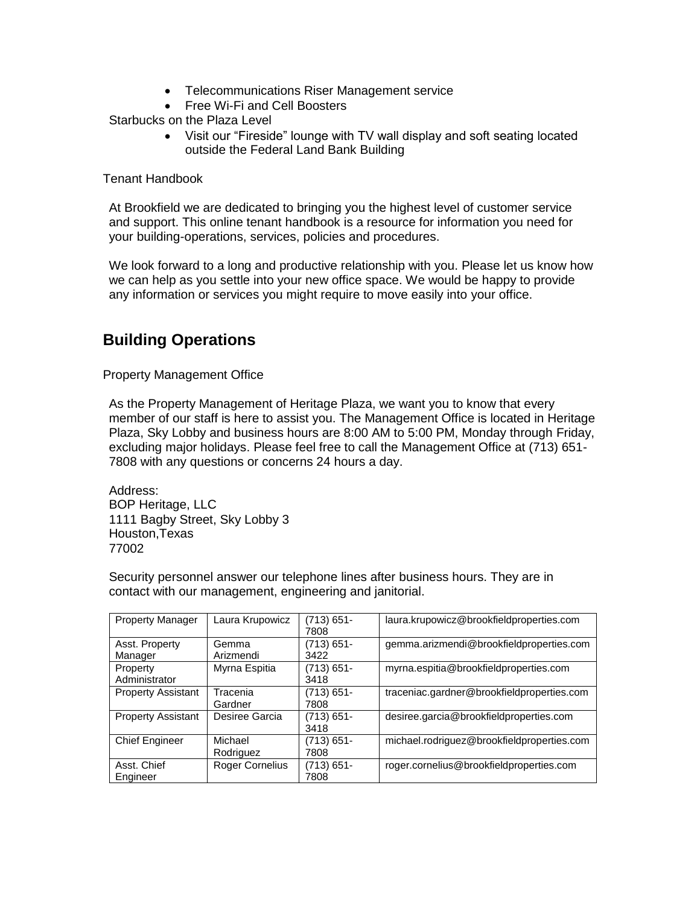- Telecommunications Riser Management service
- Free Wi-Fi and Cell Boosters

Starbucks on the Plaza Level

- Visit our "Fireside" lounge with TV wall display and soft seating located outside the Federal Land Bank Building

Tenant Handbook

At Brookfield we are dedicated to bringing you the highest level of customer service and support. This online tenant handbook is a resource for information you need for your building-operations, services, policies and procedures.

We look forward to a long and productive relationship with you. Please let us know how we can help as you settle into your new office space. We would be happy to provide any information or services you might require to move easily into your office.

## Building Operations

Property Management Office

As the Property Management of Heritage Plaza, we want you to know that every member of our staff is here to assist you. The Management Office is located in Heritage Plaza, Sky Lobby and business hours are 8:00 AM to 5:00 PM, Monday through Friday, excluding major holidays. Please feel free to call the Management Office at (713) 651-7808 with any questions or concerns 24 hours a day.

Address:
BOP Heritage, LLC
1111 Bagby Street, Sky Lobby 3
Houston,Texas
77002

Security personnel answer our telephone lines after business hours. They are in contact with our management, engineering and janitorial.

| Property Manager | Laura Krupowicz | (713) 651-7808 | laura.krupowicz@brookfieldproperties.com |
|---|---|---|---|
| Asst. Property Manager | Gemma Arizmendi | (713) 651-3422 | gemma.arizmendi@brookfieldproperties.com |
| Property Administrator | Myrna Espitia | (713) 651-3418 | myrna.espitia@brookfieldproperties.com |
| Property Assistant | Tracenia Gardner | (713) 651-7808 | traceniac.gardner@brookfieldproperties.com |
| Property Assistant | Desiree Garcia | (713) 651-3418 | desiree.garcia@brookfieldproperties.com |
| Chief Engineer | Michael Rodriguez | (713) 651-7808 | michael.rodriguez@brookfieldproperties.com |
| Asst. Chief Engineer | Roger Cornelius | (713) 651-7808 | roger.cornelius@brookfieldproperties.com |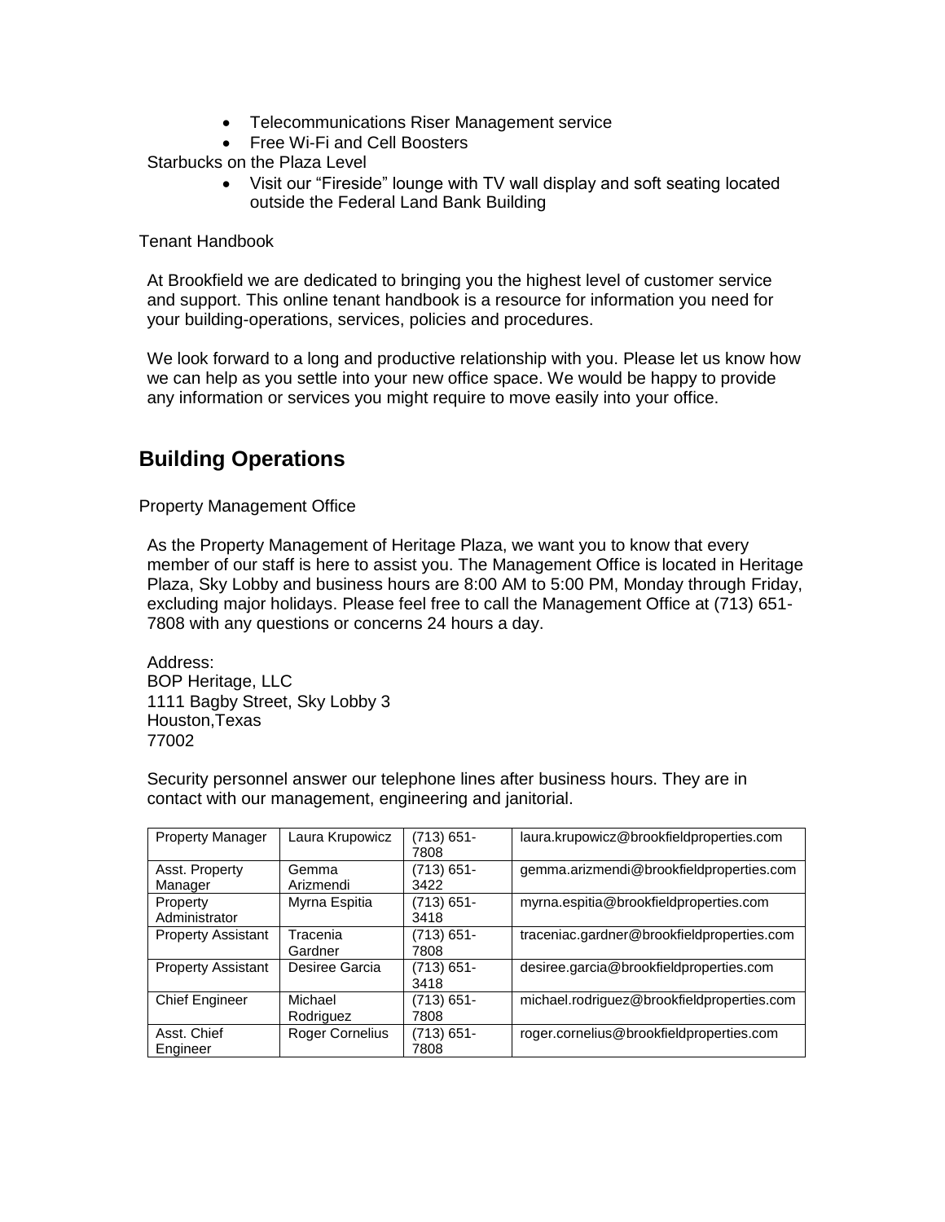- Telecommunications Riser Management service
- Free Wi-Fi and Cell Boosters

Starbucks on the Plaza Level

- Visit our “Fireside” lounge with TV wall display and soft seating located outside the Federal Land Bank Building

Tenant Handbook

At Brookfield we are dedicated to bringing you the highest level of customer service and support. This online tenant handbook is a resource for information you need for your building-operations, services, policies and procedures.

We look forward to a long and productive relationship with you. Please let us know how we can help as you settle into your new office space. We would be happy to provide any information or services you might require to move easily into your office.

## Building Operations

Property Management Office

As the Property Management of Heritage Plaza, we want you to know that every member of our staff is here to assist you. The Management Office is located in Heritage Plaza, Sky Lobby and business hours are 8:00 AM to 5:00 PM, Monday through Friday, excluding major holidays. Please feel free to call the Management Office at (713) 651-7808 with any questions or concerns 24 hours a day.

Address:
BOP Heritage, LLC
1111 Bagby Street, Sky Lobby 3
Houston,Texas
77002

Security personnel answer our telephone lines after business hours. They are in contact with our management, engineering and janitorial.

| Property Manager | Laura Krupowicz | (713) 651-7808 | laura.krupowicz@brookfieldproperties.com |
|---|---|---|---|
| Asst. Property Manager | Gemma Arizmendi | (713) 651-3422 | gemma.arizmendi@brookfieldproperties.com |
| Property Administrator | Myrna Espitia | (713) 651-3418 | myrna.espitia@brookfieldproperties.com |
| Property Assistant | Tracenia Gardner | (713) 651-7808 | traceniac.gardner@brookfieldproperties.com |
| Property Assistant | Desiree Garcia | (713) 651-3418 | desiree.garcia@brookfieldproperties.com |
| Chief Engineer | Michael Rodriguez | (713) 651-7808 | michael.rodriguez@brookfieldproperties.com |
| Asst. Chief Engineer | Roger Cornelius | (713) 651-7808 | roger.cornelius@brookfieldproperties.com |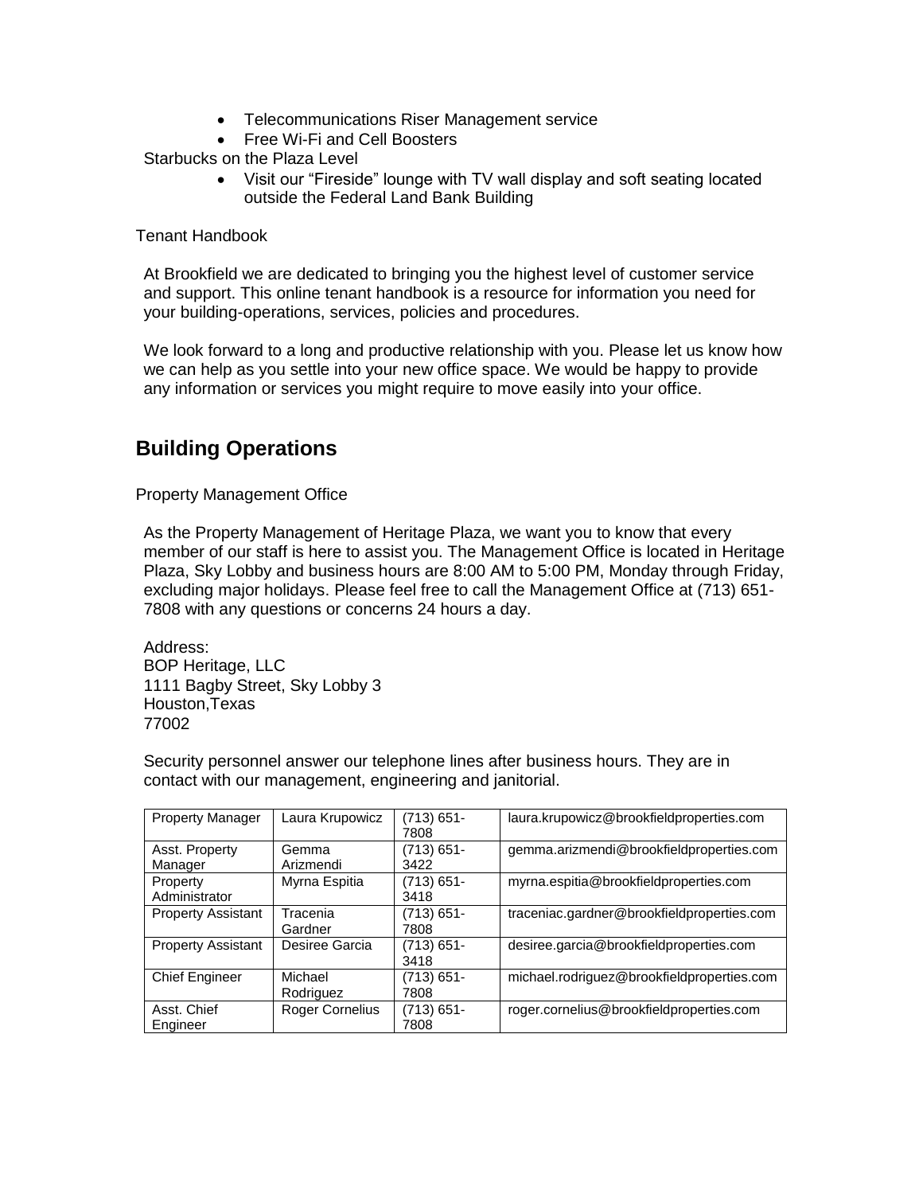- Telecommunications Riser Management service
- Free Wi-Fi and Cell Boosters

Starbucks on the Plaza Level

- Visit our "Fireside" lounge with TV wall display and soft seating located outside the Federal Land Bank Building

Tenant Handbook

At Brookfield we are dedicated to bringing you the highest level of customer service and support. This online tenant handbook is a resource for information you need for your building-operations, services, policies and procedures.

We look forward to a long and productive relationship with you. Please let us know how we can help as you settle into your new office space. We would be happy to provide any information or services you might require to move easily into your office.

## Building Operations

Property Management Office

As the Property Management of Heritage Plaza, we want you to know that every member of our staff is here to assist you. The Management Office is located in Heritage Plaza, Sky Lobby and business hours are 8:00 AM to 5:00 PM, Monday through Friday, excluding major holidays. Please feel free to call the Management Office at (713) 651-7808 with any questions or concerns 24 hours a day.

Address:
BOP Heritage, LLC
1111 Bagby Street, Sky Lobby 3
Houston,Texas
77002

Security personnel answer our telephone lines after business hours. They are in contact with our management, engineering and janitorial.

| Property Manager | Laura Krupowicz | (713) 651-7808 | laura.krupowicz@brookfieldproperties.com |
|---|---|---|---|
| Asst. Property Manager | Gemma Arizmendi | (713) 651-3422 | gemma.arizmendi@brookfieldproperties.com |
| Property Administrator | Myrna Espitia | (713) 651-3418 | myrna.espitia@brookfieldproperties.com |
| Property Assistant | Tracenia Gardner | (713) 651-7808 | traceniac.gardner@brookfieldproperties.com |
| Property Assistant | Desiree Garcia | (713) 651-3418 | desiree.garcia@brookfieldproperties.com |
| Chief Engineer | Michael Rodriguez | (713) 651-7808 | michael.rodriguez@brookfieldproperties.com |
| Asst. Chief Engineer | Roger Cornelius | (713) 651-7808 | roger.cornelius@brookfieldproperties.com |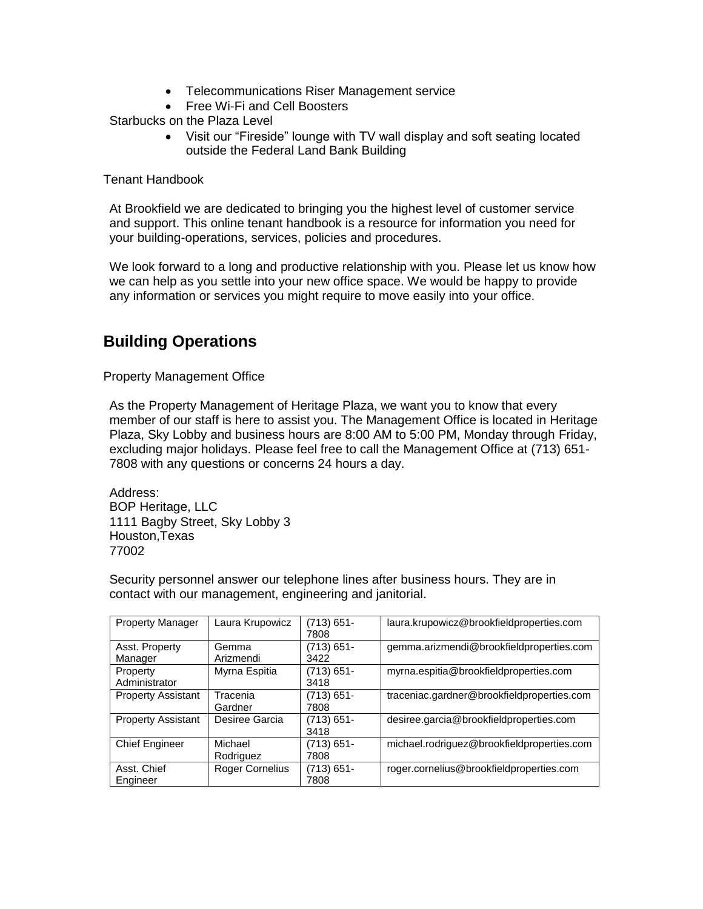- Telecommunications Riser Management service
- Free Wi-Fi and Cell Boosters

Starbucks on the Plaza Level

- Visit our "Fireside" lounge with TV wall display and soft seating located outside the Federal Land Bank Building

Tenant Handbook

At Brookfield we are dedicated to bringing you the highest level of customer service and support. This online tenant handbook is a resource for information you need for your building-operations, services, policies and procedures.

We look forward to a long and productive relationship with you. Please let us know how we can help as you settle into your new office space. We would be happy to provide any information or services you might require to move easily into your office.

## Building Operations

Property Management Office

As the Property Management of Heritage Plaza, we want you to know that every member of our staff is here to assist you. The Management Office is located in Heritage Plaza, Sky Lobby and business hours are 8:00 AM to 5:00 PM, Monday through Friday, excluding major holidays. Please feel free to call the Management Office at (713) 651-7808 with any questions or concerns 24 hours a day.

Address:
BOP Heritage, LLC
1111 Bagby Street, Sky Lobby 3
Houston,Texas
77002

Security personnel answer our telephone lines after business hours. They are in contact with our management, engineering and janitorial.

| Property Manager | Laura Krupowicz | (713) 651-7808 | laura.krupowicz@brookfieldproperties.com |
|---|---|---|---|
| Asst. Property Manager | Gemma Arizmendi | (713) 651-3422 | gemma.arizmendi@brookfieldproperties.com |
| Property Administrator | Myrna Espitia | (713) 651-3418 | myrna.espitia@brookfieldproperties.com |
| Property Assistant | Tracenia Gardner | (713) 651-7808 | traceniac.gardner@brookfieldproperties.com |
| Property Assistant | Desiree Garcia | (713) 651-3418 | desiree.garcia@brookfieldproperties.com |
| Chief Engineer | Michael Rodriguez | (713) 651-7808 | michael.rodriguez@brookfieldproperties.com |
| Asst. Chief Engineer | Roger Cornelius | (713) 651-7808 | roger.cornelius@brookfieldproperties.com |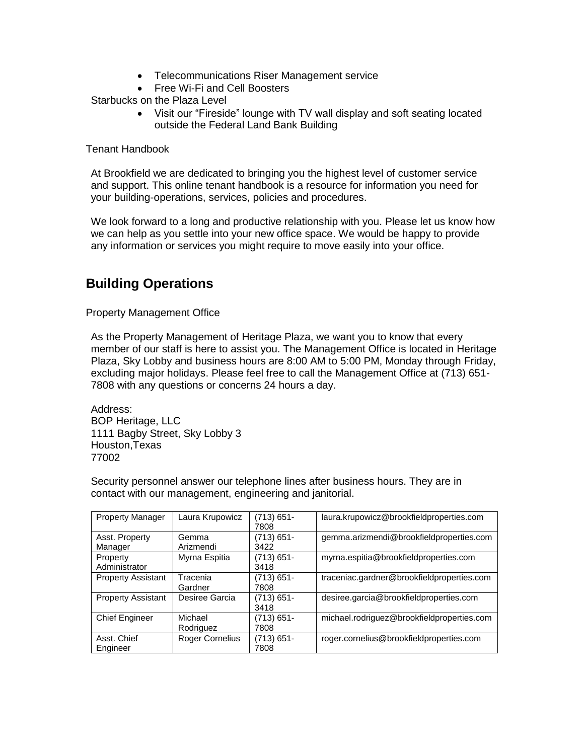- Telecommunications Riser Management service
- Free Wi-Fi and Cell Boosters

Starbucks on the Plaza Level

- Visit our “Fireside” lounge with TV wall display and soft seating located outside the Federal Land Bank Building

Tenant Handbook

At Brookfield we are dedicated to bringing you the highest level of customer service and support. This online tenant handbook is a resource for information you need for your building-operations, services, policies and procedures.

We look forward to a long and productive relationship with you. Please let us know how we can help as you settle into your new office space. We would be happy to provide any information or services you might require to move easily into your office.

## Building Operations

Property Management Office

As the Property Management of Heritage Plaza, we want you to know that every member of our staff is here to assist you. The Management Office is located in Heritage Plaza, Sky Lobby and business hours are 8:00 AM to 5:00 PM, Monday through Friday, excluding major holidays. Please feel free to call the Management Office at (713) 651-7808 with any questions or concerns 24 hours a day.

Address:
BOP Heritage, LLC
1111 Bagby Street, Sky Lobby 3
Houston,Texas
77002

Security personnel answer our telephone lines after business hours. They are in contact with our management, engineering and janitorial.

| Property Manager | Laura Krupowicz | (713) 651-7808 | laura.krupowicz@brookfieldproperties.com |
|---|---|---|---|
| Asst. Property Manager | Gemma Arizmendi | (713) 651-3422 | gemma.arizmendi@brookfieldproperties.com |
| Property Administrator | Myrna Espitia | (713) 651-3418 | myrna.espitia@brookfieldproperties.com |
| Property Assistant | Tracenia Gardner | (713) 651-7808 | traceniac.gardner@brookfieldproperties.com |
| Property Assistant | Desiree Garcia | (713) 651-3418 | desiree.garcia@brookfieldproperties.com |
| Chief Engineer | Michael Rodriguez | (713) 651-7808 | michael.rodriguez@brookfieldproperties.com |
| Asst. Chief Engineer | Roger Cornelius | (713) 651-7808 | roger.cornelius@brookfieldproperties.com |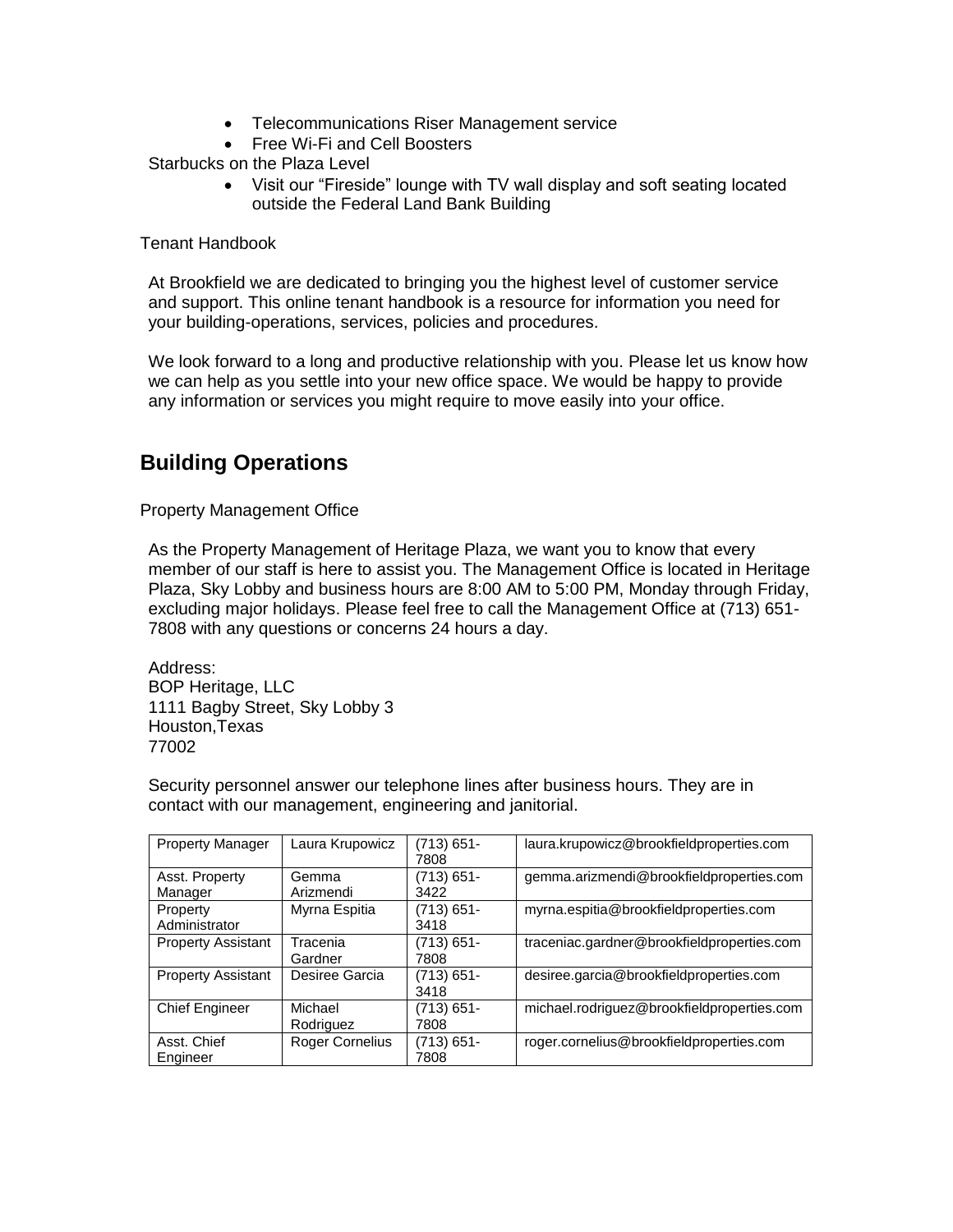- Telecommunications Riser Management service
- Free Wi-Fi and Cell Boosters

Starbucks on the Plaza Level

- Visit our "Fireside" lounge with TV wall display and soft seating located outside the Federal Land Bank Building

Tenant Handbook

At Brookfield we are dedicated to bringing you the highest level of customer service and support. This online tenant handbook is a resource for information you need for your building-operations, services, policies and procedures.

We look forward to a long and productive relationship with you. Please let us know how we can help as you settle into your new office space. We would be happy to provide any information or services you might require to move easily into your office.

## Building Operations

Property Management Office

As the Property Management of Heritage Plaza, we want you to know that every member of our staff is here to assist you. The Management Office is located in Heritage Plaza, Sky Lobby and business hours are 8:00 AM to 5:00 PM, Monday through Friday, excluding major holidays. Please feel free to call the Management Office at (713) 651-7808 with any questions or concerns 24 hours a day.

Address:
BOP Heritage, LLC
1111 Bagby Street, Sky Lobby 3
Houston,Texas
77002

Security personnel answer our telephone lines after business hours. They are in contact with our management, engineering and janitorial.

| Property Manager | Laura Krupowicz | (713) 651-7808 | laura.krupowicz@brookfieldproperties.com |
|---|---|---|---|
| Asst. Property Manager | Gemma Arizmendi | (713) 651-3422 | gemma.arizmendi@brookfieldproperties.com |
| Property Administrator | Myrna Espitia | (713) 651-3418 | myrna.espitia@brookfieldproperties.com |
| Property Assistant | Tracenia Gardner | (713) 651-7808 | traceniac.gardner@brookfieldproperties.com |
| Property Assistant | Desiree Garcia | (713) 651-3418 | desiree.garcia@brookfieldproperties.com |
| Chief Engineer | Michael Rodriguez | (713) 651-7808 | michael.rodriguez@brookfieldproperties.com |
| Asst. Chief Engineer | Roger Cornelius | (713) 651-7808 | roger.cornelius@brookfieldproperties.com |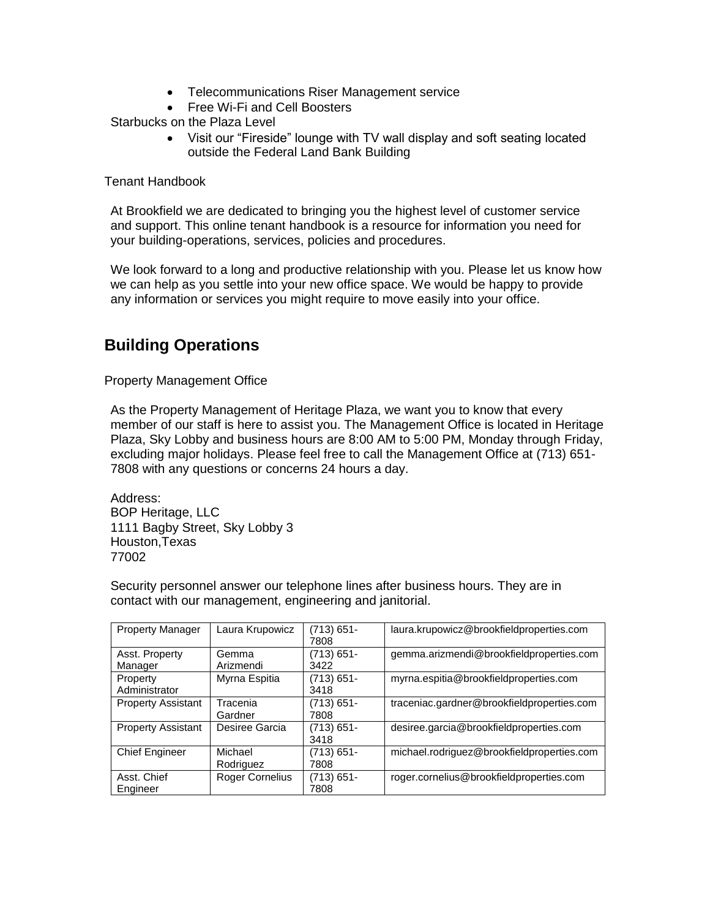- Telecommunications Riser Management service
- Free Wi-Fi and Cell Boosters

Starbucks on the Plaza Level

- Visit our “Fireside” lounge with TV wall display and soft seating located outside the Federal Land Bank Building

Tenant Handbook

At Brookfield we are dedicated to bringing you the highest level of customer service and support. This online tenant handbook is a resource for information you need for your building-operations, services, policies and procedures.

We look forward to a long and productive relationship with you. Please let us know how we can help as you settle into your new office space. We would be happy to provide any information or services you might require to move easily into your office.

## Building Operations

Property Management Office

As the Property Management of Heritage Plaza, we want you to know that every member of our staff is here to assist you. The Management Office is located in Heritage Plaza, Sky Lobby and business hours are 8:00 AM to 5:00 PM, Monday through Friday, excluding major holidays. Please feel free to call the Management Office at (713) 651-7808 with any questions or concerns 24 hours a day.

Address:
BOP Heritage, LLC
1111 Bagby Street, Sky Lobby 3
Houston,Texas
77002

Security personnel answer our telephone lines after business hours. They are in contact with our management, engineering and janitorial.

| Property Manager | Laura Krupowicz | (713) 651-7808 | laura.krupowicz@brookfieldproperties.com |
|---|---|---|---|
| Asst. Property Manager | Gemma Arizmendi | (713) 651-3422 | gemma.arizmendi@brookfieldproperties.com |
| Property Administrator | Myrna Espitia | (713) 651-3418 | myrna.espitia@brookfieldproperties.com |
| Property Assistant | Tracenia Gardner | (713) 651-7808 | traceniac.gardner@brookfieldproperties.com |
| Property Assistant | Desiree Garcia | (713) 651-3418 | desiree.garcia@brookfieldproperties.com |
| Chief Engineer | Michael Rodriguez | (713) 651-7808 | michael.rodriguez@brookfieldproperties.com |
| Asst. Chief Engineer | Roger Cornelius | (713) 651-7808 | roger.cornelius@brookfieldproperties.com |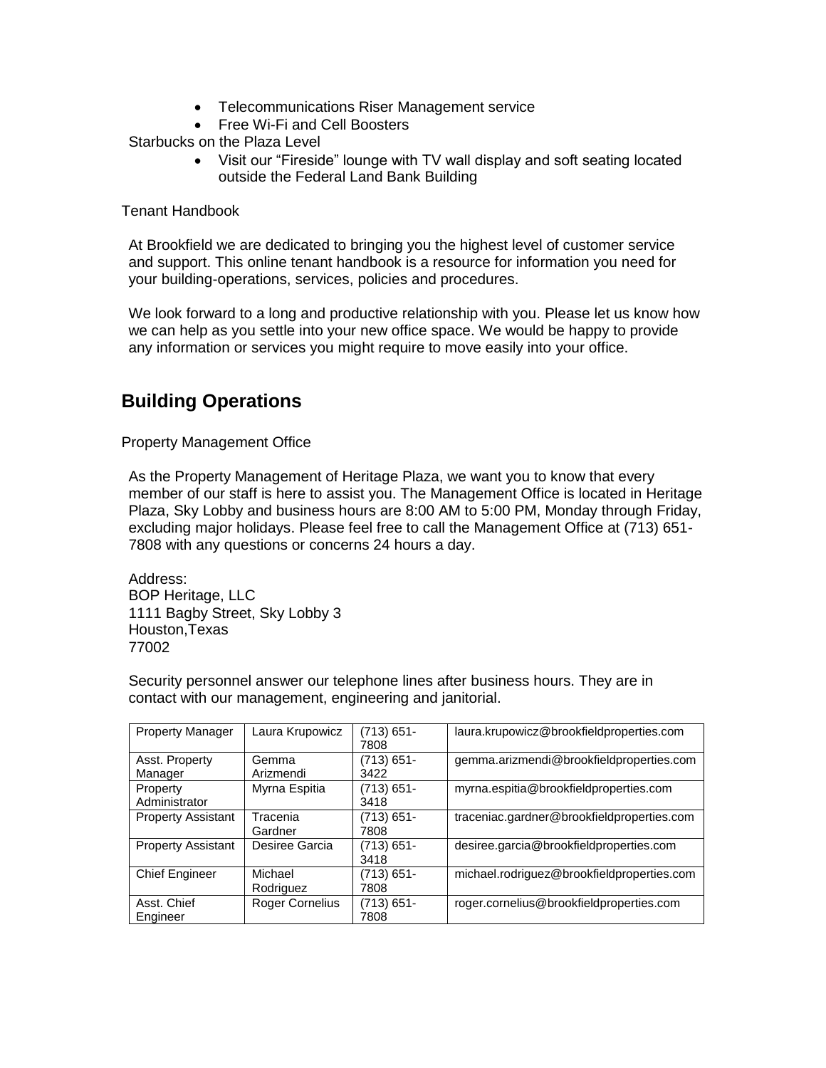- Telecommunications Riser Management service
- Free Wi-Fi and Cell Boosters

Starbucks on the Plaza Level

- Visit our "Fireside" lounge with TV wall display and soft seating located outside the Federal Land Bank Building

Tenant Handbook

At Brookfield we are dedicated to bringing you the highest level of customer service and support. This online tenant handbook is a resource for information you need for your building-operations, services, policies and procedures.

We look forward to a long and productive relationship with you. Please let us know how we can help as you settle into your new office space. We would be happy to provide any information or services you might require to move easily into your office.

## Building Operations

Property Management Office

As the Property Management of Heritage Plaza, we want you to know that every member of our staff is here to assist you. The Management Office is located in Heritage Plaza, Sky Lobby and business hours are 8:00 AM to 5:00 PM, Monday through Friday, excluding major holidays. Please feel free to call the Management Office at (713) 651-7808 with any questions or concerns 24 hours a day.

Address:
BOP Heritage, LLC
1111 Bagby Street, Sky Lobby 3
Houston,Texas
77002

Security personnel answer our telephone lines after business hours. They are in contact with our management, engineering and janitorial.

| Property Manager | Laura Krupowicz | (713) 651-7808 | laura.krupowicz@brookfieldproperties.com |
|---|---|---|---|
| Asst. Property Manager | Gemma Arizmendi | (713) 651-3422 | gemma.arizmendi@brookfieldproperties.com |
| Property Administrator | Myrna Espitia | (713) 651-3418 | myrna.espitia@brookfieldproperties.com |
| Property Assistant | Tracenia Gardner | (713) 651-7808 | traceniac.gardner@brookfieldproperties.com |
| Property Assistant | Desiree Garcia | (713) 651-3418 | desiree.garcia@brookfieldproperties.com |
| Chief Engineer | Michael Rodriguez | (713) 651-7808 | michael.rodriguez@brookfieldproperties.com |
| Asst. Chief Engineer | Roger Cornelius | (713) 651-7808 | roger.cornelius@brookfieldproperties.com |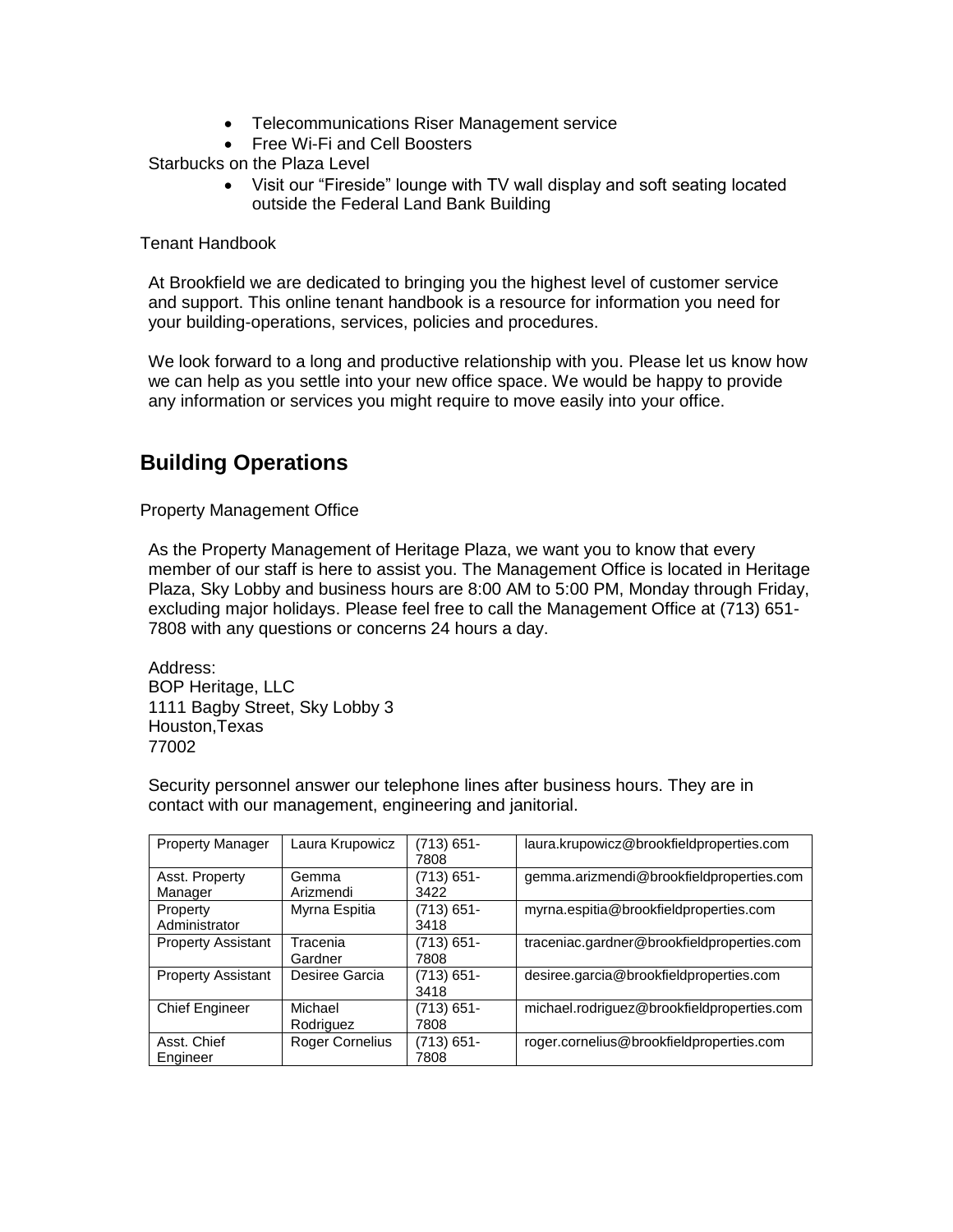- Telecommunications Riser Management service
- Free Wi-Fi and Cell Boosters

Starbucks on the Plaza Level

- Visit our "Fireside" lounge with TV wall display and soft seating located outside the Federal Land Bank Building

Tenant Handbook

At Brookfield we are dedicated to bringing you the highest level of customer service and support. This online tenant handbook is a resource for information you need for your building-operations, services, policies and procedures.

We look forward to a long and productive relationship with you. Please let us know how we can help as you settle into your new office space. We would be happy to provide any information or services you might require to move easily into your office.

## Building Operations

Property Management Office

As the Property Management of Heritage Plaza, we want you to know that every member of our staff is here to assist you. The Management Office is located in Heritage Plaza, Sky Lobby and business hours are 8:00 AM to 5:00 PM, Monday through Friday, excluding major holidays. Please feel free to call the Management Office at (713) 651-7808 with any questions or concerns 24 hours a day.

Address:
BOP Heritage, LLC
1111 Bagby Street, Sky Lobby 3
Houston,Texas
77002

Security personnel answer our telephone lines after business hours. They are in contact with our management, engineering and janitorial.

| Property Manager | Laura Krupowicz | (713) 651-7808 | laura.krupowicz@brookfieldproperties.com |
|---|---|---|---|
| Asst. Property Manager | Gemma Arizmendi | (713) 651-3422 | gemma.arizmendi@brookfieldproperties.com |
| Property Administrator | Myrna Espitia | (713) 651-3418 | myrna.espitia@brookfieldproperties.com |
| Property Assistant | Tracenia Gardner | (713) 651-7808 | traceniac.gardner@brookfieldproperties.com |
| Property Assistant | Desiree Garcia | (713) 651-3418 | desiree.garcia@brookfieldproperties.com |
| Chief Engineer | Michael Rodriguez | (713) 651-7808 | michael.rodriguez@brookfieldproperties.com |
| Asst. Chief Engineer | Roger Cornelius | (713) 651-7808 | roger.cornelius@brookfieldproperties.com |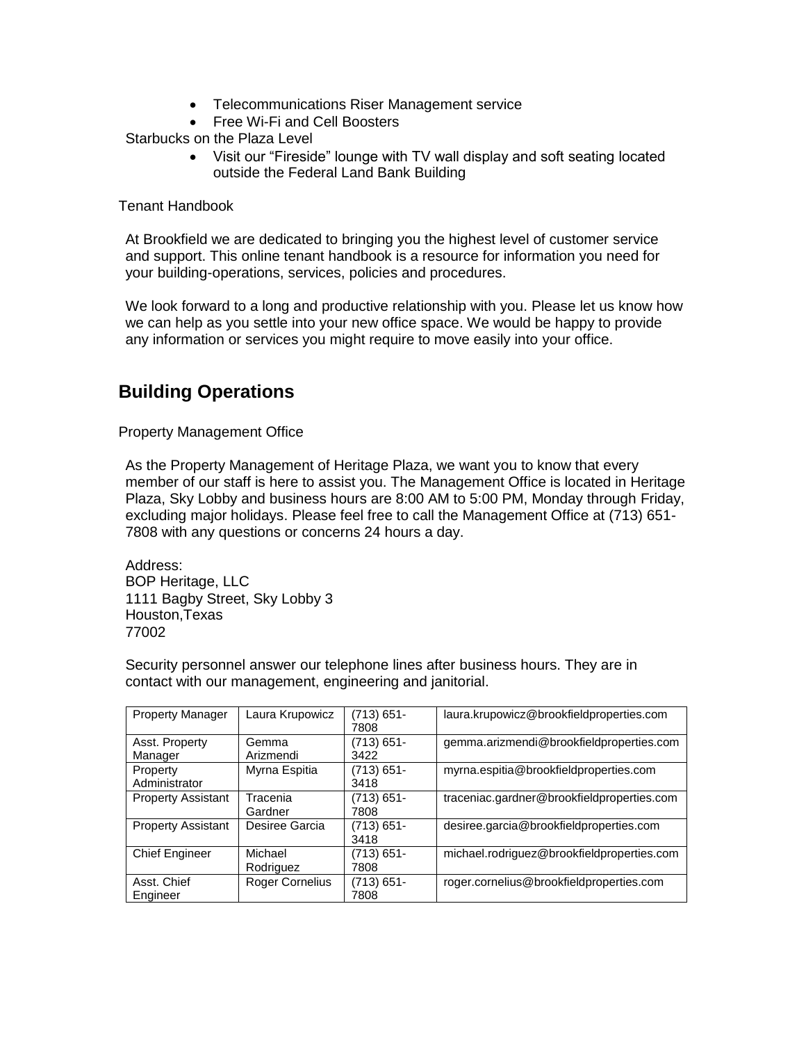- Telecommunications Riser Management service
- Free Wi-Fi and Cell Boosters

Starbucks on the Plaza Level

- Visit our "Fireside" lounge with TV wall display and soft seating located outside the Federal Land Bank Building

Tenant Handbook

At Brookfield we are dedicated to bringing you the highest level of customer service and support. This online tenant handbook is a resource for information you need for your building-operations, services, policies and procedures.

We look forward to a long and productive relationship with you. Please let us know how we can help as you settle into your new office space. We would be happy to provide any information or services you might require to move easily into your office.

## Building Operations

Property Management Office

As the Property Management of Heritage Plaza, we want you to know that every member of our staff is here to assist you. The Management Office is located in Heritage Plaza, Sky Lobby and business hours are 8:00 AM to 5:00 PM, Monday through Friday, excluding major holidays. Please feel free to call the Management Office at (713) 651-7808 with any questions or concerns 24 hours a day.

Address:
BOP Heritage, LLC
1111 Bagby Street, Sky Lobby 3
Houston,Texas
77002

Security personnel answer our telephone lines after business hours. They are in contact with our management, engineering and janitorial.

| Property Manager | Laura Krupowicz | (713) 651-7808 | laura.krupowicz@brookfieldproperties.com |
|---|---|---|---|
| Asst. Property Manager | Gemma Arizmendi | (713) 651-3422 | gemma.arizmendi@brookfieldproperties.com |
| Property Administrator | Myrna Espitia | (713) 651-3418 | myrna.espitia@brookfieldproperties.com |
| Property Assistant | Tracenia Gardner | (713) 651-7808 | traceniac.gardner@brookfieldproperties.com |
| Property Assistant | Desiree Garcia | (713) 651-3418 | desiree.garcia@brookfieldproperties.com |
| Chief Engineer | Michael Rodriguez | (713) 651-7808 | michael.rodriguez@brookfieldproperties.com |
| Asst. Chief Engineer | Roger Cornelius | (713) 651-7808 | roger.cornelius@brookfieldproperties.com |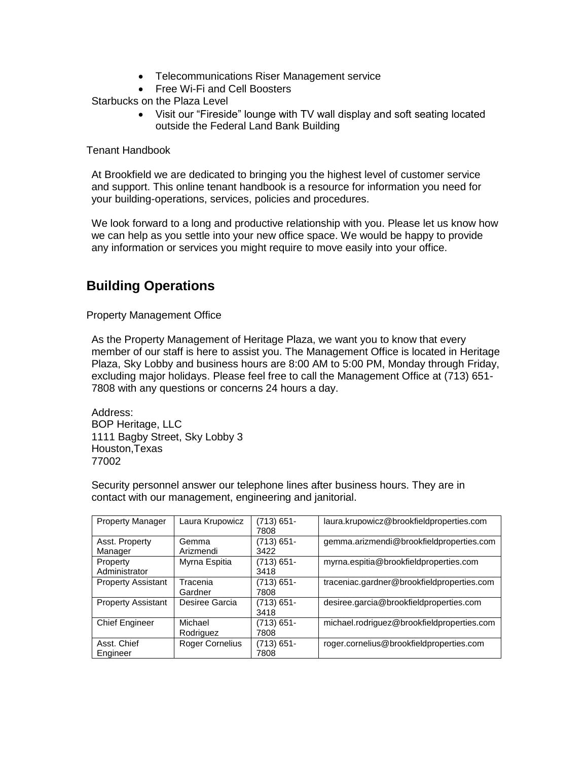- Telecommunications Riser Management service
- Free Wi-Fi and Cell Boosters

Starbucks on the Plaza Level

- Visit our “Fireside” lounge with TV wall display and soft seating located outside the Federal Land Bank Building

Tenant Handbook

At Brookfield we are dedicated to bringing you the highest level of customer service and support. This online tenant handbook is a resource for information you need for your building-operations, services, policies and procedures.

We look forward to a long and productive relationship with you. Please let us know how we can help as you settle into your new office space. We would be happy to provide any information or services you might require to move easily into your office.

## Building Operations

Property Management Office

As the Property Management of Heritage Plaza, we want you to know that every member of our staff is here to assist you. The Management Office is located in Heritage Plaza, Sky Lobby and business hours are 8:00 AM to 5:00 PM, Monday through Friday, excluding major holidays. Please feel free to call the Management Office at (713) 651-7808 with any questions or concerns 24 hours a day.

Address:
BOP Heritage, LLC
1111 Bagby Street, Sky Lobby 3
Houston,Texas
77002

Security personnel answer our telephone lines after business hours. They are in contact with our management, engineering and janitorial.

| Property Manager | Laura Krupowicz | (713) 651-7808 | laura.krupowicz@brookfieldproperties.com |
|---|---|---|---|
| Asst. Property Manager | Gemma Arizmendi | (713) 651-3422 | gemma.arizmendi@brookfieldproperties.com |
| Property Administrator | Myrna Espitia | (713) 651-3418 | myrna.espitia@brookfieldproperties.com |
| Property Assistant | Tracenia Gardner | (713) 651-7808 | traceniac.gardner@brookfieldproperties.com |
| Property Assistant | Desiree Garcia | (713) 651-3418 | desiree.garcia@brookfieldproperties.com |
| Chief Engineer | Michael Rodriguez | (713) 651-7808 | michael.rodriguez@brookfieldproperties.com |
| Asst. Chief Engineer | Roger Cornelius | (713) 651-7808 | roger.cornelius@brookfieldproperties.com |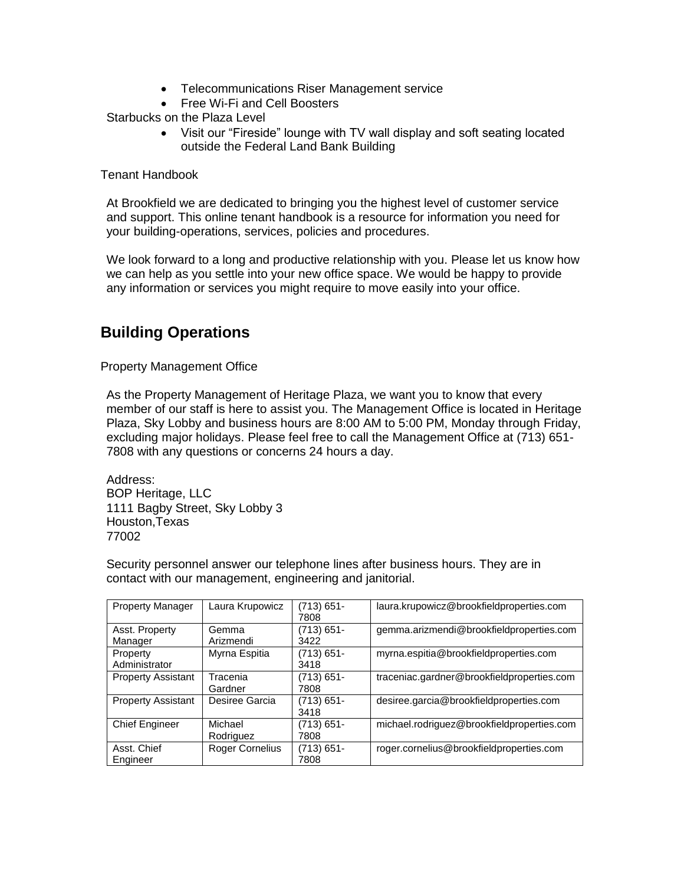- Telecommunications Riser Management service
- Free Wi-Fi and Cell Boosters

Starbucks on the Plaza Level

- Visit our "Fireside" lounge with TV wall display and soft seating located outside the Federal Land Bank Building

Tenant Handbook

At Brookfield we are dedicated to bringing you the highest level of customer service and support. This online tenant handbook is a resource for information you need for your building-operations, services, policies and procedures.

We look forward to a long and productive relationship with you. Please let us know how we can help as you settle into your new office space. We would be happy to provide any information or services you might require to move easily into your office.

## Building Operations

Property Management Office

As the Property Management of Heritage Plaza, we want you to know that every member of our staff is here to assist you. The Management Office is located in Heritage Plaza, Sky Lobby and business hours are 8:00 AM to 5:00 PM, Monday through Friday, excluding major holidays. Please feel free to call the Management Office at (713) 651-7808 with any questions or concerns 24 hours a day.

Address:
BOP Heritage, LLC
1111 Bagby Street, Sky Lobby 3
Houston,Texas
77002

Security personnel answer our telephone lines after business hours. They are in contact with our management, engineering and janitorial.

| Property Manager | Laura Krupowicz | (713) 651-7808 | laura.krupowicz@brookfieldproperties.com |
|---|---|---|---|
| Asst. Property Manager | Gemma Arizmendi | (713) 651-3422 | gemma.arizmendi@brookfieldproperties.com |
| Property Administrator | Myrna Espitia | (713) 651-3418 | myrna.espitia@brookfieldproperties.com |
| Property Assistant | Tracenia Gardner | (713) 651-7808 | traceniac.gardner@brookfieldproperties.com |
| Property Assistant | Desiree Garcia | (713) 651-3418 | desiree.garcia@brookfieldproperties.com |
| Chief Engineer | Michael Rodriguez | (713) 651-7808 | michael.rodriguez@brookfieldproperties.com |
| Asst. Chief Engineer | Roger Cornelius | (713) 651-7808 | roger.cornelius@brookfieldproperties.com |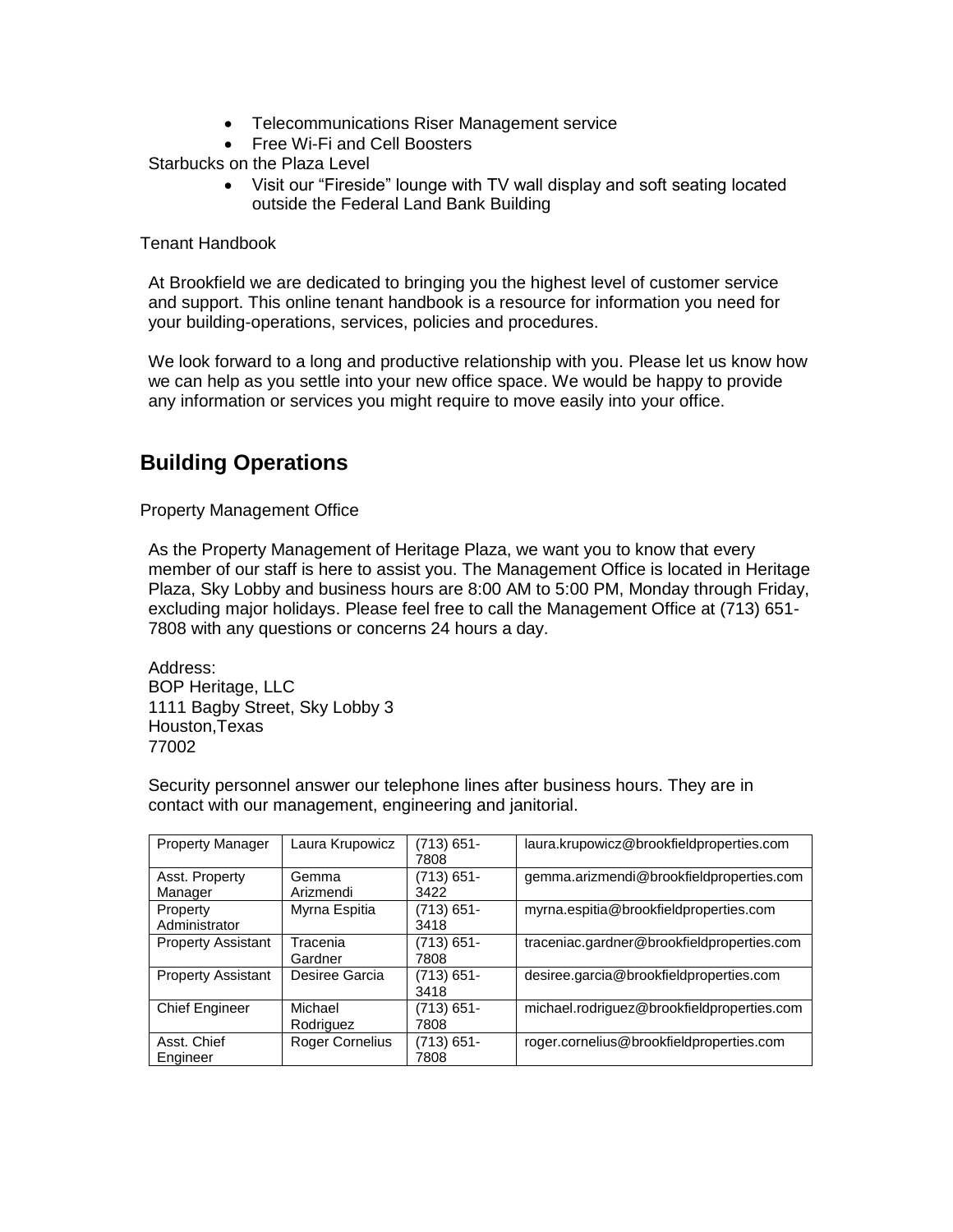- Telecommunications Riser Management service
- Free Wi-Fi and Cell Boosters

Starbucks on the Plaza Level

- Visit our "Fireside" lounge with TV wall display and soft seating located outside the Federal Land Bank Building

Tenant Handbook

At Brookfield we are dedicated to bringing you the highest level of customer service and support. This online tenant handbook is a resource for information you need for your building-operations, services, policies and procedures.

We look forward to a long and productive relationship with you. Please let us know how we can help as you settle into your new office space. We would be happy to provide any information or services you might require to move easily into your office.

## Building Operations

Property Management Office

As the Property Management of Heritage Plaza, we want you to know that every member of our staff is here to assist you. The Management Office is located in Heritage Plaza, Sky Lobby and business hours are 8:00 AM to 5:00 PM, Monday through Friday, excluding major holidays. Please feel free to call the Management Office at (713) 651-7808 with any questions or concerns 24 hours a day.

Address:
BOP Heritage, LLC
1111 Bagby Street, Sky Lobby 3
Houston,Texas
77002

Security personnel answer our telephone lines after business hours. They are in contact with our management, engineering and janitorial.

| Property Manager | Laura Krupowicz | (713) 651-7808 | laura.krupowicz@brookfieldproperties.com |
|---|---|---|---|
| Asst. Property Manager | Gemma Arizmendi | (713) 651-3422 | gemma.arizmendi@brookfieldproperties.com |
| Property Administrator | Myrna Espitia | (713) 651-3418 | myrna.espitia@brookfieldproperties.com |
| Property Assistant | Tracenia Gardner | (713) 651-7808 | traceniac.gardner@brookfieldproperties.com |
| Property Assistant | Desiree Garcia | (713) 651-3418 | desiree.garcia@brookfieldproperties.com |
| Chief Engineer | Michael Rodriguez | (713) 651-7808 | michael.rodriguez@brookfieldproperties.com |
| Asst. Chief Engineer | Roger Cornelius | (713) 651-7808 | roger.cornelius@brookfieldproperties.com |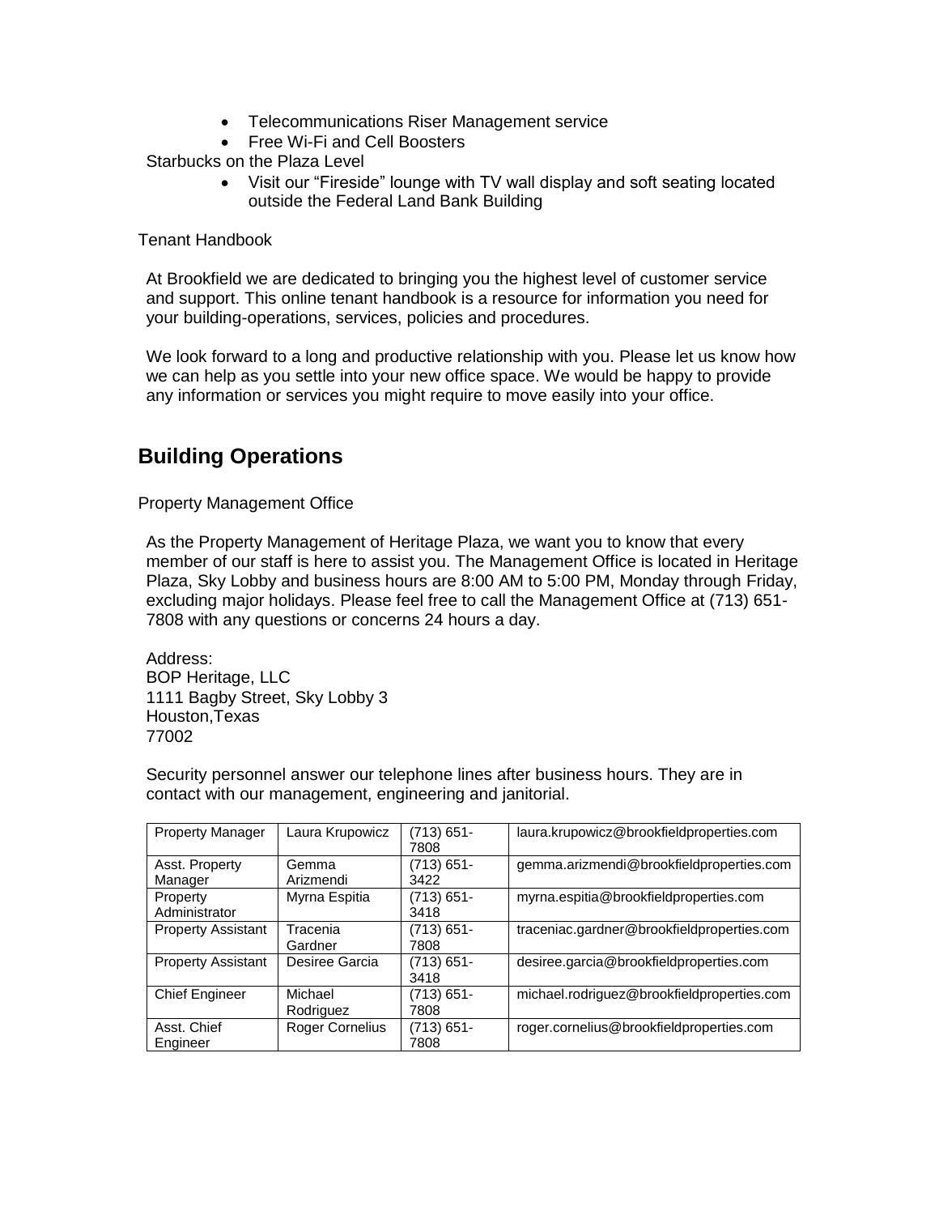- Telecommunications Riser Management service
- Free Wi-Fi and Cell Boosters

Starbucks on the Plaza Level

- Visit our "Fireside" lounge with TV wall display and soft seating located outside the Federal Land Bank Building

Tenant Handbook

At Brookfield we are dedicated to bringing you the highest level of customer service and support. This online tenant handbook is a resource for information you need for your building-operations, services, policies and procedures.

We look forward to a long and productive relationship with you. Please let us know how we can help as you settle into your new office space. We would be happy to provide any information or services you might require to move easily into your office.

## Building Operations

Property Management Office

As the Property Management of Heritage Plaza, we want you to know that every member of our staff is here to assist you. The Management Office is located in Heritage Plaza, Sky Lobby and business hours are 8:00 AM to 5:00 PM, Monday through Friday, excluding major holidays. Please feel free to call the Management Office at (713) 651-7808 with any questions or concerns 24 hours a day.

Address:
BOP Heritage, LLC
1111 Bagby Street, Sky Lobby 3
Houston,Texas
77002

Security personnel answer our telephone lines after business hours. They are in contact with our management, engineering and janitorial.

| Property Manager | Laura Krupowicz | (713) 651-7808 | laura.krupowicz@brookfieldproperties.com |
|---|---|---|---|
| Asst. Property Manager | Gemma Arizmendi | (713) 651-3422 | gemma.arizmendi@brookfieldproperties.com |
| Property Administrator | Myrna Espitia | (713) 651-3418 | myrna.espitia@brookfieldproperties.com |
| Property Assistant | Tracenia Gardner | (713) 651-7808 | traceniac.gardner@brookfieldproperties.com |
| Property Assistant | Desiree Garcia | (713) 651-3418 | desiree.garcia@brookfieldproperties.com |
| Chief Engineer | Michael Rodriguez | (713) 651-7808 | michael.rodriguez@brookfieldproperties.com |
| Asst. Chief Engineer | Roger Cornelius | (713) 651-7808 | roger.cornelius@brookfieldproperties.com |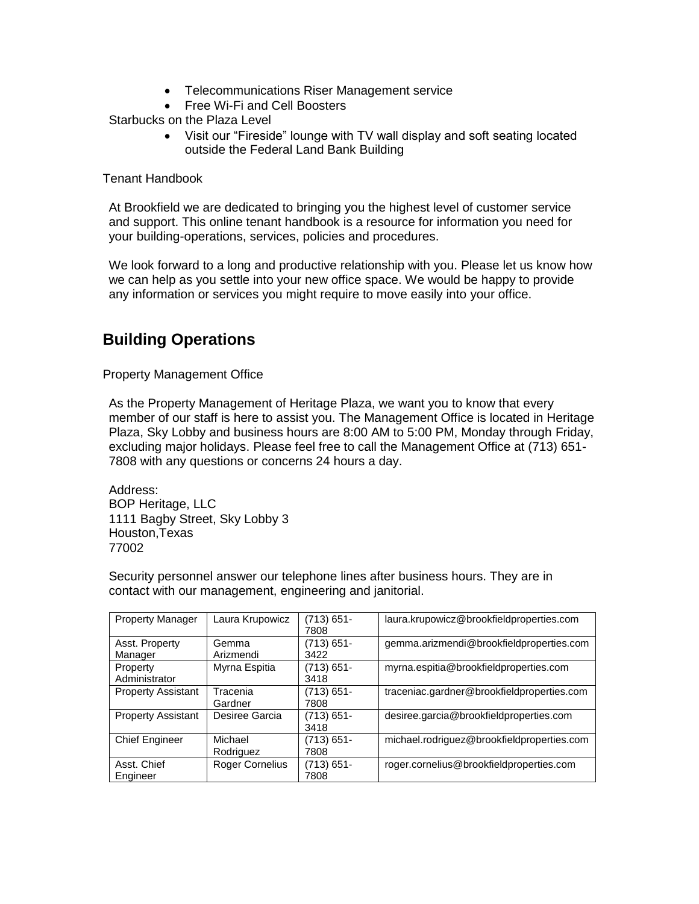- Telecommunications Riser Management service
- Free Wi-Fi and Cell Boosters

Starbucks on the Plaza Level

- Visit our "Fireside" lounge with TV wall display and soft seating located outside the Federal Land Bank Building

Tenant Handbook

At Brookfield we are dedicated to bringing you the highest level of customer service and support. This online tenant handbook is a resource for information you need for your building-operations, services, policies and procedures.

We look forward to a long and productive relationship with you. Please let us know how we can help as you settle into your new office space. We would be happy to provide any information or services you might require to move easily into your office.

## Building Operations

Property Management Office

As the Property Management of Heritage Plaza, we want you to know that every member of our staff is here to assist you. The Management Office is located in Heritage Plaza, Sky Lobby and business hours are 8:00 AM to 5:00 PM, Monday through Friday, excluding major holidays. Please feel free to call the Management Office at (713) 651-7808 with any questions or concerns 24 hours a day.

Address:
BOP Heritage, LLC
1111 Bagby Street, Sky Lobby 3
Houston,Texas
77002

Security personnel answer our telephone lines after business hours. They are in contact with our management, engineering and janitorial.

| Property Manager | Laura Krupowicz | (713) 651-7808 | laura.krupowicz@brookfieldproperties.com |
|---|---|---|---|
| Asst. Property Manager | Gemma Arizmendi | (713) 651-3422 | gemma.arizmendi@brookfieldproperties.com |
| Property Administrator | Myrna Espitia | (713) 651-3418 | myrna.espitia@brookfieldproperties.com |
| Property Assistant | Tracenia Gardner | (713) 651-7808 | traceniac.gardner@brookfieldproperties.com |
| Property Assistant | Desiree Garcia | (713) 651-3418 | desiree.garcia@brookfieldproperties.com |
| Chief Engineer | Michael Rodriguez | (713) 651-7808 | michael.rodriguez@brookfieldproperties.com |
| Asst. Chief Engineer | Roger Cornelius | (713) 651-7808 | roger.cornelius@brookfieldproperties.com |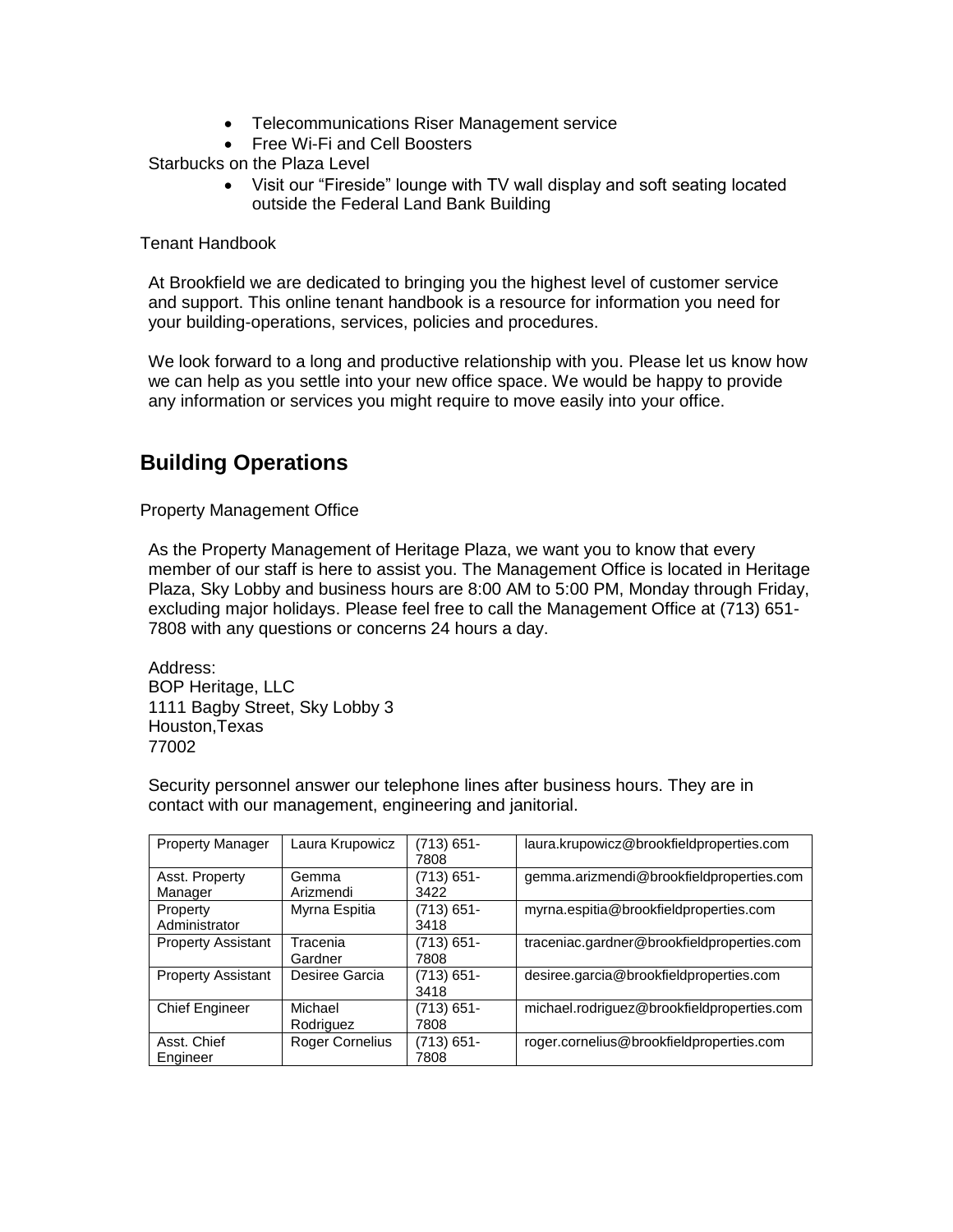- Telecommunications Riser Management service
- Free Wi-Fi and Cell Boosters

Starbucks on the Plaza Level

- Visit our "Fireside" lounge with TV wall display and soft seating located outside the Federal Land Bank Building

Tenant Handbook

At Brookfield we are dedicated to bringing you the highest level of customer service and support. This online tenant handbook is a resource for information you need for your building-operations, services, policies and procedures.

We look forward to a long and productive relationship with you. Please let us know how we can help as you settle into your new office space. We would be happy to provide any information or services you might require to move easily into your office.

## Building Operations

Property Management Office

As the Property Management of Heritage Plaza, we want you to know that every member of our staff is here to assist you. The Management Office is located in Heritage Plaza, Sky Lobby and business hours are 8:00 AM to 5:00 PM, Monday through Friday, excluding major holidays. Please feel free to call the Management Office at (713) 651-7808 with any questions or concerns 24 hours a day.

Address:
BOP Heritage, LLC
1111 Bagby Street, Sky Lobby 3
Houston,Texas
77002

Security personnel answer our telephone lines after business hours. They are in contact with our management, engineering and janitorial.

| Property Manager | Laura Krupowicz | (713) 651-7808 | laura.krupowicz@brookfieldproperties.com |
|---|---|---|---|
| Asst. Property Manager | Gemma Arizmendi | (713) 651-3422 | gemma.arizmendi@brookfieldproperties.com |
| Property Administrator | Myrna Espitia | (713) 651-3418 | myrna.espitia@brookfieldproperties.com |
| Property Assistant | Tracenia Gardner | (713) 651-7808 | traceniac.gardner@brookfieldproperties.com |
| Property Assistant | Desiree Garcia | (713) 651-3418 | desiree.garcia@brookfieldproperties.com |
| Chief Engineer | Michael Rodriguez | (713) 651-7808 | michael.rodriguez@brookfieldproperties.com |
| Asst. Chief Engineer | Roger Cornelius | (713) 651-7808 | roger.cornelius@brookfieldproperties.com |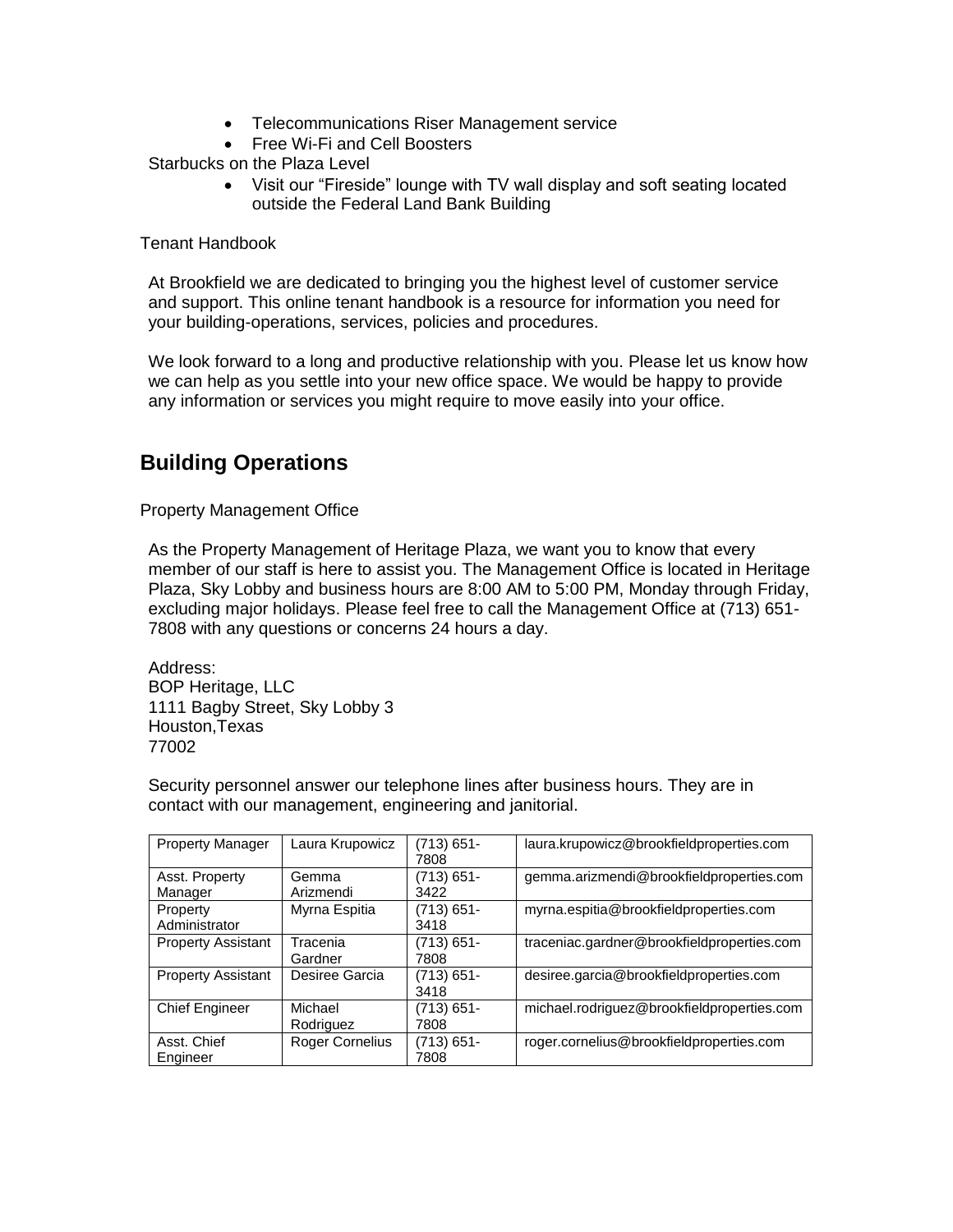- Telecommunications Riser Management service
- Free Wi-Fi and Cell Boosters

Starbucks on the Plaza Level

- Visit our "Fireside" lounge with TV wall display and soft seating located outside the Federal Land Bank Building

Tenant Handbook

At Brookfield we are dedicated to bringing you the highest level of customer service and support. This online tenant handbook is a resource for information you need for your building-operations, services, policies and procedures.

We look forward to a long and productive relationship with you. Please let us know how we can help as you settle into your new office space. We would be happy to provide any information or services you might require to move easily into your office.

## Building Operations

Property Management Office

As the Property Management of Heritage Plaza, we want you to know that every member of our staff is here to assist you. The Management Office is located in Heritage Plaza, Sky Lobby and business hours are 8:00 AM to 5:00 PM, Monday through Friday, excluding major holidays. Please feel free to call the Management Office at (713) 651-7808 with any questions or concerns 24 hours a day.

Address:
BOP Heritage, LLC
1111 Bagby Street, Sky Lobby 3
Houston,Texas
77002

Security personnel answer our telephone lines after business hours. They are in contact with our management, engineering and janitorial.

| Property Manager | Laura Krupowicz | (713) 651-7808 | laura.krupowicz@brookfieldproperties.com |
|---|---|---|---|
| Asst. Property Manager | Gemma Arizmendi | (713) 651-3422 | gemma.arizmendi@brookfieldproperties.com |
| Property Administrator | Myrna Espitia | (713) 651-3418 | myrna.espitia@brookfieldproperties.com |
| Property Assistant | Tracenia Gardner | (713) 651-7808 | traceniac.gardner@brookfieldproperties.com |
| Property Assistant | Desiree Garcia | (713) 651-3418 | desiree.garcia@brookfieldproperties.com |
| Chief Engineer | Michael Rodriguez | (713) 651-7808 | michael.rodriguez@brookfieldproperties.com |
| Asst. Chief Engineer | Roger Cornelius | (713) 651-7808 | roger.cornelius@brookfieldproperties.com |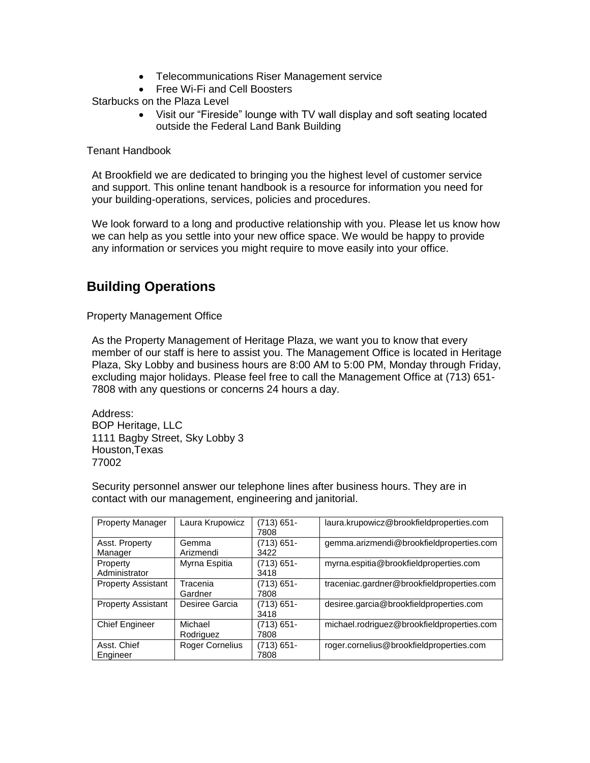- Telecommunications Riser Management service
- Free Wi-Fi and Cell Boosters

Starbucks on the Plaza Level

- Visit our "Fireside" lounge with TV wall display and soft seating located outside the Federal Land Bank Building

Tenant Handbook

At Brookfield we are dedicated to bringing you the highest level of customer service and support. This online tenant handbook is a resource for information you need for your building-operations, services, policies and procedures.

We look forward to a long and productive relationship with you. Please let us know how we can help as you settle into your new office space. We would be happy to provide any information or services you might require to move easily into your office.

## Building Operations

Property Management Office

As the Property Management of Heritage Plaza, we want you to know that every member of our staff is here to assist you. The Management Office is located in Heritage Plaza, Sky Lobby and business hours are 8:00 AM to 5:00 PM, Monday through Friday, excluding major holidays. Please feel free to call the Management Office at (713) 651-7808 with any questions or concerns 24 hours a day.

Address:
BOP Heritage, LLC
1111 Bagby Street, Sky Lobby 3
Houston,Texas
77002

Security personnel answer our telephone lines after business hours. They are in contact with our management, engineering and janitorial.

| Property Manager | Laura Krupowicz | (713) 651-7808 | laura.krupowicz@brookfieldproperties.com |
|---|---|---|---|
| Asst. Property Manager | Gemma Arizmendi | (713) 651-3422 | gemma.arizmendi@brookfieldproperties.com |
| Property Administrator | Myrna Espitia | (713) 651-3418 | myrna.espitia@brookfieldproperties.com |
| Property Assistant | Tracenia Gardner | (713) 651-7808 | traceniac.gardner@brookfieldproperties.com |
| Property Assistant | Desiree Garcia | (713) 651-3418 | desiree.garcia@brookfieldproperties.com |
| Chief Engineer | Michael Rodriguez | (713) 651-7808 | michael.rodriguez@brookfieldproperties.com |
| Asst. Chief Engineer | Roger Cornelius | (713) 651-7808 | roger.cornelius@brookfieldproperties.com |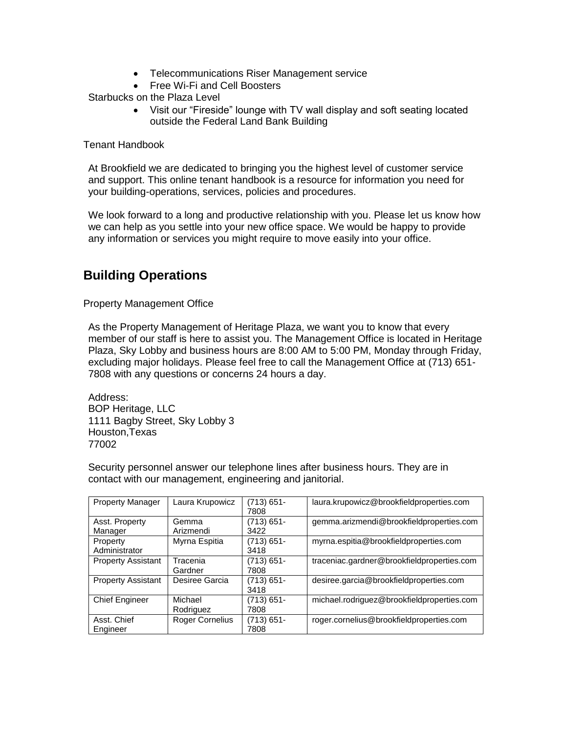- Telecommunications Riser Management service
- Free Wi-Fi and Cell Boosters

Starbucks on the Plaza Level

- Visit our “Fireside” lounge with TV wall display and soft seating located outside the Federal Land Bank Building

Tenant Handbook

At Brookfield we are dedicated to bringing you the highest level of customer service and support. This online tenant handbook is a resource for information you need for your building-operations, services, policies and procedures.

We look forward to a long and productive relationship with you. Please let us know how we can help as you settle into your new office space. We would be happy to provide any information or services you might require to move easily into your office.

## Building Operations

Property Management Office

As the Property Management of Heritage Plaza, we want you to know that every member of our staff is here to assist you. The Management Office is located in Heritage Plaza, Sky Lobby and business hours are 8:00 AM to 5:00 PM, Monday through Friday, excluding major holidays. Please feel free to call the Management Office at (713) 651-7808 with any questions or concerns 24 hours a day.

Address:
BOP Heritage, LLC
1111 Bagby Street, Sky Lobby 3
Houston,Texas
77002

Security personnel answer our telephone lines after business hours. They are in contact with our management, engineering and janitorial.

| Property Manager | Laura Krupowicz | (713) 651-7808 | laura.krupowicz@brookfieldproperties.com |
|---|---|---|---|
| Asst. Property Manager | Gemma Arizmendi | (713) 651-3422 | gemma.arizmendi@brookfieldproperties.com |
| Property Administrator | Myrna Espitia | (713) 651-3418 | myrna.espitia@brookfieldproperties.com |
| Property Assistant | Tracenia Gardner | (713) 651-7808 | traceniac.gardner@brookfieldproperties.com |
| Property Assistant | Desiree Garcia | (713) 651-3418 | desiree.garcia@brookfieldproperties.com |
| Chief Engineer | Michael Rodriguez | (713) 651-7808 | michael.rodriguez@brookfieldproperties.com |
| Asst. Chief Engineer | Roger Cornelius | (713) 651-7808 | roger.cornelius@brookfieldproperties.com |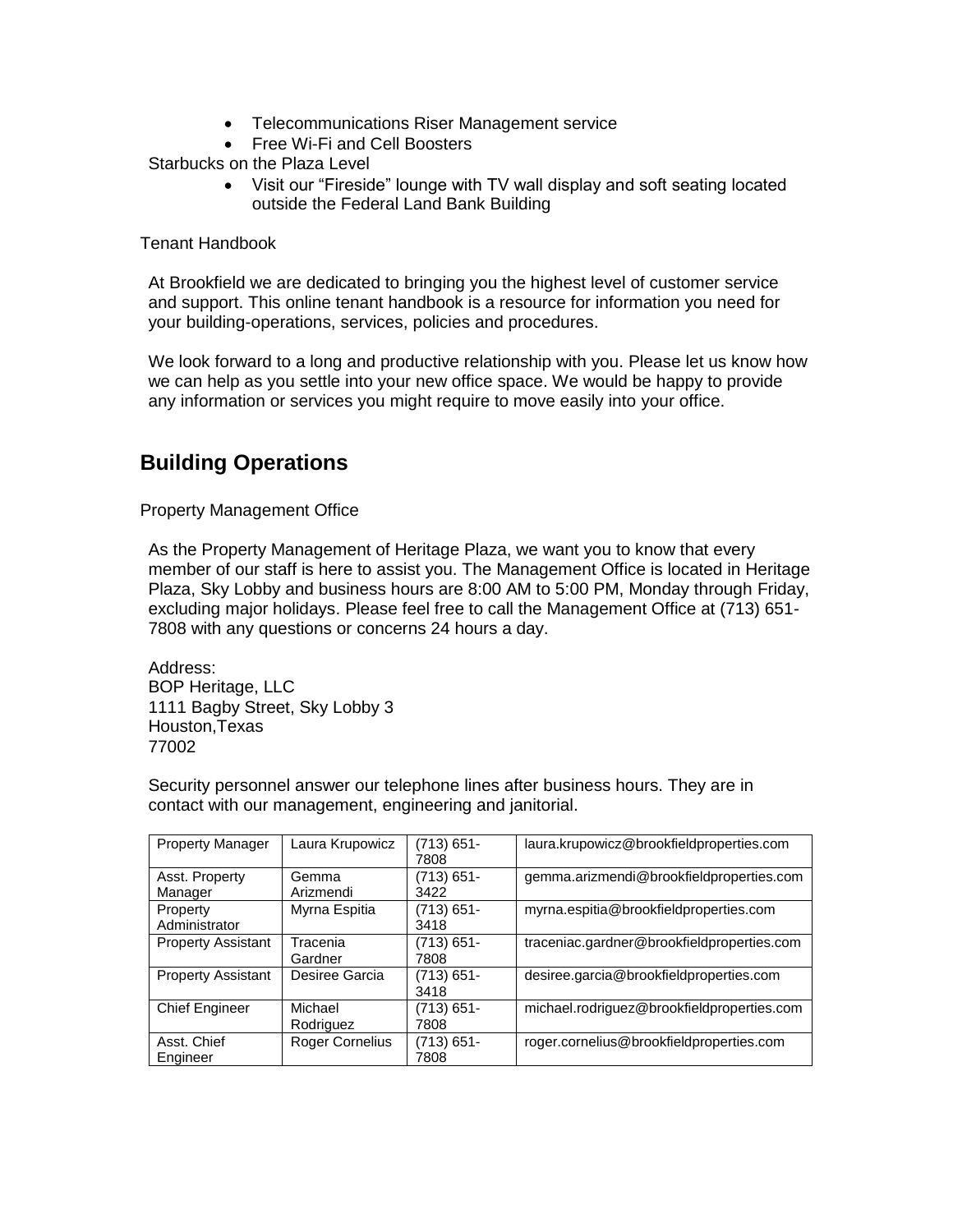- Telecommunications Riser Management service
- Free Wi-Fi and Cell Boosters

Starbucks on the Plaza Level

- Visit our “Fireside” lounge with TV wall display and soft seating located outside the Federal Land Bank Building

Tenant Handbook

At Brookfield we are dedicated to bringing you the highest level of customer service and support. This online tenant handbook is a resource for information you need for your building-operations, services, policies and procedures.

We look forward to a long and productive relationship with you. Please let us know how we can help as you settle into your new office space. We would be happy to provide any information or services you might require to move easily into your office.

## Building Operations

Property Management Office

As the Property Management of Heritage Plaza, we want you to know that every member of our staff is here to assist you. The Management Office is located in Heritage Plaza, Sky Lobby and business hours are 8:00 AM to 5:00 PM, Monday through Friday, excluding major holidays. Please feel free to call the Management Office at (713) 651-7808 with any questions or concerns 24 hours a day.

Address:
BOP Heritage, LLC
1111 Bagby Street, Sky Lobby 3
Houston,Texas
77002

Security personnel answer our telephone lines after business hours. They are in contact with our management, engineering and janitorial.

| Property Manager | Laura Krupowicz | (713) 651-7808 | laura.krupowicz@brookfieldproperties.com |
|---|---|---|---|
| Asst. Property Manager | Gemma Arizmendi | (713) 651-3422 | gemma.arizmendi@brookfieldproperties.com |
| Property Administrator | Myrna Espitia | (713) 651-3418 | myrna.espitia@brookfieldproperties.com |
| Property Assistant | Tracenia Gardner | (713) 651-7808 | traceniac.gardner@brookfieldproperties.com |
| Property Assistant | Desiree Garcia | (713) 651-3418 | desiree.garcia@brookfieldproperties.com |
| Chief Engineer | Michael Rodriguez | (713) 651-7808 | michael.rodriguez@brookfieldproperties.com |
| Asst. Chief Engineer | Roger Cornelius | (713) 651-7808 | roger.cornelius@brookfieldproperties.com |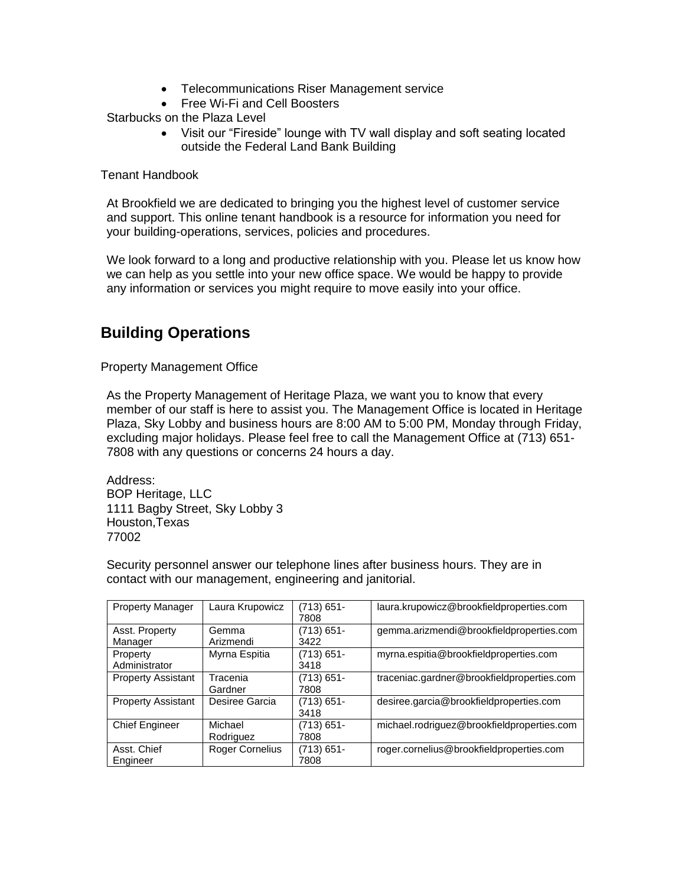- Telecommunications Riser Management service
- Free Wi-Fi and Cell Boosters

Starbucks on the Plaza Level

- Visit our "Fireside" lounge with TV wall display and soft seating located outside the Federal Land Bank Building

Tenant Handbook

At Brookfield we are dedicated to bringing you the highest level of customer service and support. This online tenant handbook is a resource for information you need for your building-operations, services, policies and procedures.

We look forward to a long and productive relationship with you. Please let us know how we can help as you settle into your new office space. We would be happy to provide any information or services you might require to move easily into your office.

## Building Operations

Property Management Office

As the Property Management of Heritage Plaza, we want you to know that every member of our staff is here to assist you. The Management Office is located in Heritage Plaza, Sky Lobby and business hours are 8:00 AM to 5:00 PM, Monday through Friday, excluding major holidays. Please feel free to call the Management Office at (713) 651-7808 with any questions or concerns 24 hours a day.

Address:
BOP Heritage, LLC
1111 Bagby Street, Sky Lobby 3
Houston,Texas
77002

Security personnel answer our telephone lines after business hours. They are in contact with our management, engineering and janitorial.

| Property Manager | Laura Krupowicz | (713) 651-7808 | laura.krupowicz@brookfieldproperties.com |
|---|---|---|---|
| Asst. Property Manager | Gemma Arizmendi | (713) 651-3422 | gemma.arizmendi@brookfieldproperties.com |
| Property Administrator | Myrna Espitia | (713) 651-3418 | myrna.espitia@brookfieldproperties.com |
| Property Assistant | Tracenia Gardner | (713) 651-7808 | traceniac.gardner@brookfieldproperties.com |
| Property Assistant | Desiree Garcia | (713) 651-3418 | desiree.garcia@brookfieldproperties.com |
| Chief Engineer | Michael Rodriguez | (713) 651-7808 | michael.rodriguez@brookfieldproperties.com |
| Asst. Chief Engineer | Roger Cornelius | (713) 651-7808 | roger.cornelius@brookfieldproperties.com |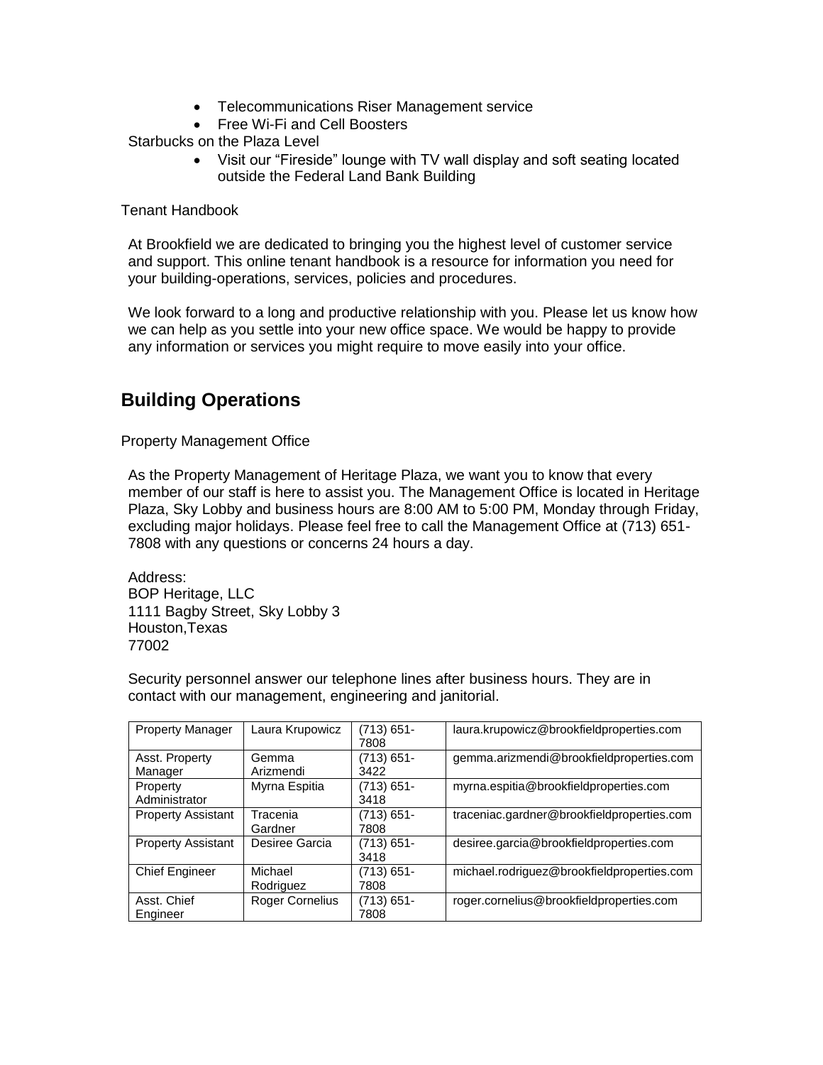- Telecommunications Riser Management service
- Free Wi-Fi and Cell Boosters

Starbucks on the Plaza Level

- Visit our "Fireside" lounge with TV wall display and soft seating located outside the Federal Land Bank Building

Tenant Handbook

At Brookfield we are dedicated to bringing you the highest level of customer service and support. This online tenant handbook is a resource for information you need for your building-operations, services, policies and procedures.

We look forward to a long and productive relationship with you. Please let us know how we can help as you settle into your new office space. We would be happy to provide any information or services you might require to move easily into your office.

## Building Operations

Property Management Office

As the Property Management of Heritage Plaza, we want you to know that every member of our staff is here to assist you. The Management Office is located in Heritage Plaza, Sky Lobby and business hours are 8:00 AM to 5:00 PM, Monday through Friday, excluding major holidays. Please feel free to call the Management Office at (713) 651-7808 with any questions or concerns 24 hours a day.

Address:
BOP Heritage, LLC
1111 Bagby Street, Sky Lobby 3
Houston,Texas
77002

Security personnel answer our telephone lines after business hours. They are in contact with our management, engineering and janitorial.

| | | | |
|---|---|---|---|
| Property Manager | Laura Krupowicz | (713) 651-7808 | laura.krupowicz@brookfieldproperties.com |
| Asst. Property Manager | Gemma Arizmendi | (713) 651-3422 | gemma.arizmendi@brookfieldproperties.com |
| Property Administrator | Myrna Espitia | (713) 651-3418 | myrna.espitia@brookfieldproperties.com |
| Property Assistant | Tracenia Gardner | (713) 651-7808 | traceniac.gardner@brookfieldproperties.com |
| Property Assistant | Desiree Garcia | (713) 651-3418 | desiree.garcia@brookfieldproperties.com |
| Chief Engineer | Michael Rodriguez | (713) 651-7808 | michael.rodriguez@brookfieldproperties.com |
| Asst. Chief Engineer | Roger Cornelius | (713) 651-7808 | roger.cornelius@brookfieldproperties.com |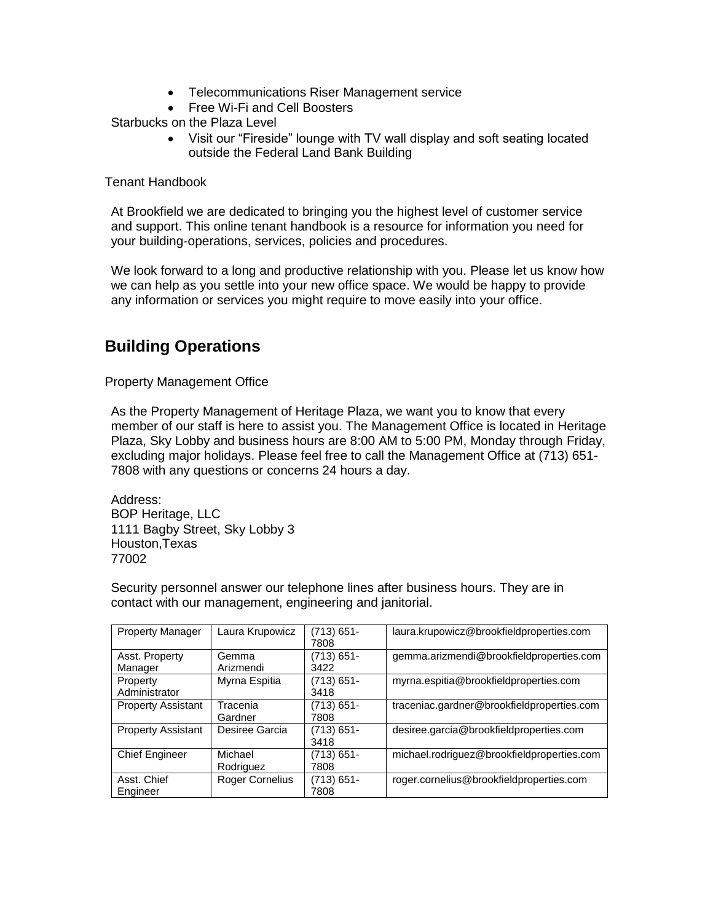- Telecommunications Riser Management service
- Free Wi-Fi and Cell Boosters

Starbucks on the Plaza Level

- Visit our "Fireside" lounge with TV wall display and soft seating located outside the Federal Land Bank Building

Tenant Handbook

At Brookfield we are dedicated to bringing you the highest level of customer service and support. This online tenant handbook is a resource for information you need for your building-operations, services, policies and procedures.

We look forward to a long and productive relationship with you. Please let us know how we can help as you settle into your new office space. We would be happy to provide any information or services you might require to move easily into your office.

## Building Operations

Property Management Office

As the Property Management of Heritage Plaza, we want you to know that every member of our staff is here to assist you. The Management Office is located in Heritage Plaza, Sky Lobby and business hours are 8:00 AM to 5:00 PM, Monday through Friday, excluding major holidays. Please feel free to call the Management Office at (713) 651-7808 with any questions or concerns 24 hours a day.

Address:
BOP Heritage, LLC
1111 Bagby Street, Sky Lobby 3
Houston,Texas
77002

Security personnel answer our telephone lines after business hours. They are in contact with our management, engineering and janitorial.

| Property Manager | Laura Krupowicz | (713) 651-7808 | laura.krupowicz@brookfieldproperties.com |
|---|---|---|---|
| Asst. Property Manager | Gemma Arizmendi | (713) 651-3422 | gemma.arizmendi@brookfieldproperties.com |
| Property Administrator | Myrna Espitia | (713) 651-3418 | myrna.espitia@brookfieldproperties.com |
| Property Assistant | Tracenia Gardner | (713) 651-7808 | traceniac.gardner@brookfieldproperties.com |
| Property Assistant | Desiree Garcia | (713) 651-3418 | desiree.garcia@brookfieldproperties.com |
| Chief Engineer | Michael Rodriguez | (713) 651-7808 | michael.rodriguez@brookfieldproperties.com |
| Asst. Chief Engineer | Roger Cornelius | (713) 651-7808 | roger.cornelius@brookfieldproperties.com |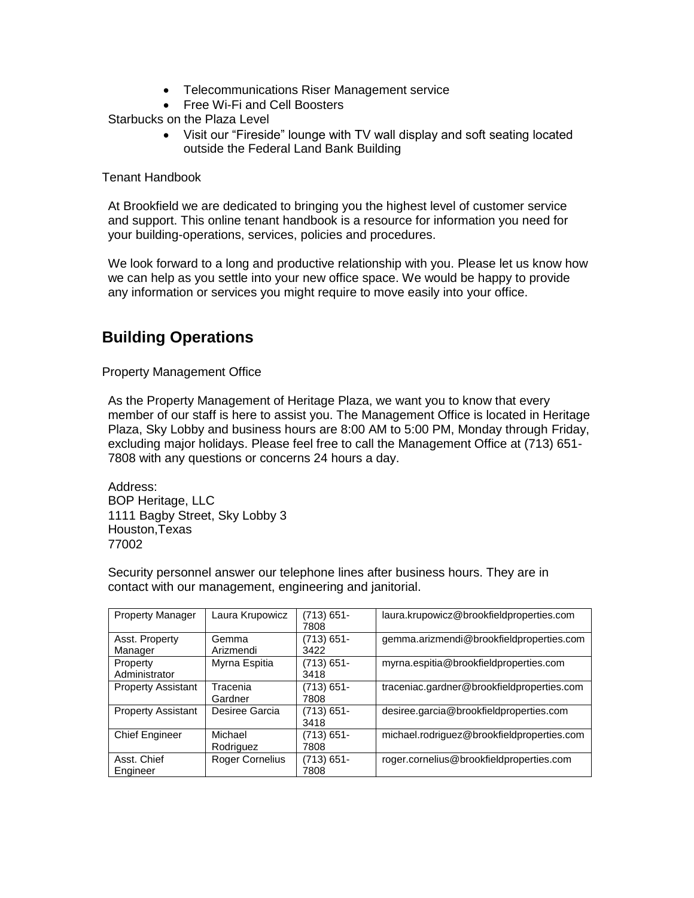- Telecommunications Riser Management service
- Free Wi-Fi and Cell Boosters

Starbucks on the Plaza Level

- Visit our “Fireside” lounge with TV wall display and soft seating located outside the Federal Land Bank Building

Tenant Handbook

At Brookfield we are dedicated to bringing you the highest level of customer service and support. This online tenant handbook is a resource for information you need for your building-operations, services, policies and procedures.

We look forward to a long and productive relationship with you. Please let us know how we can help as you settle into your new office space. We would be happy to provide any information or services you might require to move easily into your office.

## Building Operations

Property Management Office

As the Property Management of Heritage Plaza, we want you to know that every member of our staff is here to assist you. The Management Office is located in Heritage Plaza, Sky Lobby and business hours are 8:00 AM to 5:00 PM, Monday through Friday, excluding major holidays. Please feel free to call the Management Office at (713) 651-7808 with any questions or concerns 24 hours a day.

Address:
BOP Heritage, LLC
1111 Bagby Street, Sky Lobby 3
Houston,Texas
77002

Security personnel answer our telephone lines after business hours. They are in contact with our management, engineering and janitorial.

| Property Manager | Laura Krupowicz | (713) 651-7808 | laura.krupowicz@brookfieldproperties.com |
|---|---|---|---|
| Asst. Property Manager | Gemma Arizmendi | (713) 651-3422 | gemma.arizmendi@brookfieldproperties.com |
| Property Administrator | Myrna Espitia | (713) 651-3418 | myrna.espitia@brookfieldproperties.com |
| Property Assistant | Tracenia Gardner | (713) 651-7808 | traceniac.gardner@brookfieldproperties.com |
| Property Assistant | Desiree Garcia | (713) 651-3418 | desiree.garcia@brookfieldproperties.com |
| Chief Engineer | Michael Rodriguez | (713) 651-7808 | michael.rodriguez@brookfieldproperties.com |
| Asst. Chief Engineer | Roger Cornelius | (713) 651-7808 | roger.cornelius@brookfieldproperties.com |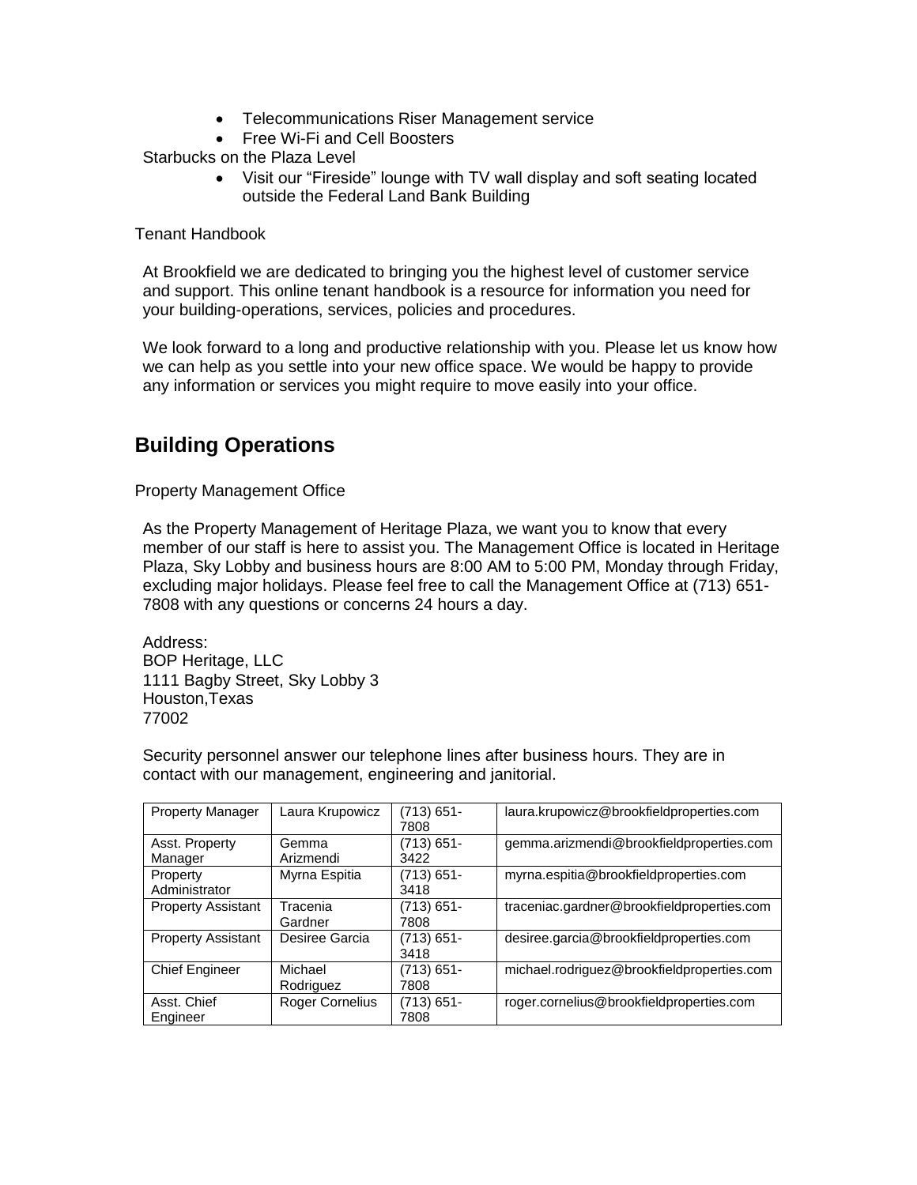- Telecommunications Riser Management service
- Free Wi-Fi and Cell Boosters

Starbucks on the Plaza Level

- Visit our "Fireside" lounge with TV wall display and soft seating located outside the Federal Land Bank Building

Tenant Handbook

At Brookfield we are dedicated to bringing you the highest level of customer service and support. This online tenant handbook is a resource for information you need for your building-operations, services, policies and procedures.

We look forward to a long and productive relationship with you. Please let us know how we can help as you settle into your new office space. We would be happy to provide any information or services you might require to move easily into your office.

## Building Operations

Property Management Office

As the Property Management of Heritage Plaza, we want you to know that every member of our staff is here to assist you. The Management Office is located in Heritage Plaza, Sky Lobby and business hours are 8:00 AM to 5:00 PM, Monday through Friday, excluding major holidays. Please feel free to call the Management Office at (713) 651-7808 with any questions or concerns 24 hours a day.

Address:
BOP Heritage, LLC
1111 Bagby Street, Sky Lobby 3
Houston,Texas
77002

Security personnel answer our telephone lines after business hours. They are in contact with our management, engineering and janitorial.

| Property Manager | Laura Krupowicz | (713) 651-7808 | laura.krupowicz@brookfieldproperties.com |
|---|---|---|---|
| Asst. Property Manager | Gemma Arizmendi | (713) 651-3422 | gemma.arizmendi@brookfieldproperties.com |
| Property Administrator | Myrna Espitia | (713) 651-3418 | myrna.espitia@brookfieldproperties.com |
| Property Assistant | Tracenia Gardner | (713) 651-7808 | traceniac.gardner@brookfieldproperties.com |
| Property Assistant | Desiree Garcia | (713) 651-3418 | desiree.garcia@brookfieldproperties.com |
| Chief Engineer | Michael Rodriguez | (713) 651-7808 | michael.rodriguez@brookfieldproperties.com |
| Asst. Chief Engineer | Roger Cornelius | (713) 651-7808 | roger.cornelius@brookfieldproperties.com |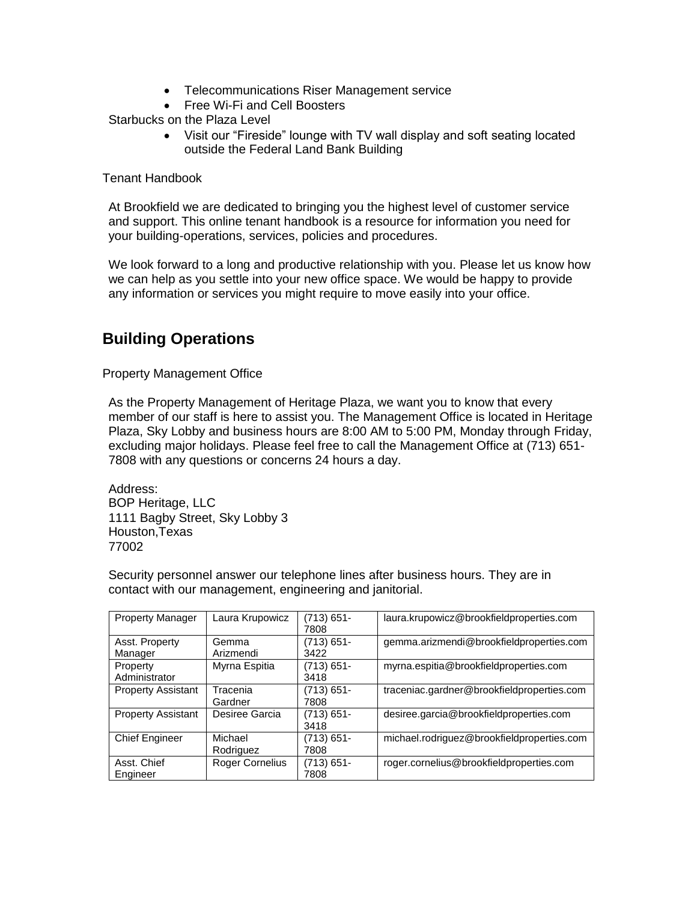- Telecommunications Riser Management service
- Free Wi-Fi and Cell Boosters

Starbucks on the Plaza Level

- Visit our "Fireside" lounge with TV wall display and soft seating located outside the Federal Land Bank Building

Tenant Handbook

At Brookfield we are dedicated to bringing you the highest level of customer service and support. This online tenant handbook is a resource for information you need for your building-operations, services, policies and procedures.

We look forward to a long and productive relationship with you. Please let us know how we can help as you settle into your new office space. We would be happy to provide any information or services you might require to move easily into your office.

## Building Operations

Property Management Office

As the Property Management of Heritage Plaza, we want you to know that every member of our staff is here to assist you. The Management Office is located in Heritage Plaza, Sky Lobby and business hours are 8:00 AM to 5:00 PM, Monday through Friday, excluding major holidays. Please feel free to call the Management Office at (713) 651-7808 with any questions or concerns 24 hours a day.

Address:
BOP Heritage, LLC
1111 Bagby Street, Sky Lobby 3
Houston,Texas
77002

Security personnel answer our telephone lines after business hours. They are in contact with our management, engineering and janitorial.

| Property Manager | Laura Krupowicz | (713) 651-7808 | laura.krupowicz@brookfieldproperties.com |
|---|---|---|---|
| Asst. Property Manager | Gemma Arizmendi | (713) 651-3422 | gemma.arizmendi@brookfieldproperties.com |
| Property Administrator | Myrna Espitia | (713) 651-3418 | myrna.espitia@brookfieldproperties.com |
| Property Assistant | Tracenia Gardner | (713) 651-7808 | traceniac.gardner@brookfieldproperties.com |
| Property Assistant | Desiree Garcia | (713) 651-3418 | desiree.garcia@brookfieldproperties.com |
| Chief Engineer | Michael Rodriguez | (713) 651-7808 | michael.rodriguez@brookfieldproperties.com |
| Asst. Chief Engineer | Roger Cornelius | (713) 651-7808 | roger.cornelius@brookfieldproperties.com |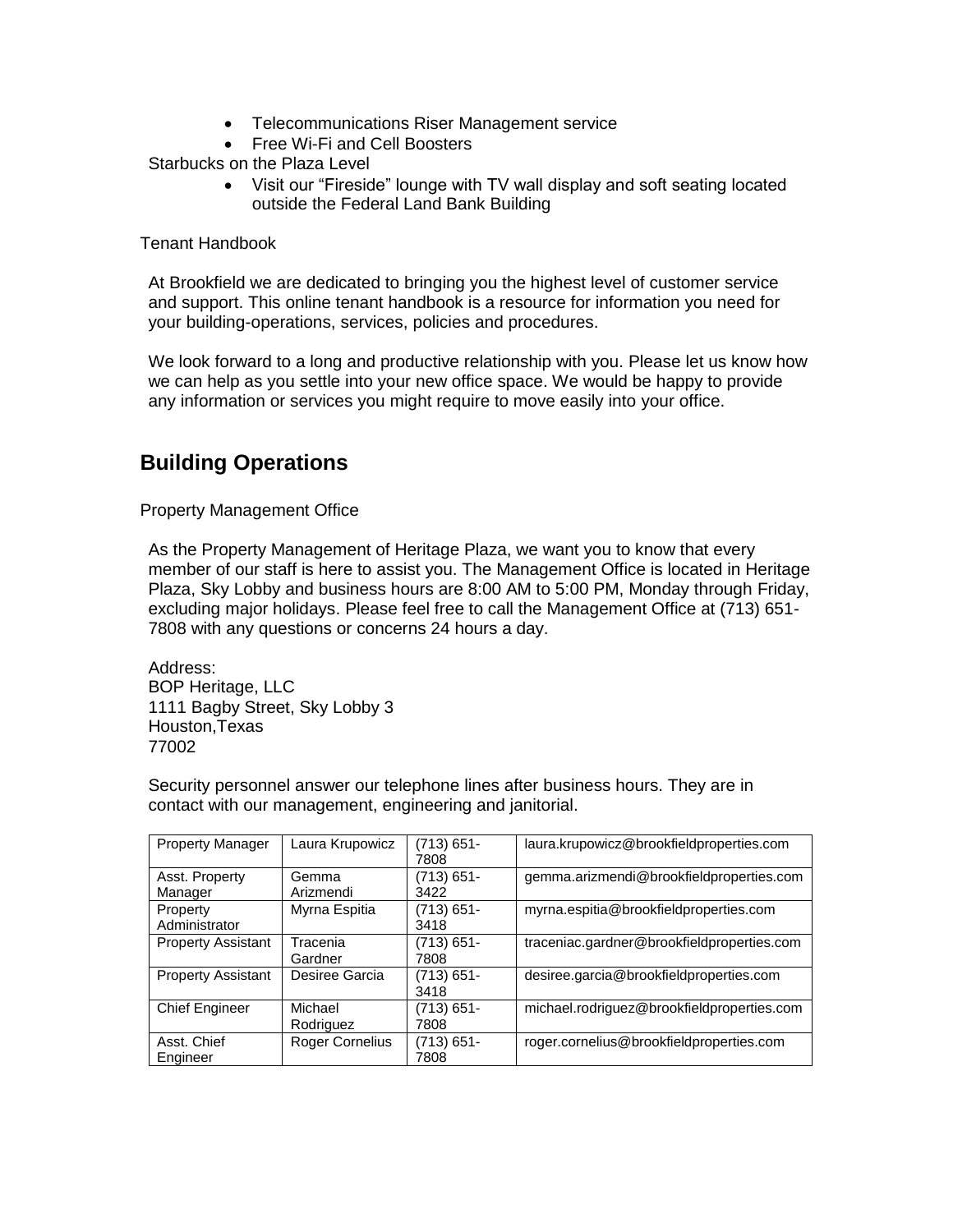- Telecommunications Riser Management service
- Free Wi-Fi and Cell Boosters

Starbucks on the Plaza Level

- Visit our "Fireside" lounge with TV wall display and soft seating located outside the Federal Land Bank Building

Tenant Handbook

At Brookfield we are dedicated to bringing you the highest level of customer service and support. This online tenant handbook is a resource for information you need for your building-operations, services, policies and procedures.

We look forward to a long and productive relationship with you. Please let us know how we can help as you settle into your new office space. We would be happy to provide any information or services you might require to move easily into your office.

## Building Operations

Property Management Office

As the Property Management of Heritage Plaza, we want you to know that every member of our staff is here to assist you. The Management Office is located in Heritage Plaza, Sky Lobby and business hours are 8:00 AM to 5:00 PM, Monday through Friday, excluding major holidays. Please feel free to call the Management Office at (713) 651-7808 with any questions or concerns 24 hours a day.

Address:
BOP Heritage, LLC
1111 Bagby Street, Sky Lobby 3
Houston,Texas
77002

Security personnel answer our telephone lines after business hours. They are in contact with our management, engineering and janitorial.

| Property Manager | Laura Krupowicz | (713) 651-7808 | laura.krupowicz@brookfieldproperties.com |
|---|---|---|---|
| Asst. Property Manager | Gemma Arizmendi | (713) 651-3422 | gemma.arizmendi@brookfieldproperties.com |
| Property Administrator | Myrna Espitia | (713) 651-3418 | myrna.espitia@brookfieldproperties.com |
| Property Assistant | Tracenia Gardner | (713) 651-7808 | traceniac.gardner@brookfieldproperties.com |
| Property Assistant | Desiree Garcia | (713) 651-3418 | desiree.garcia@brookfieldproperties.com |
| Chief Engineer | Michael Rodriguez | (713) 651-7808 | michael.rodriguez@brookfieldproperties.com |
| Asst. Chief Engineer | Roger Cornelius | (713) 651-7808 | roger.cornelius@brookfieldproperties.com |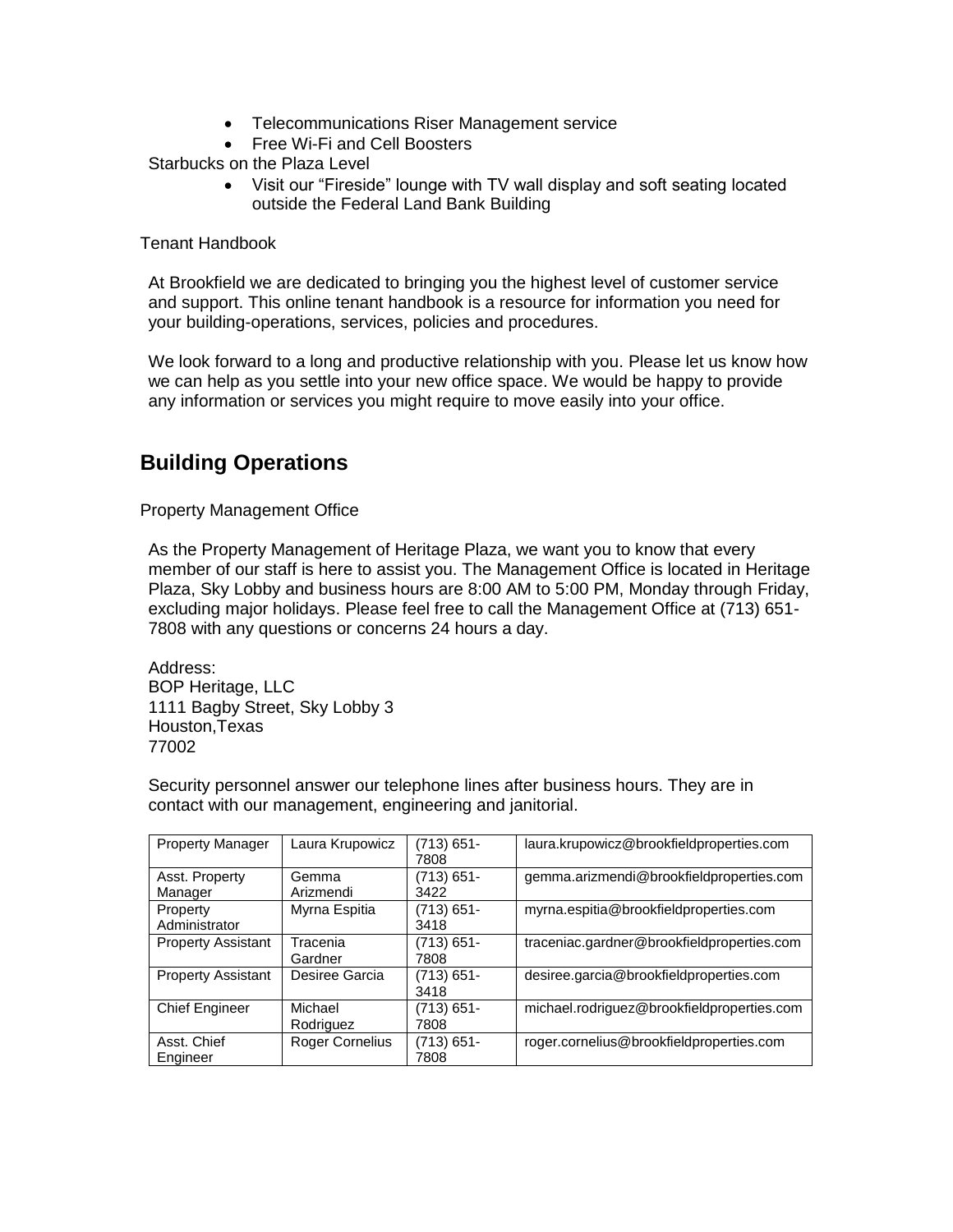- Telecommunications Riser Management service
- Free Wi-Fi and Cell Boosters

Starbucks on the Plaza Level

- Visit our “Fireside” lounge with TV wall display and soft seating located outside the Federal Land Bank Building

Tenant Handbook

At Brookfield we are dedicated to bringing you the highest level of customer service and support. This online tenant handbook is a resource for information you need for your building-operations, services, policies and procedures.

We look forward to a long and productive relationship with you. Please let us know how we can help as you settle into your new office space. We would be happy to provide any information or services you might require to move easily into your office.

## Building Operations

Property Management Office

As the Property Management of Heritage Plaza, we want you to know that every member of our staff is here to assist you. The Management Office is located in Heritage Plaza, Sky Lobby and business hours are 8:00 AM to 5:00 PM, Monday through Friday, excluding major holidays. Please feel free to call the Management Office at (713) 651-7808 with any questions or concerns 24 hours a day.

Address:
BOP Heritage, LLC
1111 Bagby Street, Sky Lobby 3
Houston,Texas
77002

Security personnel answer our telephone lines after business hours. They are in contact with our management, engineering and janitorial.

| Property Manager | Laura Krupowicz | (713) 651-7808 | laura.krupowicz@brookfieldproperties.com |
|---|---|---|---|
| Asst. Property Manager | Gemma Arizmendi | (713) 651-3422 | gemma.arizmendi@brookfieldproperties.com |
| Property Administrator | Myrna Espitia | (713) 651-3418 | myrna.espitia@brookfieldproperties.com |
| Property Assistant | Tracenia Gardner | (713) 651-7808 | traceniac.gardner@brookfieldproperties.com |
| Property Assistant | Desiree Garcia | (713) 651-3418 | desiree.garcia@brookfieldproperties.com |
| Chief Engineer | Michael Rodriguez | (713) 651-7808 | michael.rodriguez@brookfieldproperties.com |
| Asst. Chief Engineer | Roger Cornelius | (713) 651-7808 | roger.cornelius@brookfieldproperties.com |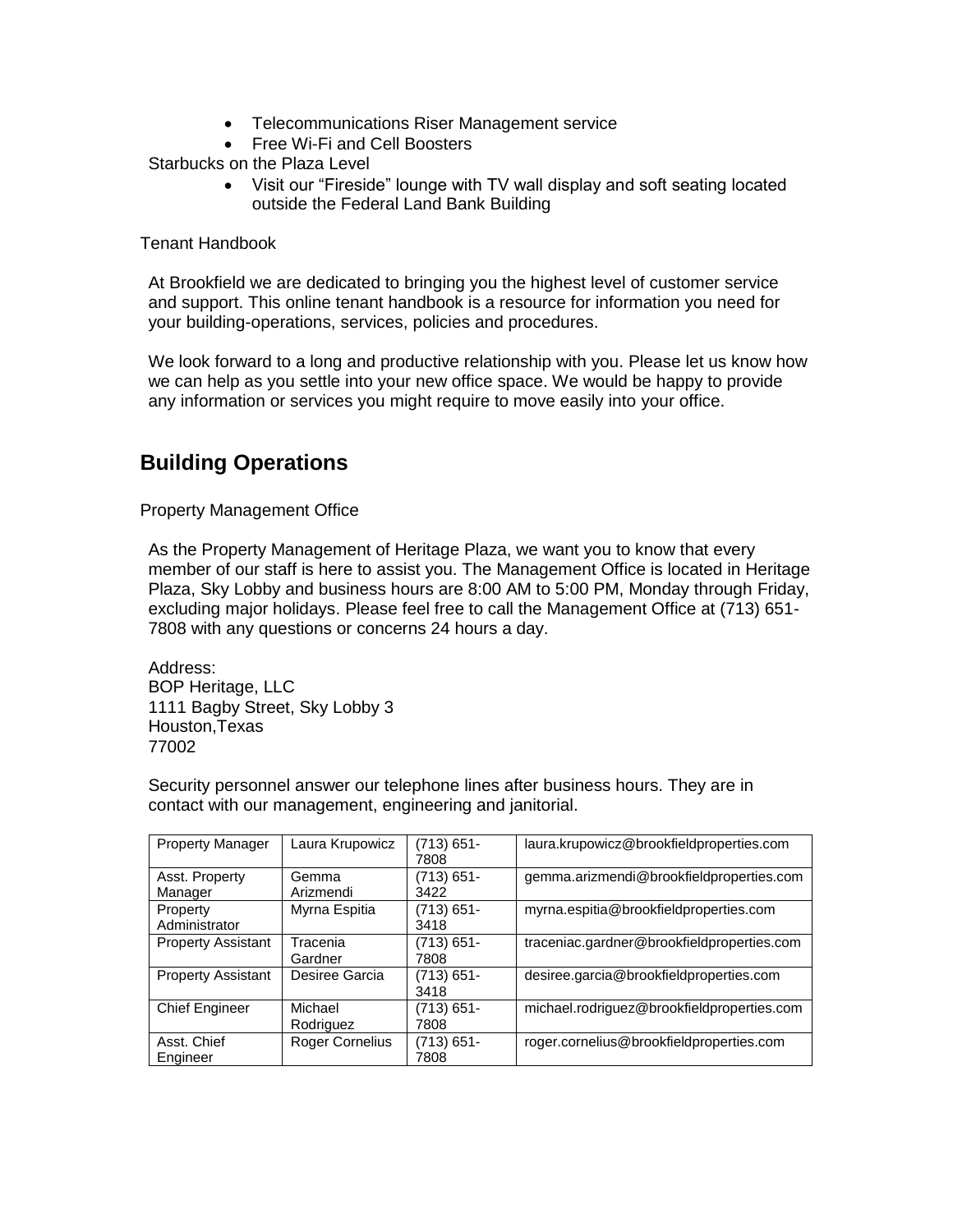- Telecommunications Riser Management service
- Free Wi-Fi and Cell Boosters

Starbucks on the Plaza Level

- Visit our "Fireside" lounge with TV wall display and soft seating located outside the Federal Land Bank Building

Tenant Handbook

At Brookfield we are dedicated to bringing you the highest level of customer service and support. This online tenant handbook is a resource for information you need for your building-operations, services, policies and procedures.

We look forward to a long and productive relationship with you. Please let us know how we can help as you settle into your new office space. We would be happy to provide any information or services you might require to move easily into your office.

## Building Operations

Property Management Office

As the Property Management of Heritage Plaza, we want you to know that every member of our staff is here to assist you. The Management Office is located in Heritage Plaza, Sky Lobby and business hours are 8:00 AM to 5:00 PM, Monday through Friday, excluding major holidays. Please feel free to call the Management Office at (713) 651-7808 with any questions or concerns 24 hours a day.

Address:
BOP Heritage, LLC
1111 Bagby Street, Sky Lobby 3
Houston,Texas
77002

Security personnel answer our telephone lines after business hours. They are in contact with our management, engineering and janitorial.

| Property Manager | Laura Krupowicz | (713) 651-7808 | laura.krupowicz@brookfieldproperties.com |
|---|---|---|---|
| Asst. Property Manager | Gemma Arizmendi | (713) 651-3422 | gemma.arizmendi@brookfieldproperties.com |
| Property Administrator | Myrna Espitia | (713) 651-3418 | myrna.espitia@brookfieldproperties.com |
| Property Assistant | Tracenia Gardner | (713) 651-7808 | traceniac.gardner@brookfieldproperties.com |
| Property Assistant | Desiree Garcia | (713) 651-3418 | desiree.garcia@brookfieldproperties.com |
| Chief Engineer | Michael Rodriguez | (713) 651-7808 | michael.rodriguez@brookfieldproperties.com |
| Asst. Chief Engineer | Roger Cornelius | (713) 651-7808 | roger.cornelius@brookfieldproperties.com |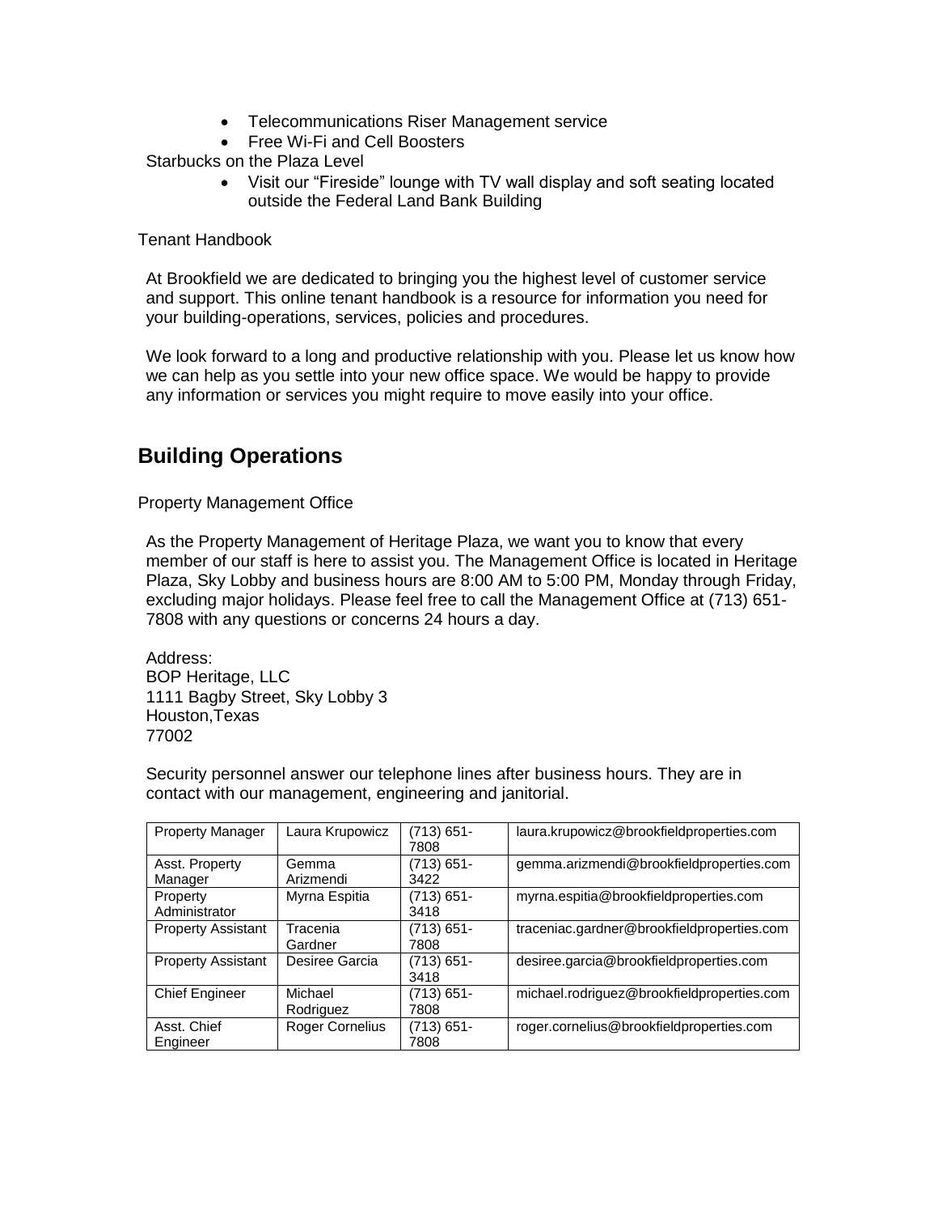- Telecommunications Riser Management service
- Free Wi-Fi and Cell Boosters

Starbucks on the Plaza Level

- Visit our "Fireside" lounge with TV wall display and soft seating located outside the Federal Land Bank Building

Tenant Handbook

At Brookfield we are dedicated to bringing you the highest level of customer service and support. This online tenant handbook is a resource for information you need for your building-operations, services, policies and procedures.

We look forward to a long and productive relationship with you. Please let us know how we can help as you settle into your new office space. We would be happy to provide any information or services you might require to move easily into your office.

## Building Operations

Property Management Office

As the Property Management of Heritage Plaza, we want you to know that every member of our staff is here to assist you. The Management Office is located in Heritage Plaza, Sky Lobby and business hours are 8:00 AM to 5:00 PM, Monday through Friday, excluding major holidays. Please feel free to call the Management Office at (713) 651-7808 with any questions or concerns 24 hours a day.

Address:
BOP Heritage, LLC
1111 Bagby Street, Sky Lobby 3
Houston,Texas
77002

Security personnel answer our telephone lines after business hours. They are in contact with our management, engineering and janitorial.

| Property Manager | Laura Krupowicz | (713) 651-7808 | laura.krupowicz@brookfieldproperties.com |
|---|---|---|---|
| Asst. Property Manager | Gemma Arizmendi | (713) 651-3422 | gemma.arizmendi@brookfieldproperties.com |
| Property Administrator | Myrna Espitia | (713) 651-3418 | myrna.espitia@brookfieldproperties.com |
| Property Assistant | Tracenia Gardner | (713) 651-7808 | traceniac.gardner@brookfieldproperties.com |
| Property Assistant | Desiree Garcia | (713) 651-3418 | desiree.garcia@brookfieldproperties.com |
| Chief Engineer | Michael Rodriguez | (713) 651-7808 | michael.rodriguez@brookfieldproperties.com |
| Asst. Chief Engineer | Roger Cornelius | (713) 651-7808 | roger.cornelius@brookfieldproperties.com |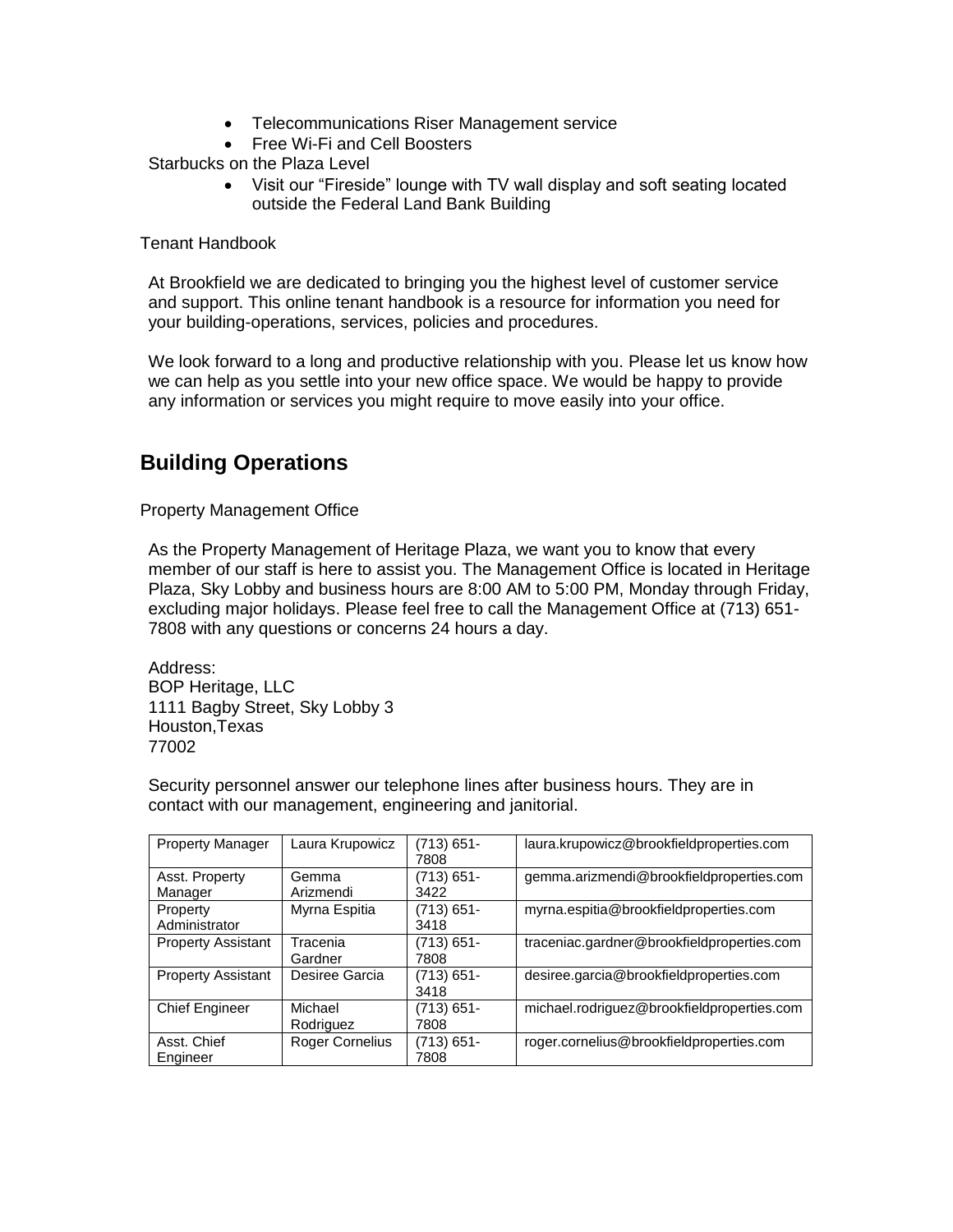- Telecommunications Riser Management service
- Free Wi-Fi and Cell Boosters

Starbucks on the Plaza Level

- Visit our “Fireside” lounge with TV wall display and soft seating located outside the Federal Land Bank Building

Tenant Handbook

At Brookfield we are dedicated to bringing you the highest level of customer service and support. This online tenant handbook is a resource for information you need for your building-operations, services, policies and procedures.

We look forward to a long and productive relationship with you. Please let us know how we can help as you settle into your new office space. We would be happy to provide any information or services you might require to move easily into your office.

## Building Operations

Property Management Office

As the Property Management of Heritage Plaza, we want you to know that every member of our staff is here to assist you. The Management Office is located in Heritage Plaza, Sky Lobby and business hours are 8:00 AM to 5:00 PM, Monday through Friday, excluding major holidays. Please feel free to call the Management Office at (713) 651-7808 with any questions or concerns 24 hours a day.

Address:
BOP Heritage, LLC
1111 Bagby Street, Sky Lobby 3
Houston,Texas
77002

Security personnel answer our telephone lines after business hours. They are in contact with our management, engineering and janitorial.

| Property Manager | Laura Krupowicz | (713) 651-7808 | laura.krupowicz@brookfieldproperties.com |
|---|---|---|---|
| Asst. Property Manager | Gemma Arizmendi | (713) 651-3422 | gemma.arizmendi@brookfieldproperties.com |
| Property Administrator | Myrna Espitia | (713) 651-3418 | myrna.espitia@brookfieldproperties.com |
| Property Assistant | Tracenia Gardner | (713) 651-7808 | traceniac.gardner@brookfieldproperties.com |
| Property Assistant | Desiree Garcia | (713) 651-3418 | desiree.garcia@brookfieldproperties.com |
| Chief Engineer | Michael Rodriguez | (713) 651-7808 | michael.rodriguez@brookfieldproperties.com |
| Asst. Chief Engineer | Roger Cornelius | (713) 651-7808 | roger.cornelius@brookfieldproperties.com |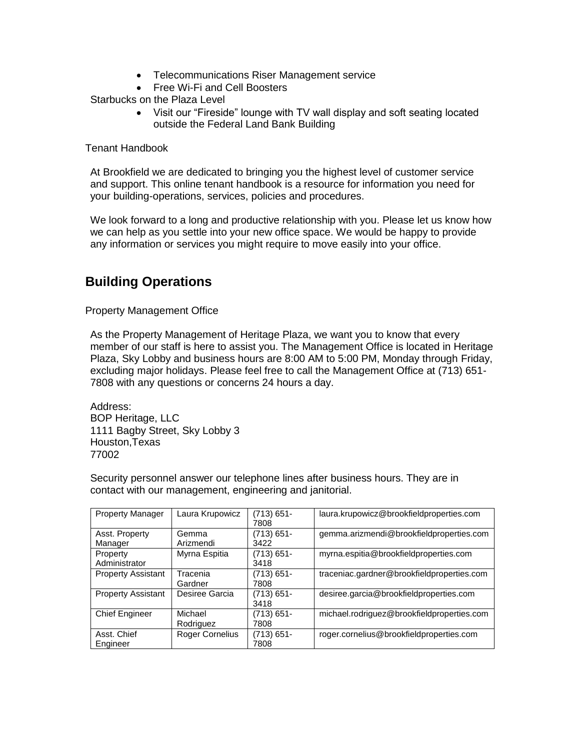- Telecommunications Riser Management service
- Free Wi-Fi and Cell Boosters

Starbucks on the Plaza Level

- Visit our “Fireside” lounge with TV wall display and soft seating located outside the Federal Land Bank Building

Tenant Handbook

At Brookfield we are dedicated to bringing you the highest level of customer service and support. This online tenant handbook is a resource for information you need for your building-operations, services, policies and procedures.

We look forward to a long and productive relationship with you. Please let us know how we can help as you settle into your new office space. We would be happy to provide any information or services you might require to move easily into your office.

## Building Operations

Property Management Office

As the Property Management of Heritage Plaza, we want you to know that every member of our staff is here to assist you. The Management Office is located in Heritage Plaza, Sky Lobby and business hours are 8:00 AM to 5:00 PM, Monday through Friday, excluding major holidays. Please feel free to call the Management Office at (713) 651-7808 with any questions or concerns 24 hours a day.

Address:
BOP Heritage, LLC
1111 Bagby Street, Sky Lobby 3
Houston,Texas
77002

Security personnel answer our telephone lines after business hours. They are in contact with our management, engineering and janitorial.

| Property Manager | Laura Krupowicz | (713) 651-7808 | laura.krupowicz@brookfieldproperties.com |
|---|---|---|---|
| Asst. Property Manager | Gemma Arizmendi | (713) 651-3422 | gemma.arizmendi@brookfieldproperties.com |
| Property Administrator | Myrna Espitia | (713) 651-3418 | myrna.espitia@brookfieldproperties.com |
| Property Assistant | Tracenia Gardner | (713) 651-7808 | traceniac.gardner@brookfieldproperties.com |
| Property Assistant | Desiree Garcia | (713) 651-3418 | desiree.garcia@brookfieldproperties.com |
| Chief Engineer | Michael Rodriguez | (713) 651-7808 | michael.rodriguez@brookfieldproperties.com |
| Asst. Chief Engineer | Roger Cornelius | (713) 651-7808 | roger.cornelius@brookfieldproperties.com |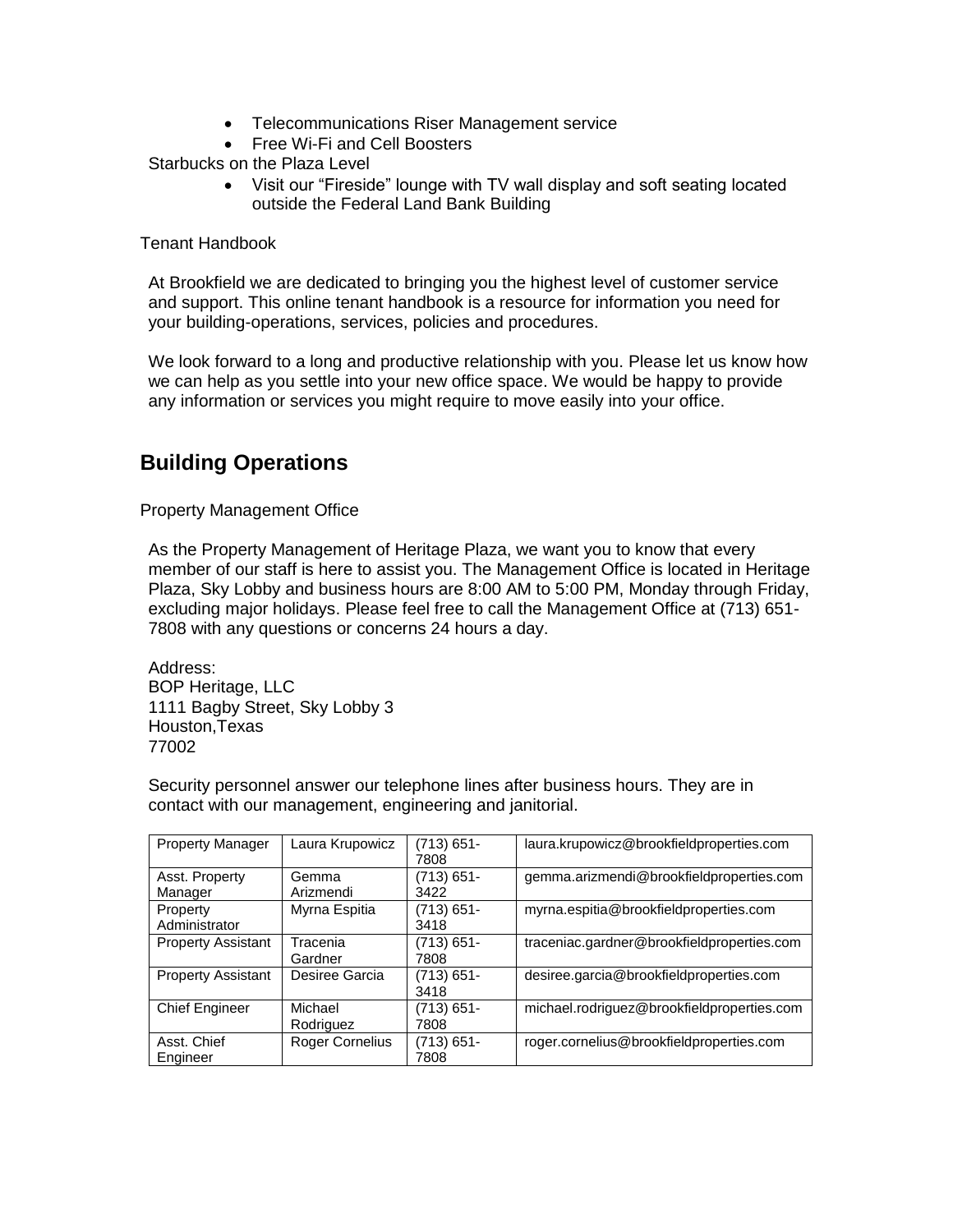- Telecommunications Riser Management service
- Free Wi-Fi and Cell Boosters

Starbucks on the Plaza Level

- Visit our "Fireside" lounge with TV wall display and soft seating located outside the Federal Land Bank Building

Tenant Handbook

At Brookfield we are dedicated to bringing you the highest level of customer service and support. This online tenant handbook is a resource for information you need for your building-operations, services, policies and procedures.

We look forward to a long and productive relationship with you. Please let us know how we can help as you settle into your new office space. We would be happy to provide any information or services you might require to move easily into your office.

## Building Operations

Property Management Office

As the Property Management of Heritage Plaza, we want you to know that every member of our staff is here to assist you. The Management Office is located in Heritage Plaza, Sky Lobby and business hours are 8:00 AM to 5:00 PM, Monday through Friday, excluding major holidays. Please feel free to call the Management Office at (713) 651-7808 with any questions or concerns 24 hours a day.

Address:
BOP Heritage, LLC
1111 Bagby Street, Sky Lobby 3
Houston,Texas
77002

Security personnel answer our telephone lines after business hours. They are in contact with our management, engineering and janitorial.

| Property Manager | Laura Krupowicz | (713) 651-7808 | laura.krupowicz@brookfieldproperties.com |
|---|---|---|---|
| Asst. Property Manager | Gemma Arizmendi | (713) 651-3422 | gemma.arizmendi@brookfieldproperties.com |
| Property Administrator | Myrna Espitia | (713) 651-3418 | myrna.espitia@brookfieldproperties.com |
| Property Assistant | Tracenia Gardner | (713) 651-7808 | traceniac.gardner@brookfieldproperties.com |
| Property Assistant | Desiree Garcia | (713) 651-3418 | desiree.garcia@brookfieldproperties.com |
| Chief Engineer | Michael Rodriguez | (713) 651-7808 | michael.rodriguez@brookfieldproperties.com |
| Asst. Chief Engineer | Roger Cornelius | (713) 651-7808 | roger.cornelius@brookfieldproperties.com |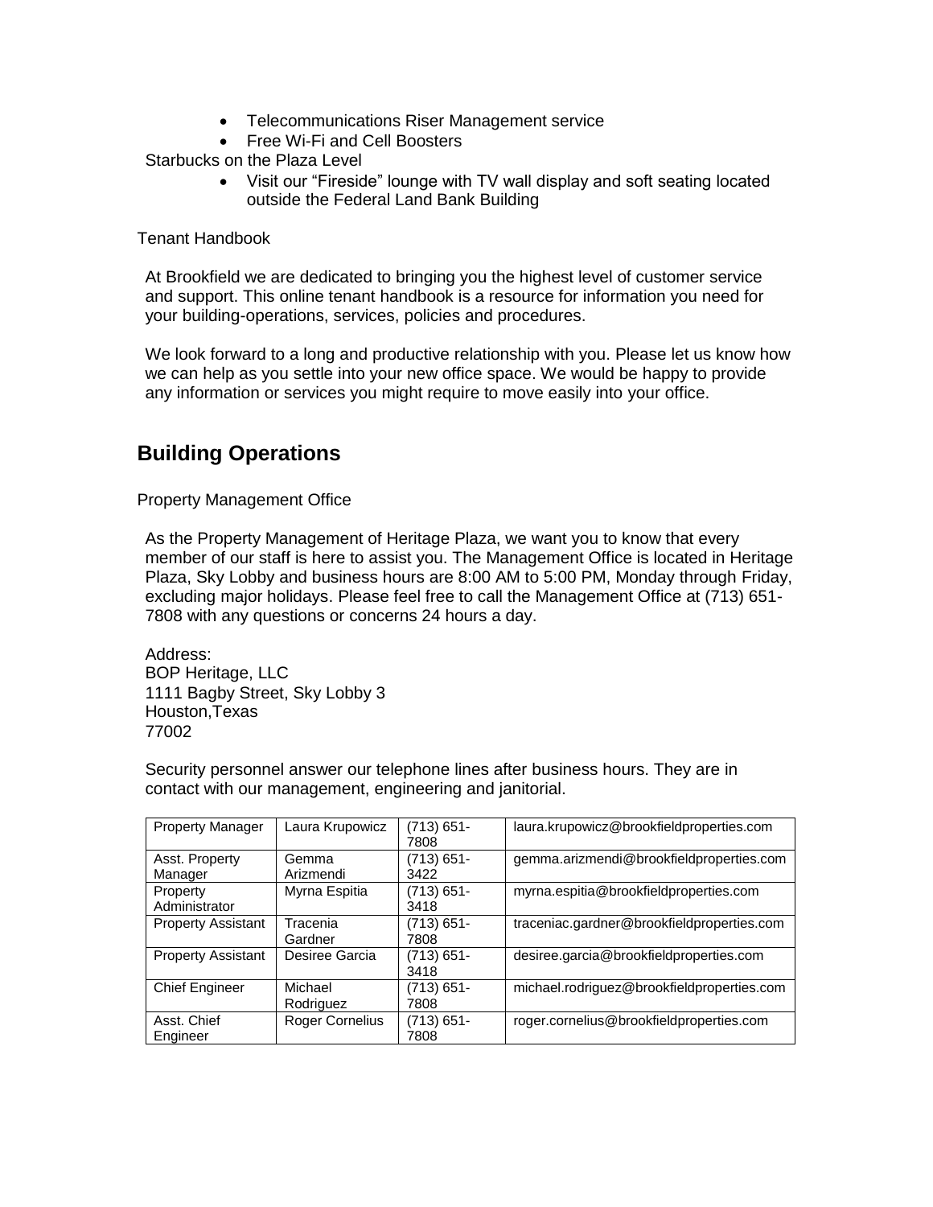- Telecommunications Riser Management service
- Free Wi-Fi and Cell Boosters

Starbucks on the Plaza Level

- Visit our “Fireside” lounge with TV wall display and soft seating located outside the Federal Land Bank Building

Tenant Handbook

At Brookfield we are dedicated to bringing you the highest level of customer service and support. This online tenant handbook is a resource for information you need for your building-operations, services, policies and procedures.

We look forward to a long and productive relationship with you. Please let us know how we can help as you settle into your new office space. We would be happy to provide any information or services you might require to move easily into your office.

## Building Operations

Property Management Office

As the Property Management of Heritage Plaza, we want you to know that every member of our staff is here to assist you. The Management Office is located in Heritage Plaza, Sky Lobby and business hours are 8:00 AM to 5:00 PM, Monday through Friday, excluding major holidays. Please feel free to call the Management Office at (713) 651-7808 with any questions or concerns 24 hours a day.

Address:
BOP Heritage, LLC
1111 Bagby Street, Sky Lobby 3
Houston,Texas
77002

Security personnel answer our telephone lines after business hours. They are in contact with our management, engineering and janitorial.

| | | | |
|---|---|---|---|
| Property Manager | Laura Krupowicz | (713) 651-7808 | laura.krupowicz@brookfieldproperties.com |
| Asst. Property Manager | Gemma Arizmendi | (713) 651-3422 | gemma.arizmendi@brookfieldproperties.com |
| Property Administrator | Myrna Espitia | (713) 651-3418 | myrna.espitia@brookfieldproperties.com |
| Property Assistant | Tracenia Gardner | (713) 651-7808 | traceniac.gardner@brookfieldproperties.com |
| Property Assistant | Desiree Garcia | (713) 651-3418 | desiree.garcia@brookfieldproperties.com |
| Chief Engineer | Michael Rodriguez | (713) 651-7808 | michael.rodriguez@brookfieldproperties.com |
| Asst. Chief Engineer | Roger Cornelius | (713) 651-7808 | roger.cornelius@brookfieldproperties.com |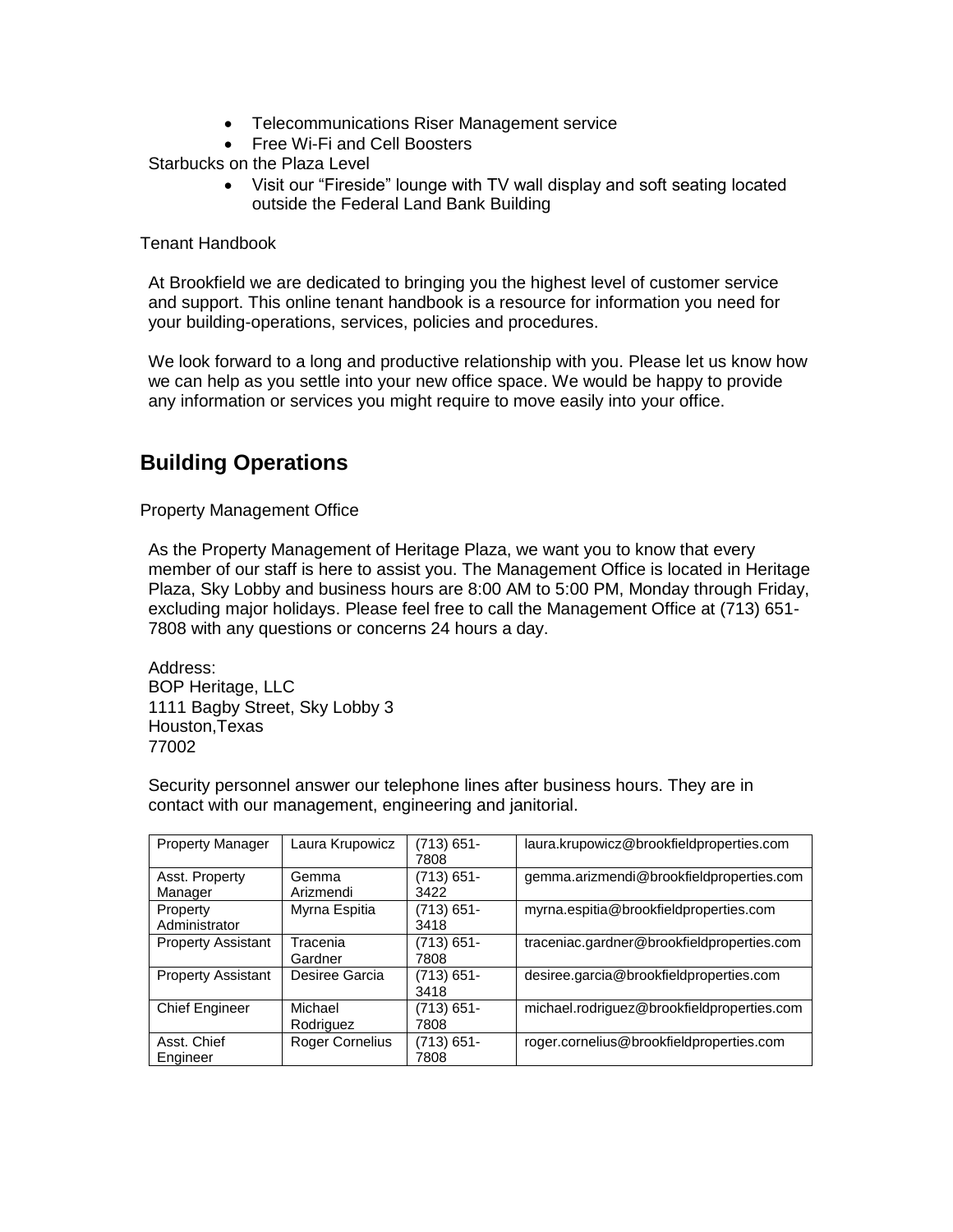- Telecommunications Riser Management service
- Free Wi-Fi and Cell Boosters

Starbucks on the Plaza Level

- Visit our "Fireside" lounge with TV wall display and soft seating located outside the Federal Land Bank Building

Tenant Handbook

At Brookfield we are dedicated to bringing you the highest level of customer service and support. This online tenant handbook is a resource for information you need for your building-operations, services, policies and procedures.

We look forward to a long and productive relationship with you. Please let us know how we can help as you settle into your new office space. We would be happy to provide any information or services you might require to move easily into your office.

## Building Operations

Property Management Office

As the Property Management of Heritage Plaza, we want you to know that every member of our staff is here to assist you. The Management Office is located in Heritage Plaza, Sky Lobby and business hours are 8:00 AM to 5:00 PM, Monday through Friday, excluding major holidays. Please feel free to call the Management Office at (713) 651-7808 with any questions or concerns 24 hours a day.

Address:
BOP Heritage, LLC
1111 Bagby Street, Sky Lobby 3
Houston,Texas
77002

Security personnel answer our telephone lines after business hours. They are in contact with our management, engineering and janitorial.

| | | | |
|---|---|---|---|
| Property Manager | Laura Krupowicz | (713) 651-7808 | laura.krupowicz@brookfieldproperties.com |
| Asst. Property Manager | Gemma Arizmendi | (713) 651-3422 | gemma.arizmendi@brookfieldproperties.com |
| Property Administrator | Myrna Espitia | (713) 651-3418 | myrna.espitia@brookfieldproperties.com |
| Property Assistant | Tracenia Gardner | (713) 651-7808 | traceniac.gardner@brookfieldproperties.com |
| Property Assistant | Desiree Garcia | (713) 651-3418 | desiree.garcia@brookfieldproperties.com |
| Chief Engineer | Michael Rodriguez | (713) 651-7808 | michael.rodriguez@brookfieldproperties.com |
| Asst. Chief Engineer | Roger Cornelius | (713) 651-7808 | roger.cornelius@brookfieldproperties.com |